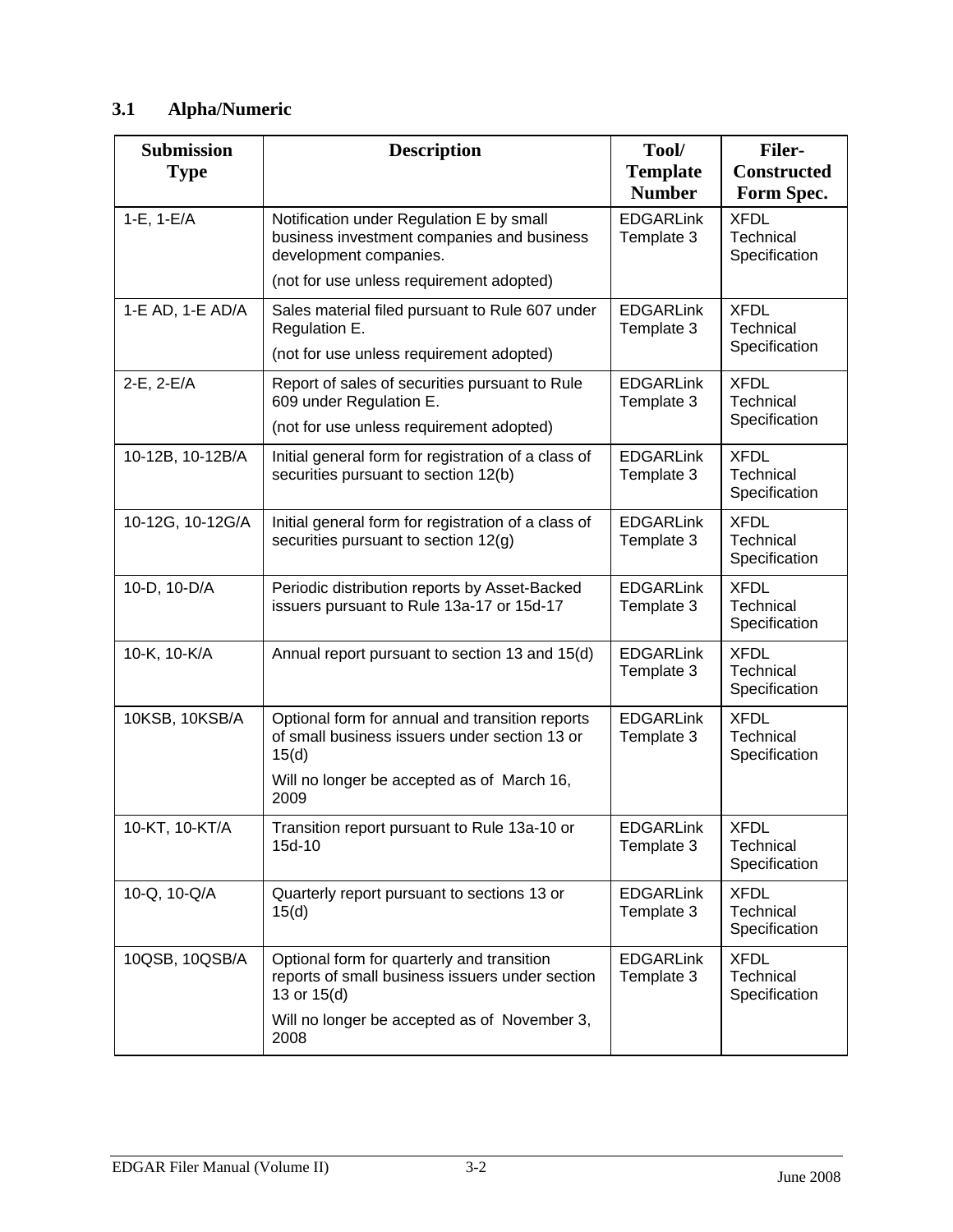## 3.1 Alpha/Numeric

| Submission Type | Description | Tool/ Template Number | Filer-Constructed Form Spec. |
|---|---|---|---|
| 1-E, 1-E/A | Notification under Regulation E by small business investment companies and business development companies.<br>(not for use unless requirement adopted) | EDGARLink Template 3 | XFDL Technical Specification |
| 1-E AD, 1-E AD/A | Sales material filed pursuant to Rule 607 under Regulation E.<br>(not for use unless requirement adopted) | EDGARLink Template 3 | XFDL Technical Specification |
| 2-E, 2-E/A | Report of sales of securities pursuant to Rule 609 under Regulation E.<br>(not for use unless requirement adopted) | EDGARLink Template 3 | XFDL Technical Specification |
| 10-12B, 10-12B/A | Initial general form for registration of a class of securities pursuant to section 12(b) | EDGARLink Template 3 | XFDL Technical Specification |
| 10-12G, 10-12G/A | Initial general form for registration of a class of securities pursuant to section 12(g) | EDGARLink Template 3 | XFDL Technical Specification |
| 10-D, 10-D/A | Periodic distribution reports by Asset-Backed issuers pursuant to Rule 13a-17 or 15d-17 | EDGARLink Template 3 | XFDL Technical Specification |
| 10-K, 10-K/A | Annual report pursuant to section 13 and 15(d) | EDGARLink Template 3 | XFDL Technical Specification |
| 10KSB, 10KSB/A | Optional form for annual and transition reports of small business issuers under section 13 or 15(d)<br>Will no longer be accepted as of March 16, 2009 | EDGARLink Template 3 | XFDL Technical Specification |
| 10-KT, 10-KT/A | Transition report pursuant to Rule 13a-10 or 15d-10 | EDGARLink Template 3 | XFDL Technical Specification |
| 10-Q, 10-Q/A | Quarterly report pursuant to sections 13 or 15(d) | EDGARLink Template 3 | XFDL Technical Specification |
| 10QSB, 10QSB/A | Optional form for quarterly and transition reports of small business issuers under section 13 or 15(d)<br>Will no longer be accepted as of November 3, 2008 | EDGARLink Template 3 | XFDL Technical Specification |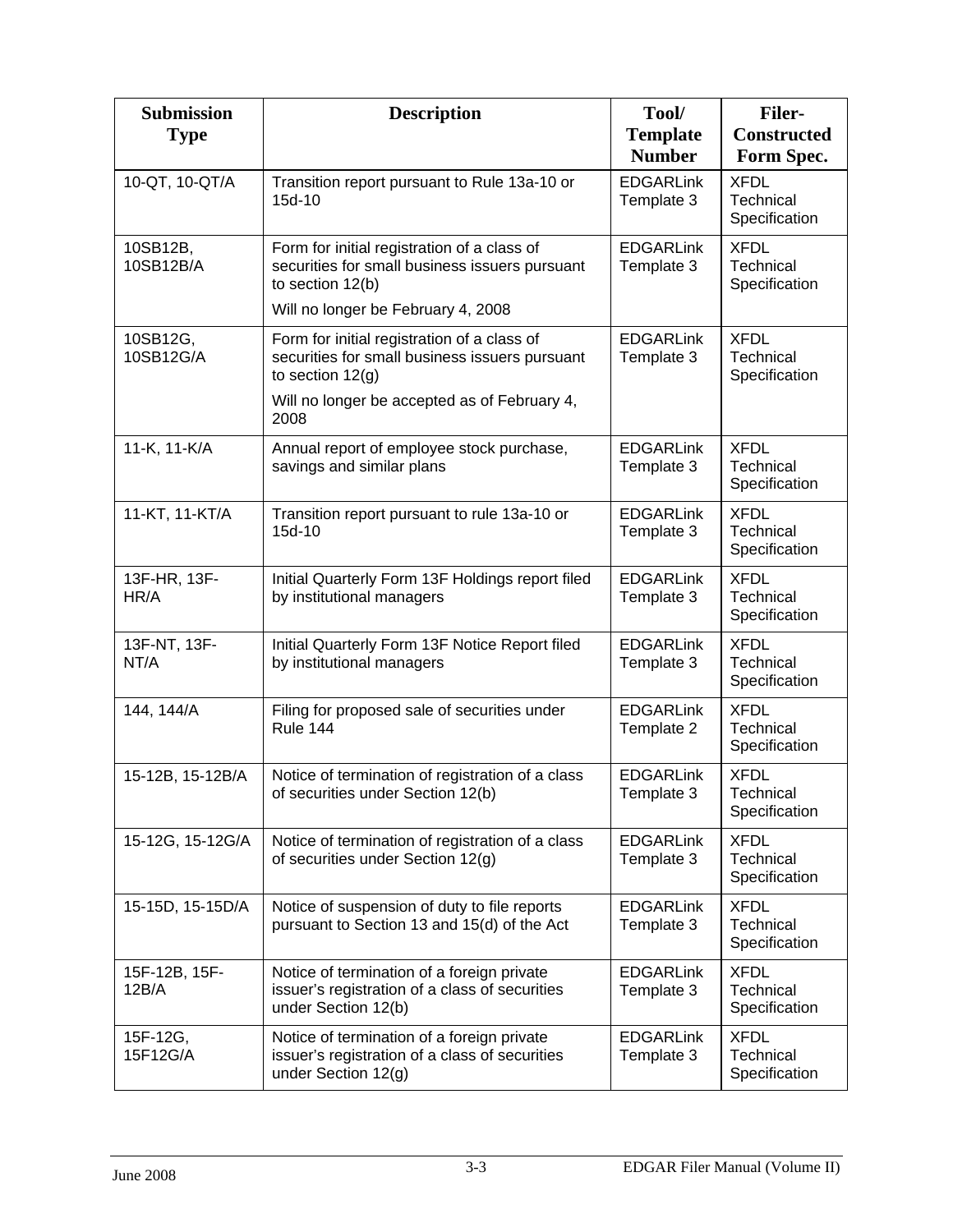| Submission Type | Description | Tool/ Template Number | Filer-Constructed Form Spec. |
|---|---|---|---|
| 10-QT, 10-QT/A | Transition report pursuant to Rule 13a-10 or 15d-10 | EDGARLink Template 3 | XFDL Technical Specification |
| 10SB12B, 10SB12B/A | Form for initial registration of a class of securities for small business issuers pursuant to section 12(b)<br>Will no longer be February 4, 2008 | EDGARLink Template 3 | XFDL Technical Specification |
| 10SB12G, 10SB12G/A | Form for initial registration of a class of securities for small business issuers pursuant to section 12(g)<br>Will no longer be accepted as of February 4, 2008 | EDGARLink Template 3 | XFDL Technical Specification |
| 11-K, 11-K/A | Annual report of employee stock purchase, savings and similar plans | EDGARLink Template 3 | XFDL Technical Specification |
| 11-KT, 11-KT/A | Transition report pursuant to rule 13a-10 or 15d-10 | EDGARLink Template 3 | XFDL Technical Specification |
| 13F-HR, 13F-HR/A | Initial Quarterly Form 13F Holdings report filed by institutional managers | EDGARLink Template 3 | XFDL Technical Specification |
| 13F-NT, 13F-NT/A | Initial Quarterly Form 13F Notice Report filed by institutional managers | EDGARLink Template 3 | XFDL Technical Specification |
| 144, 144/A | Filing for proposed sale of securities under Rule 144 | EDGARLink Template 2 | XFDL Technical Specification |
| 15-12B, 15-12B/A | Notice of termination of registration of a class of securities under Section 12(b) | EDGARLink Template 3 | XFDL Technical Specification |
| 15-12G, 15-12G/A | Notice of termination of registration of a class of securities under Section 12(g) | EDGARLink Template 3 | XFDL Technical Specification |
| 15-15D, 15-15D/A | Notice of suspension of duty to file reports pursuant to Section 13 and 15(d) of the Act | EDGARLink Template 3 | XFDL Technical Specification |
| 15F-12B, 15F-12B/A | Notice of termination of a foreign private issuer's registration of a class of securities under Section 12(b) | EDGARLink Template 3 | XFDL Technical Specification |
| 15F-12G, 15F12G/A | Notice of termination of a foreign private issuer's registration of a class of securities under Section 12(g) | EDGARLink Template 3 | XFDL Technical Specification |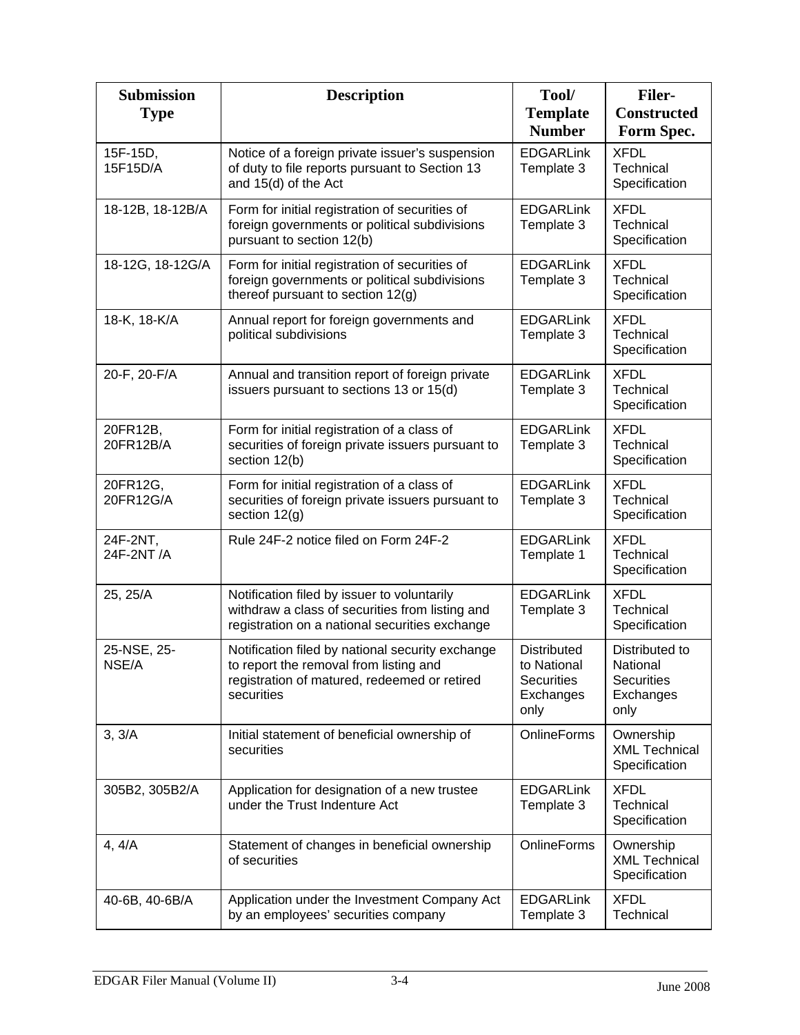| Submission Type | Description | Tool/ Template Number | Filer-Constructed Form Spec. |
|---|---|---|---|
| 15F-15D, 15F15D/A | Notice of a foreign private issuer's suspension of duty to file reports pursuant to Section 13 and 15(d) of the Act | EDGARLink Template 3 | XFDL Technical Specification |
| 18-12B, 18-12B/A | Form for initial registration of securities of foreign governments or political subdivisions pursuant to section 12(b) | EDGARLink Template 3 | XFDL Technical Specification |
| 18-12G, 18-12G/A | Form for initial registration of securities of foreign governments or political subdivisions thereof pursuant to section 12(g) | EDGARLink Template 3 | XFDL Technical Specification |
| 18-K, 18-K/A | Annual report for foreign governments and political subdivisions | EDGARLink Template 3 | XFDL Technical Specification |
| 20-F, 20-F/A | Annual and transition report of foreign private issuers pursuant to sections 13 or 15(d) | EDGARLink Template 3 | XFDL Technical Specification |
| 20FR12B, 20FR12B/A | Form for initial registration of a class of securities of foreign private issuers pursuant to section 12(b) | EDGARLink Template 3 | XFDL Technical Specification |
| 20FR12G, 20FR12G/A | Form for initial registration of a class of securities of foreign private issuers pursuant to section 12(g) | EDGARLink Template 3 | XFDL Technical Specification |
| 24F-2NT, 24F-2NT /A | Rule 24F-2 notice filed on Form 24F-2 | EDGARLink Template 1 | XFDL Technical Specification |
| 25, 25/A | Notification filed by issuer to voluntarily withdraw a class of securities from listing and registration on a national securities exchange | EDGARLink Template 3 | XFDL Technical Specification |
| 25-NSE, 25-NSE/A | Notification filed by national security exchange to report the removal from listing and registration of matured, redeemed or retired securities | Distributed to National Securities Exchanges only | Distributed to National Securities Exchanges only |
| 3, 3/A | Initial statement of beneficial ownership of securities | OnlineForms | Ownership XML Technical Specification |
| 305B2, 305B2/A | Application for designation of a new trustee under the Trust Indenture Act | EDGARLink Template 3 | XFDL Technical Specification |
| 4, 4/A | Statement of changes in beneficial ownership of securities | OnlineForms | Ownership XML Technical Specification |
| 40-6B, 40-6B/A | Application under the Investment Company Act by an employees' securities company | EDGARLink Template 3 | XFDL Technical |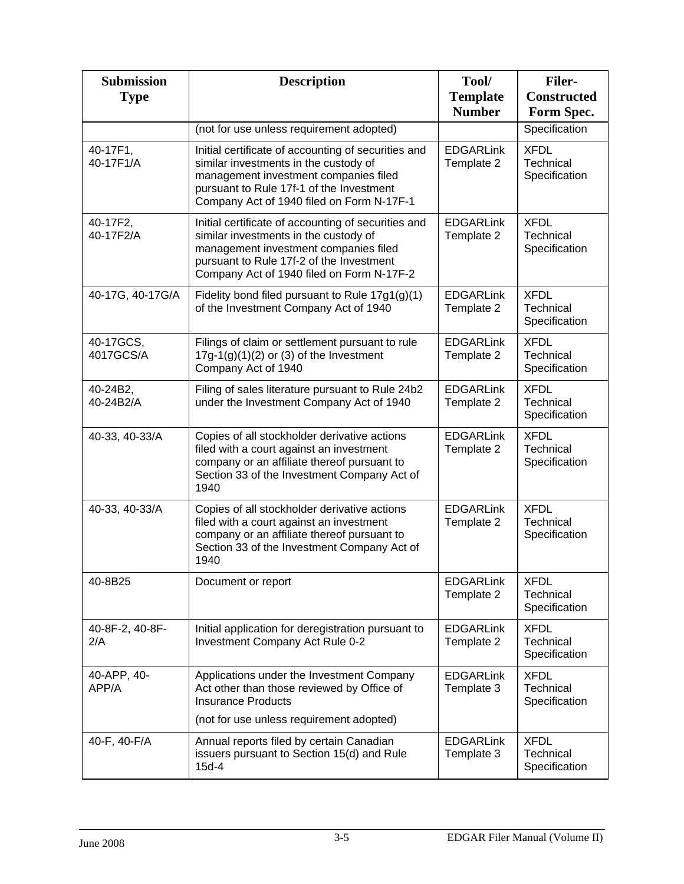| Submission Type | Description | Tool/ Template Number | Filer-Constructed Form Spec. |
|---|---|---|---|
| | (not for use unless requirement adopted) | | Specification |
| 40-17F1, 40-17F1/A | Initial certificate of accounting of securities and similar investments in the custody of management investment companies filed pursuant to Rule 17f-1 of the Investment Company Act of 1940 filed on Form N-17F-1 | EDGARLink Template 2 | XFDL Technical Specification |
| 40-17F2, 40-17F2/A | Initial certificate of accounting of securities and similar investments in the custody of management investment companies filed pursuant to Rule 17f-2 of the Investment Company Act of 1940 filed on Form N-17F-2 | EDGARLink Template 2 | XFDL Technical Specification |
| 40-17G, 40-17G/A | Fidelity bond filed pursuant to Rule 17g1(g)(1) of the Investment Company Act of 1940 | EDGARLink Template 2 | XFDL Technical Specification |
| 40-17GCS, 4017GCS/A | Filings of claim or settlement pursuant to rule 17g-1(g)(1)(2) or (3) of the Investment Company Act of 1940 | EDGARLink Template 2 | XFDL Technical Specification |
| 40-24B2, 40-24B2/A | Filing of sales literature pursuant to Rule 24b2 under the Investment Company Act of 1940 | EDGARLink Template 2 | XFDL Technical Specification |
| 40-33, 40-33/A | Copies of all stockholder derivative actions filed with a court against an investment company or an affiliate thereof pursuant to Section 33 of the Investment Company Act of 1940 | EDGARLink Template 2 | XFDL Technical Specification |
| 40-33, 40-33/A | Copies of all stockholder derivative actions filed with a court against an investment company or an affiliate thereof pursuant to Section 33 of the Investment Company Act of 1940 | EDGARLink Template 2 | XFDL Technical Specification |
| 40-8B25 | Document or report | EDGARLink Template 2 | XFDL Technical Specification |
| 40-8F-2, 40-8F-2/A | Initial application for deregistration pursuant to Investment Company Act Rule 0-2 | EDGARLink Template 2 | XFDL Technical Specification |
| 40-APP, 40-APP/A | Applications under the Investment Company Act other than those reviewed by Office of Insurance Products<br>(not for use unless requirement adopted) | EDGARLink Template 3 | XFDL Technical Specification |
| 40-F, 40-F/A | Annual reports filed by certain Canadian issuers pursuant to Section 15(d) and Rule 15d-4 | EDGARLink Template 3 | XFDL Technical Specification |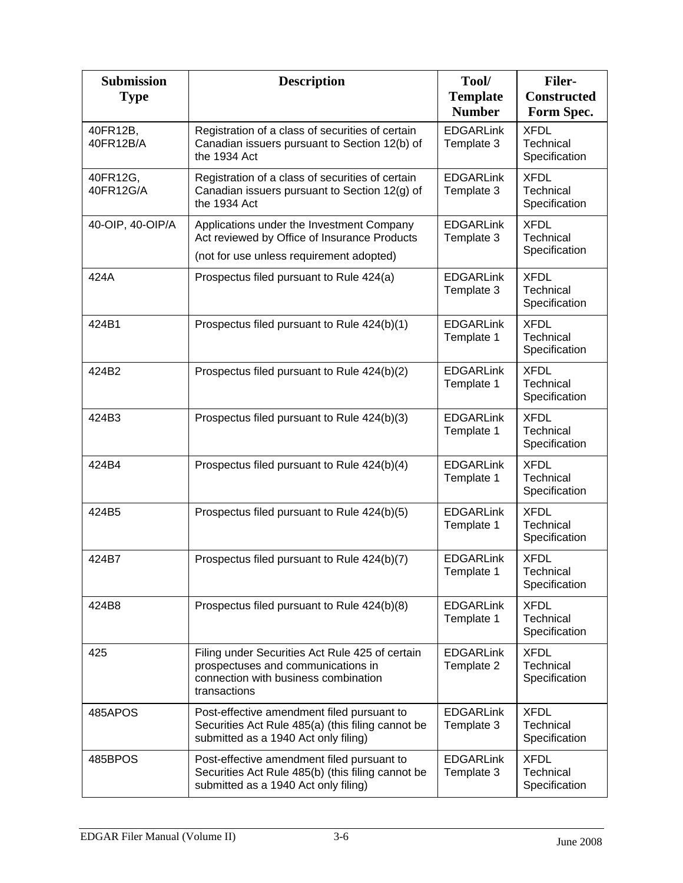| Submission Type | Description | Tool/ Template Number | Filer-Constructed Form Spec. |
|---|---|---|---|
| 40FR12B, 40FR12B/A | Registration of a class of securities of certain Canadian issuers pursuant to Section 12(b) of the 1934 Act | EDGARLink Template 3 | XFDL Technical Specification |
| 40FR12G, 40FR12G/A | Registration of a class of securities of certain Canadian issuers pursuant to Section 12(g) of the 1934 Act | EDGARLink Template 3 | XFDL Technical Specification |
| 40-OIP, 40-OIP/A | Applications under the Investment Company Act reviewed by Office of Insurance Products (not for use unless requirement adopted) | EDGARLink Template 3 | XFDL Technical Specification |
| 424A | Prospectus filed pursuant to Rule 424(a) | EDGARLink Template 3 | XFDL Technical Specification |
| 424B1 | Prospectus filed pursuant to Rule 424(b)(1) | EDGARLink Template 1 | XFDL Technical Specification |
| 424B2 | Prospectus filed pursuant to Rule 424(b)(2) | EDGARLink Template 1 | XFDL Technical Specification |
| 424B3 | Prospectus filed pursuant to Rule 424(b)(3) | EDGARLink Template 1 | XFDL Technical Specification |
| 424B4 | Prospectus filed pursuant to Rule 424(b)(4) | EDGARLink Template 1 | XFDL Technical Specification |
| 424B5 | Prospectus filed pursuant to Rule 424(b)(5) | EDGARLink Template 1 | XFDL Technical Specification |
| 424B7 | Prospectus filed pursuant to Rule 424(b)(7) | EDGARLink Template 1 | XFDL Technical Specification |
| 424B8 | Prospectus filed pursuant to Rule 424(b)(8) | EDGARLink Template 1 | XFDL Technical Specification |
| 425 | Filing under Securities Act Rule 425 of certain prospectuses and communications in connection with business combination transactions | EDGARLink Template 2 | XFDL Technical Specification |
| 485APOS | Post-effective amendment filed pursuant to Securities Act Rule 485(a) (this filing cannot be submitted as a 1940 Act only filing) | EDGARLink Template 3 | XFDL Technical Specification |
| 485BPOS | Post-effective amendment filed pursuant to Securities Act Rule 485(b) (this filing cannot be submitted as a 1940 Act only filing) | EDGARLink Template 3 | XFDL Technical Specification |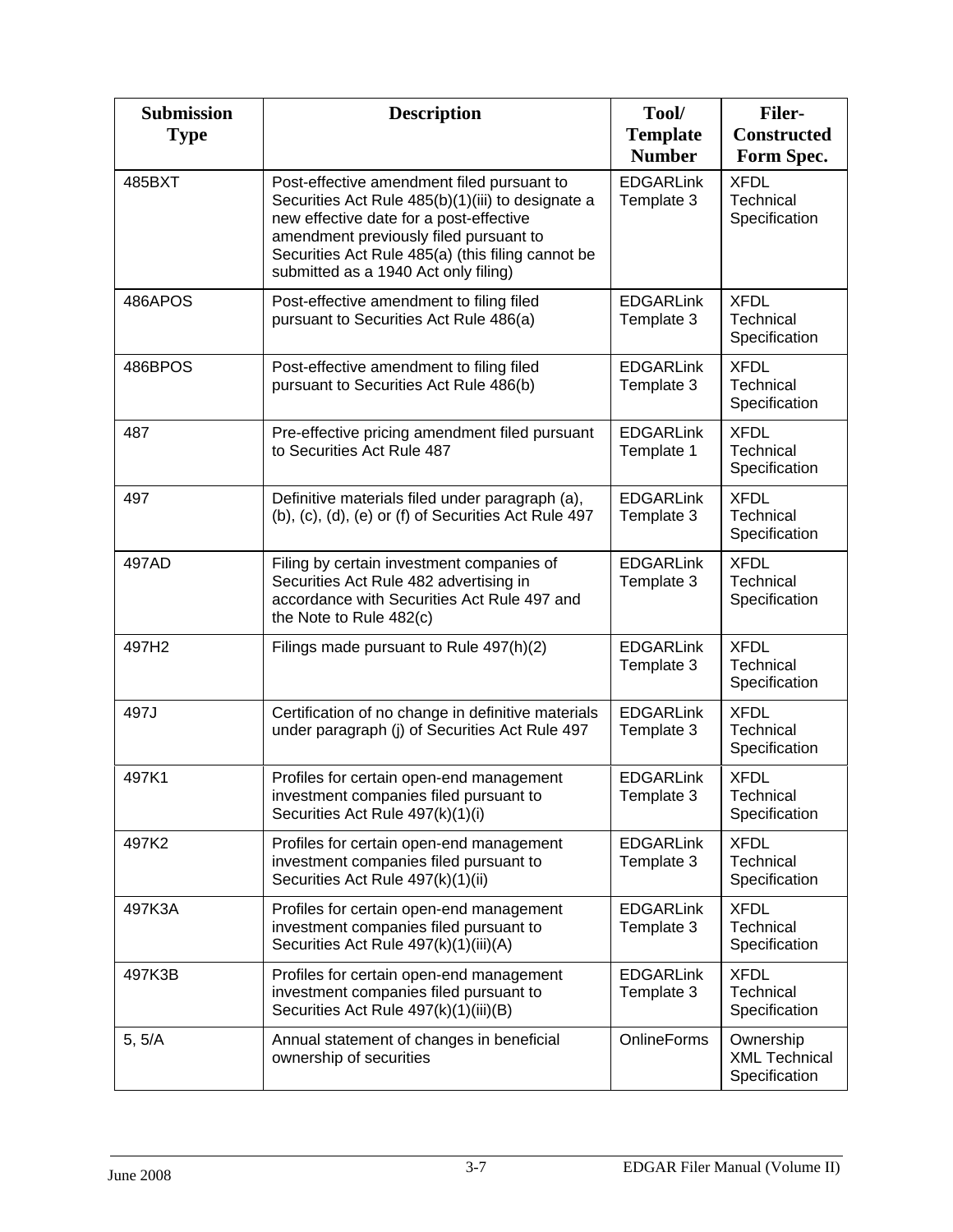| Submission Type | Description | Tool/ Template Number | Filer- Constructed Form Spec. |
| --- | --- | --- | --- |
| 485BXT | Post-effective amendment filed pursuant to Securities Act Rule 485(b)(1)(iii) to designate a new effective date for a post-effective amendment previously filed pursuant to Securities Act Rule 485(a) (this filing cannot be submitted as a 1940 Act only filing) | EDGARLink Template 3 | XFDL Technical Specification |
| 486APOS | Post-effective amendment to filing filed pursuant to Securities Act Rule 486(a) | EDGARLink Template 3 | XFDL Technical Specification |
| 486BPOS | Post-effective amendment to filing filed pursuant to Securities Act Rule 486(b) | EDGARLink Template 3 | XFDL Technical Specification |
| 487 | Pre-effective pricing amendment filed pursuant to Securities Act Rule 487 | EDGARLink Template 1 | XFDL Technical Specification |
| 497 | Definitive materials filed under paragraph (a), (b), (c), (d), (e) or (f) of Securities Act Rule 497 | EDGARLink Template 3 | XFDL Technical Specification |
| 497AD | Filing by certain investment companies of Securities Act Rule 482 advertising in accordance with Securities Act Rule 497 and the Note to Rule 482(c) | EDGARLink Template 3 | XFDL Technical Specification |
| 497H2 | Filings made pursuant to Rule 497(h)(2) | EDGARLink Template 3 | XFDL Technical Specification |
| 497J | Certification of no change in definitive materials under paragraph (j) of Securities Act Rule 497 | EDGARLink Template 3 | XFDL Technical Specification |
| 497K1 | Profiles for certain open-end management investment companies filed pursuant to Securities Act Rule 497(k)(1)(i) | EDGARLink Template 3 | XFDL Technical Specification |
| 497K2 | Profiles for certain open-end management investment companies filed pursuant to Securities Act Rule 497(k)(1)(ii) | EDGARLink Template 3 | XFDL Technical Specification |
| 497K3A | Profiles for certain open-end management investment companies filed pursuant to Securities Act Rule 497(k)(1)(iii)(A) | EDGARLink Template 3 | XFDL Technical Specification |
| 497K3B | Profiles for certain open-end management investment companies filed pursuant to Securities Act Rule 497(k)(1)(iii)(B) | EDGARLink Template 3 | XFDL Technical Specification |
| 5, 5/A | Annual statement of changes in beneficial ownership of securities | OnlineForms | Ownership XML Technical Specification |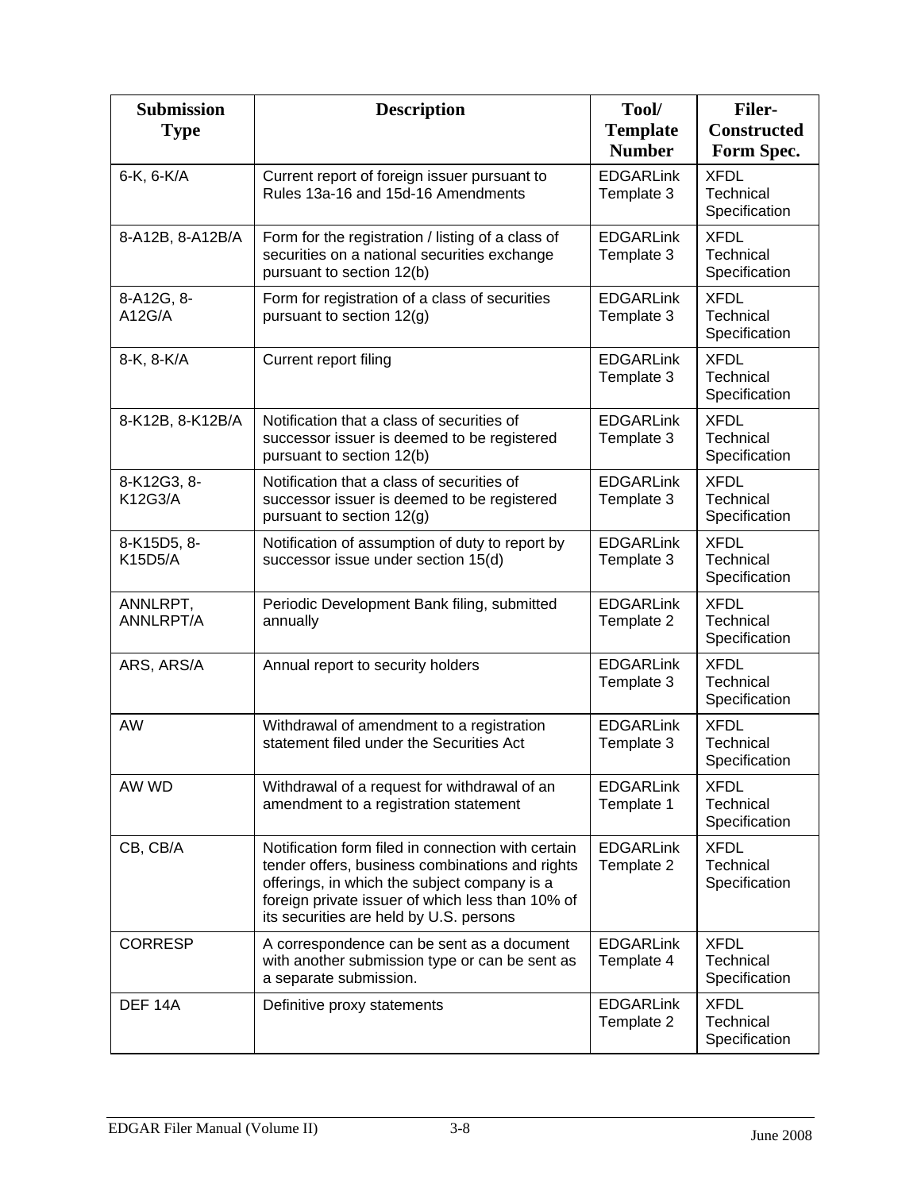| Submission Type | Description | Tool/ Template Number | Filer-Constructed Form Spec. |
|---|---|---|---|
| 6-K, 6-K/A | Current report of foreign issuer pursuant to Rules 13a-16 and 15d-16 Amendments | EDGARLink Template 3 | XFDL Technical Specification |
| 8-A12B, 8-A12B/A | Form for the registration / listing of a class of securities on a national securities exchange pursuant to section 12(b) | EDGARLink Template 3 | XFDL Technical Specification |
| 8-A12G, 8-A12G/A | Form for registration of a class of securities pursuant to section 12(g) | EDGARLink Template 3 | XFDL Technical Specification |
| 8-K, 8-K/A | Current report filing | EDGARLink Template 3 | XFDL Technical Specification |
| 8-K12B, 8-K12B/A | Notification that a class of securities of successor issuer is deemed to be registered pursuant to section 12(b) | EDGARLink Template 3 | XFDL Technical Specification |
| 8-K12G3, 8-K12G3/A | Notification that a class of securities of successor issuer is deemed to be registered pursuant to section 12(g) | EDGARLink Template 3 | XFDL Technical Specification |
| 8-K15D5, 8-K15D5/A | Notification of assumption of duty to report by successor issue under section 15(d) | EDGARLink Template 3 | XFDL Technical Specification |
| ANNLRPT, ANNLRPT/A | Periodic Development Bank filing, submitted annually | EDGARLink Template 2 | XFDL Technical Specification |
| ARS, ARS/A | Annual report to security holders | EDGARLink Template 3 | XFDL Technical Specification |
| AW | Withdrawal of amendment to a registration statement filed under the Securities Act | EDGARLink Template 3 | XFDL Technical Specification |
| AW WD | Withdrawal of a request for withdrawal of an amendment to a registration statement | EDGARLink Template 1 | XFDL Technical Specification |
| CB, CB/A | Notification form filed in connection with certain tender offers, business combinations and rights offerings, in which the subject company is a foreign private issuer of which less than 10% of its securities are held by U.S. persons | EDGARLink Template 2 | XFDL Technical Specification |
| CORRESP | A correspondence can be sent as a document with another submission type or can be sent as a separate submission. | EDGARLink Template 4 | XFDL Technical Specification |
| DEF 14A | Definitive proxy statements | EDGARLink Template 2 | XFDL Technical Specification |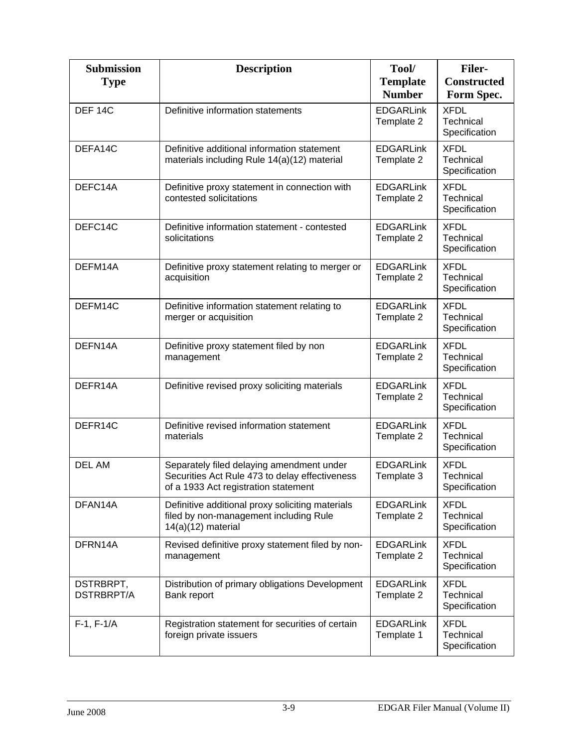| Submission Type | Description | Tool/ Template Number | Filer-Constructed Form Spec. |
|---|---|---|---|
| DEF 14C | Definitive information statements | EDGARLink Template 2 | XFDL Technical Specification |
| DEFA14C | Definitive additional information statement materials including Rule 14(a)(12) material | EDGARLink Template 2 | XFDL Technical Specification |
| DEFC14A | Definitive proxy statement in connection with contested solicitations | EDGARLink Template 2 | XFDL Technical Specification |
| DEFC14C | Definitive information statement - contested solicitations | EDGARLink Template 2 | XFDL Technical Specification |
| DEFM14A | Definitive proxy statement relating to merger or acquisition | EDGARLink Template 2 | XFDL Technical Specification |
| DEFM14C | Definitive information statement relating to merger or acquisition | EDGARLink Template 2 | XFDL Technical Specification |
| DEFN14A | Definitive proxy statement filed by non management | EDGARLink Template 2 | XFDL Technical Specification |
| DEFR14A | Definitive revised proxy soliciting materials | EDGARLink Template 2 | XFDL Technical Specification |
| DEFR14C | Definitive revised information statement materials | EDGARLink Template 2 | XFDL Technical Specification |
| DEL AM | Separately filed delaying amendment under Securities Act Rule 473 to delay effectiveness of a 1933 Act registration statement | EDGARLink Template 3 | XFDL Technical Specification |
| DFAN14A | Definitive additional proxy soliciting materials filed by non-management including Rule 14(a)(12) material | EDGARLink Template 2 | XFDL Technical Specification |
| DFRN14A | Revised definitive proxy statement filed by non-management | EDGARLink Template 2 | XFDL Technical Specification |
| DSTRBRPT, DSTRBRPT/A | Distribution of primary obligations Development Bank report | EDGARLink Template 2 | XFDL Technical Specification |
| F-1, F-1/A | Registration statement for securities of certain foreign private issuers | EDGARLink Template 1 | XFDL Technical Specification |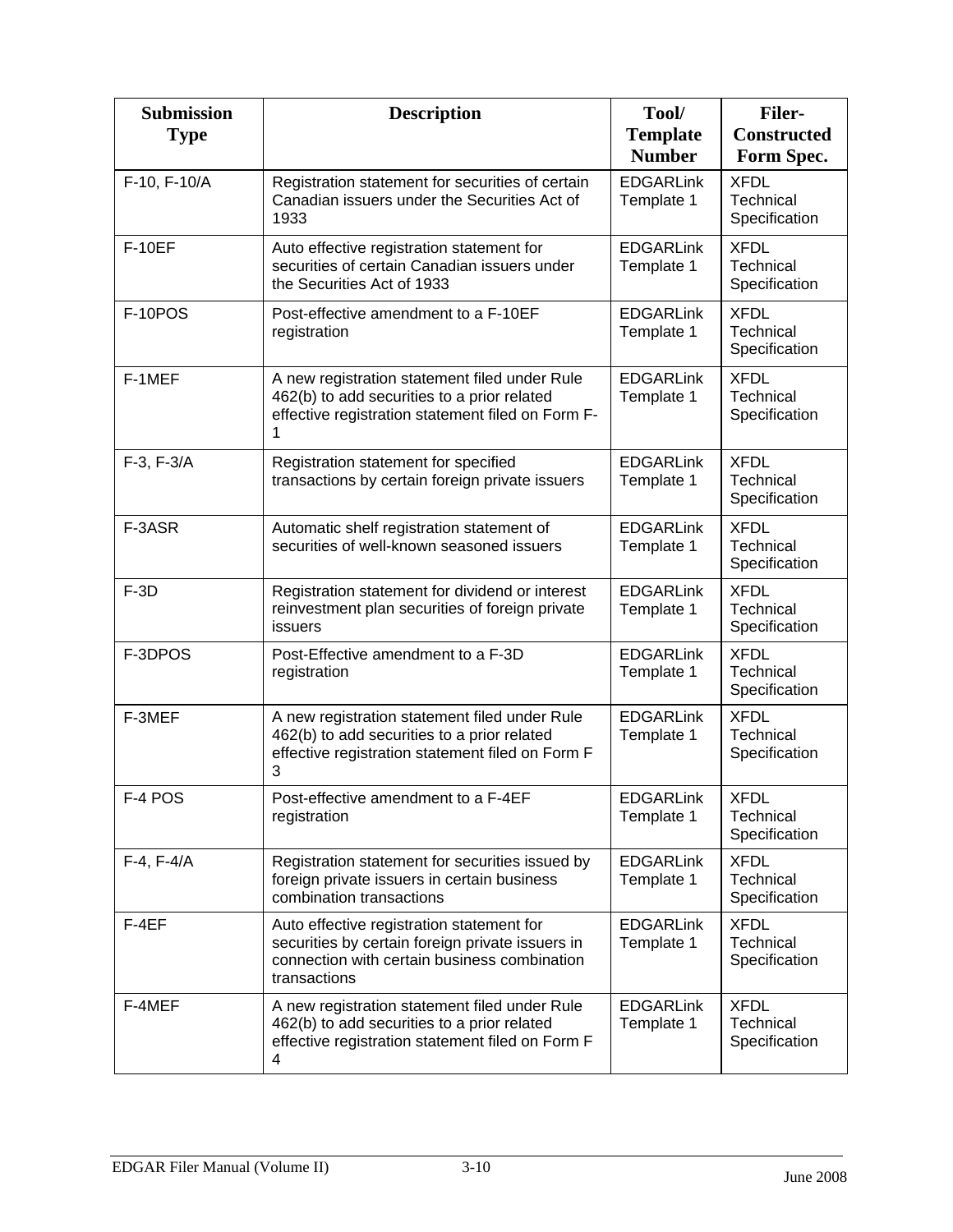| Submission Type | Description | Tool/ Template Number | Filer-Constructed Form Spec. |
| --- | --- | --- | --- |
| F-10, F-10/A | Registration statement for securities of certain Canadian issuers under the Securities Act of 1933 | EDGARLink Template 1 | XFDL Technical Specification |
| F-10EF | Auto effective registration statement for securities of certain Canadian issuers under the Securities Act of 1933 | EDGARLink Template 1 | XFDL Technical Specification |
| F-10POS | Post-effective amendment to a F-10EF registration | EDGARLink Template 1 | XFDL Technical Specification |
| F-1MEF | A new registration statement filed under Rule 462(b) to add securities to a prior related effective registration statement filed on Form F-1 | EDGARLink Template 1 | XFDL Technical Specification |
| F-3, F-3/A | Registration statement for specified transactions by certain foreign private issuers | EDGARLink Template 1 | XFDL Technical Specification |
| F-3ASR | Automatic shelf registration statement of securities of well-known seasoned issuers | EDGARLink Template 1 | XFDL Technical Specification |
| F-3D | Registration statement for dividend or interest reinvestment plan securities of foreign private issuers | EDGARLink Template 1 | XFDL Technical Specification |
| F-3DPOS | Post-Effective amendment to a F-3D registration | EDGARLink Template 1 | XFDL Technical Specification |
| F-3MEF | A new registration statement filed under Rule 462(b) to add securities to a prior related effective registration statement filed on Form F 3 | EDGARLink Template 1 | XFDL Technical Specification |
| F-4 POS | Post-effective amendment to a F-4EF registration | EDGARLink Template 1 | XFDL Technical Specification |
| F-4, F-4/A | Registration statement for securities issued by foreign private issuers in certain business combination transactions | EDGARLink Template 1 | XFDL Technical Specification |
| F-4EF | Auto effective registration statement for securities by certain foreign private issuers in connection with certain business combination transactions | EDGARLink Template 1 | XFDL Technical Specification |
| F-4MEF | A new registration statement filed under Rule 462(b) to add securities to a prior related effective registration statement filed on Form F 4 | EDGARLink Template 1 | XFDL Technical Specification |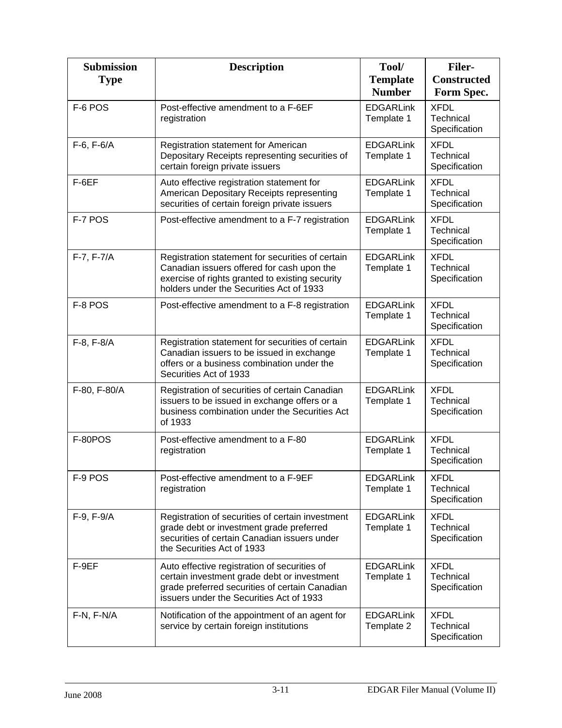| Submission Type | Description | Tool/ Template Number | Filer-Constructed Form Spec. |
| --- | --- | --- | --- |
| F-6 POS | Post-effective amendment to a F-6EF registration | EDGARLink Template 1 | XFDL Technical Specification |
| F-6, F-6/A | Registration statement for American Depositary Receipts representing securities of certain foreign private issuers | EDGARLink Template 1 | XFDL Technical Specification |
| F-6EF | Auto effective registration statement for American Depositary Receipts representing securities of certain foreign private issuers | EDGARLink Template 1 | XFDL Technical Specification |
| F-7 POS | Post-effective amendment to a F-7 registration | EDGARLink Template 1 | XFDL Technical Specification |
| F-7, F-7/A | Registration statement for securities of certain Canadian issuers offered for cash upon the exercise of rights granted to existing security holders under the Securities Act of 1933 | EDGARLink Template 1 | XFDL Technical Specification |
| F-8 POS | Post-effective amendment to a F-8 registration | EDGARLink Template 1 | XFDL Technical Specification |
| F-8, F-8/A | Registration statement for securities of certain Canadian issuers to be issued in exchange offers or a business combination under the Securities Act of 1933 | EDGARLink Template 1 | XFDL Technical Specification |
| F-80, F-80/A | Registration of securities of certain Canadian issuers to be issued in exchange offers or a business combination under the Securities Act of 1933 | EDGARLink Template 1 | XFDL Technical Specification |
| F-80POS | Post-effective amendment to a F-80 registration | EDGARLink Template 1 | XFDL Technical Specification |
| F-9 POS | Post-effective amendment to a F-9EF registration | EDGARLink Template 1 | XFDL Technical Specification |
| F-9, F-9/A | Registration of securities of certain investment grade debt or investment grade preferred securities of certain Canadian issuers under the Securities Act of 1933 | EDGARLink Template 1 | XFDL Technical Specification |
| F-9EF | Auto effective registration of securities of certain investment grade debt or investment grade preferred securities of certain Canadian issuers under the Securities Act of 1933 | EDGARLink Template 1 | XFDL Technical Specification |
| F-N, F-N/A | Notification of the appointment of an agent for service by certain foreign institutions | EDGARLink Template 2 | XFDL Technical Specification |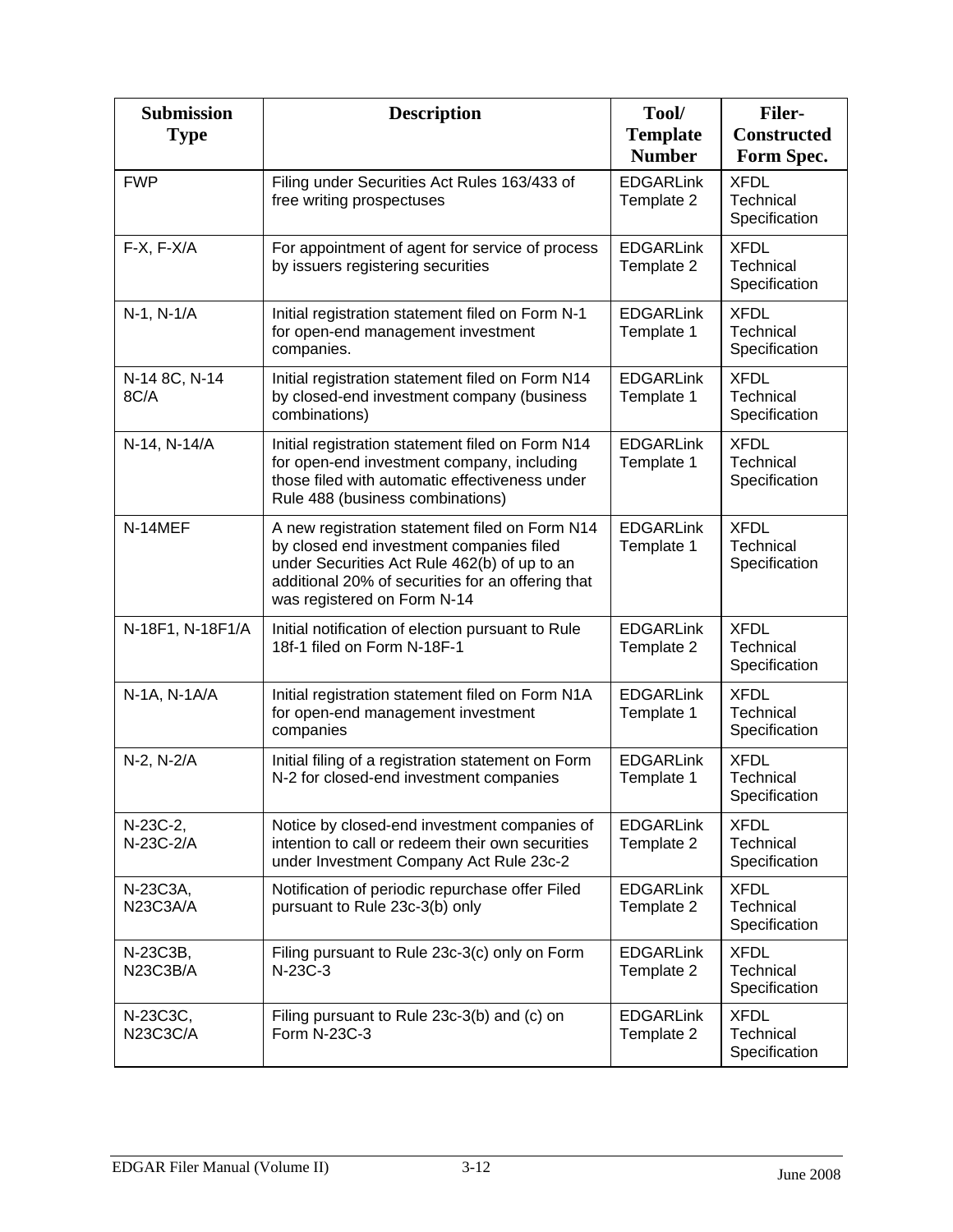| Submission Type | Description | Tool/ Template Number | Filer-Constructed Form Spec. |
|---|---|---|---|
| FWP | Filing under Securities Act Rules 163/433 of free writing prospectuses | EDGARLink Template 2 | XFDL Technical Specification |
| F-X, F-X/A | For appointment of agent for service of process by issuers registering securities | EDGARLink Template 2 | XFDL Technical Specification |
| N-1, N-1/A | Initial registration statement filed on Form N-1 for open-end management investment companies. | EDGARLink Template 1 | XFDL Technical Specification |
| N-14 8C, N-14 8C/A | Initial registration statement filed on Form N14 by closed-end investment company (business combinations) | EDGARLink Template 1 | XFDL Technical Specification |
| N-14, N-14/A | Initial registration statement filed on Form N14 for open-end investment company, including those filed with automatic effectiveness under Rule 488 (business combinations) | EDGARLink Template 1 | XFDL Technical Specification |
| N-14MEF | A new registration statement filed on Form N14 by closed end investment companies filed under Securities Act Rule 462(b) of up to an additional 20% of securities for an offering that was registered on Form N-14 | EDGARLink Template 1 | XFDL Technical Specification |
| N-18F1, N-18F1/A | Initial notification of election pursuant to Rule 18f-1 filed on Form N-18F-1 | EDGARLink Template 2 | XFDL Technical Specification |
| N-1A, N-1A/A | Initial registration statement filed on Form N1A for open-end management investment companies | EDGARLink Template 1 | XFDL Technical Specification |
| N-2, N-2/A | Initial filing of a registration statement on Form N-2 for closed-end investment companies | EDGARLink Template 1 | XFDL Technical Specification |
| N-23C-2, N-23C-2/A | Notice by closed-end investment companies of intention to call or redeem their own securities under Investment Company Act Rule 23c-2 | EDGARLink Template 2 | XFDL Technical Specification |
| N-23C3A, N23C3A/A | Notification of periodic repurchase offer Filed pursuant to Rule 23c-3(b) only | EDGARLink Template 2 | XFDL Technical Specification |
| N-23C3B, N23C3B/A | Filing pursuant to Rule 23c-3(c) only on Form N-23C-3 | EDGARLink Template 2 | XFDL Technical Specification |
| N-23C3C, N23C3C/A | Filing pursuant to Rule 23c-3(b) and (c) on Form N-23C-3 | EDGARLink Template 2 | XFDL Technical Specification |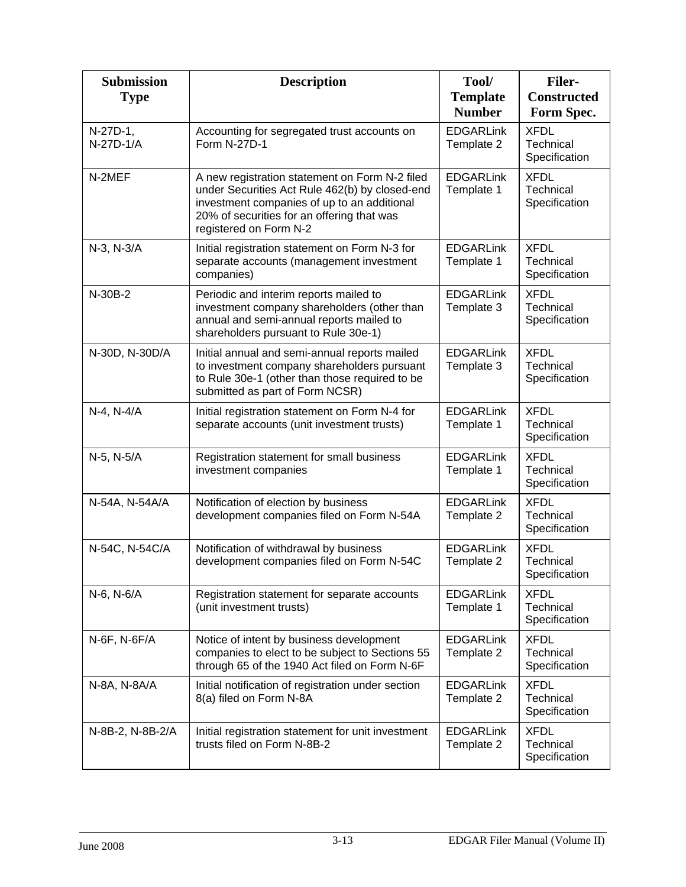| Submission Type | Description | Tool/ Template Number | Filer-Constructed Form Spec. |
|---|---|---|---|
| N-27D-1, N-27D-1/A | Accounting for segregated trust accounts on Form N-27D-1 | EDGARLink Template 2 | XFDL Technical Specification |
| N-2MEF | A new registration statement on Form N-2 filed under Securities Act Rule 462(b) by closed-end investment companies of up to an additional 20% of securities for an offering that was registered on Form N-2 | EDGARLink Template 1 | XFDL Technical Specification |
| N-3, N-3/A | Initial registration statement on Form N-3 for separate accounts (management investment companies) | EDGARLink Template 1 | XFDL Technical Specification |
| N-30B-2 | Periodic and interim reports mailed to investment company shareholders (other than annual and semi-annual reports mailed to shareholders pursuant to Rule 30e-1) | EDGARLink Template 3 | XFDL Technical Specification |
| N-30D, N-30D/A | Initial annual and semi-annual reports mailed to investment company shareholders pursuant to Rule 30e-1 (other than those required to be submitted as part of Form NCSR) | EDGARLink Template 3 | XFDL Technical Specification |
| N-4, N-4/A | Initial registration statement on Form N-4 for separate accounts (unit investment trusts) | EDGARLink Template 1 | XFDL Technical Specification |
| N-5, N-5/A | Registration statement for small business investment companies | EDGARLink Template 1 | XFDL Technical Specification |
| N-54A, N-54A/A | Notification of election by business development companies filed on Form N-54A | EDGARLink Template 2 | XFDL Technical Specification |
| N-54C, N-54C/A | Notification of withdrawal by business development companies filed on Form N-54C | EDGARLink Template 2 | XFDL Technical Specification |
| N-6, N-6/A | Registration statement for separate accounts (unit investment trusts) | EDGARLink Template 1 | XFDL Technical Specification |
| N-6F, N-6F/A | Notice of intent by business development companies to elect to be subject to Sections 55 through 65 of the 1940 Act filed on Form N-6F | EDGARLink Template 2 | XFDL Technical Specification |
| N-8A, N-8A/A | Initial notification of registration under section 8(a) filed on Form N-8A | EDGARLink Template 2 | XFDL Technical Specification |
| N-8B-2, N-8B-2/A | Initial registration statement for unit investment trusts filed on Form N-8B-2 | EDGARLink Template 2 | XFDL Technical Specification |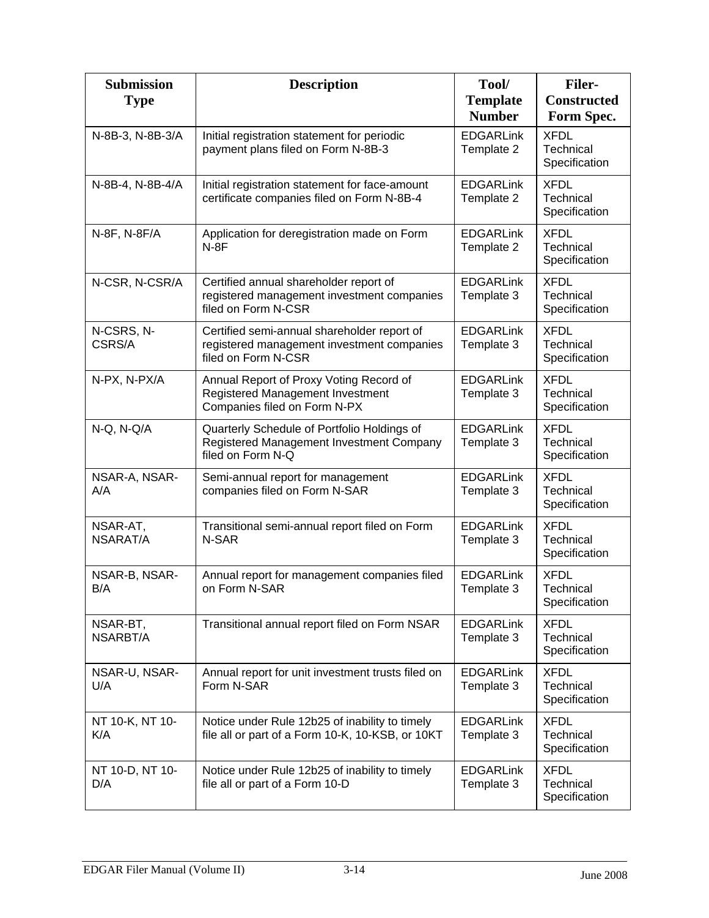| Submission Type | Description | Tool/ Template Number | Filer-Constructed Form Spec. |
| --- | --- | --- | --- |
| N-8B-3, N-8B-3/A | Initial registration statement for periodic payment plans filed on Form N-8B-3 | EDGARLink Template 2 | XFDL Technical Specification |
| N-8B-4, N-8B-4/A | Initial registration statement for face-amount certificate companies filed on Form N-8B-4 | EDGARLink Template 2 | XFDL Technical Specification |
| N-8F, N-8F/A | Application for deregistration made on Form N-8F | EDGARLink Template 2 | XFDL Technical Specification |
| N-CSR, N-CSR/A | Certified annual shareholder report of registered management investment companies filed on Form N-CSR | EDGARLink Template 3 | XFDL Technical Specification |
| N-CSRS, N-CSRS/A | Certified semi-annual shareholder report of registered management investment companies filed on Form N-CSR | EDGARLink Template 3 | XFDL Technical Specification |
| N-PX, N-PX/A | Annual Report of Proxy Voting Record of Registered Management Investment Companies filed on Form N-PX | EDGARLink Template 3 | XFDL Technical Specification |
| N-Q, N-Q/A | Quarterly Schedule of Portfolio Holdings of Registered Management Investment Company filed on Form N-Q | EDGARLink Template 3 | XFDL Technical Specification |
| NSAR-A, NSAR-A/A | Semi-annual report for management companies filed on Form N-SAR | EDGARLink Template 3 | XFDL Technical Specification |
| NSAR-AT, NSARAT/A | Transitional semi-annual report filed on Form N-SAR | EDGARLink Template 3 | XFDL Technical Specification |
| NSAR-B, NSAR-B/A | Annual report for management companies filed on Form N-SAR | EDGARLink Template 3 | XFDL Technical Specification |
| NSAR-BT, NSARBT/A | Transitional annual report filed on Form NSAR | EDGARLink Template 3 | XFDL Technical Specification |
| NSAR-U, NSAR-U/A | Annual report for unit investment trusts filed on Form N-SAR | EDGARLink Template 3 | XFDL Technical Specification |
| NT 10-K, NT 10-K/A | Notice under Rule 12b25 of inability to timely file all or part of a Form 10-K, 10-KSB, or 10KT | EDGARLink Template 3 | XFDL Technical Specification |
| NT 10-D, NT 10-D/A | Notice under Rule 12b25 of inability to timely file all or part of a Form 10-D | EDGARLink Template 3 | XFDL Technical Specification |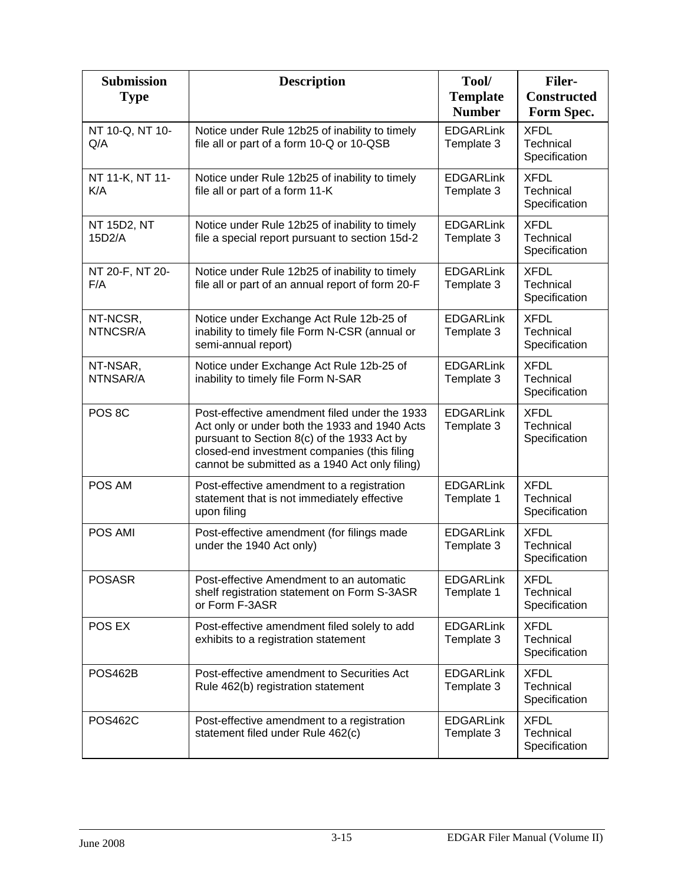| Submission Type | Description | Tool/ Template Number | Filer-Constructed Form Spec. |
| --- | --- | --- | --- |
| NT 10-Q, NT 10-Q/A | Notice under Rule 12b25 of inability to timely file all or part of a form 10-Q or 10-QSB | EDGARLink Template 3 | XFDL Technical Specification |
| NT 11-K, NT 11-K/A | Notice under Rule 12b25 of inability to timely file all or part of a form 11-K | EDGARLink Template 3 | XFDL Technical Specification |
| NT 15D2, NT 15D2/A | Notice under Rule 12b25 of inability to timely file a special report pursuant to section 15d-2 | EDGARLink Template 3 | XFDL Technical Specification |
| NT 20-F, NT 20-F/A | Notice under Rule 12b25 of inability to timely file all or part of an annual report of form 20-F | EDGARLink Template 3 | XFDL Technical Specification |
| NT-NCSR, NTNCSR/A | Notice under Exchange Act Rule 12b-25 of inability to timely file Form N-CSR (annual or semi-annual report) | EDGARLink Template 3 | XFDL Technical Specification |
| NT-NSAR, NTNSAR/A | Notice under Exchange Act Rule 12b-25 of inability to timely file Form N-SAR | EDGARLink Template 3 | XFDL Technical Specification |
| POS 8C | Post-effective amendment filed under the 1933 Act only or under both the 1933 and 1940 Acts pursuant to Section 8(c) of the 1933 Act by closed-end investment companies (this filing cannot be submitted as a 1940 Act only filing) | EDGARLink Template 3 | XFDL Technical Specification |
| POS AM | Post-effective amendment to a registration statement that is not immediately effective upon filing | EDGARLink Template 1 | XFDL Technical Specification |
| POS AMI | Post-effective amendment (for filings made under the 1940 Act only) | EDGARLink Template 3 | XFDL Technical Specification |
| POSASR | Post-effective Amendment to an automatic shelf registration statement on Form S-3ASR or Form F-3ASR | EDGARLink Template 1 | XFDL Technical Specification |
| POS EX | Post-effective amendment filed solely to add exhibits to a registration statement | EDGARLink Template 3 | XFDL Technical Specification |
| POS462B | Post-effective amendment to Securities Act Rule 462(b) registration statement | EDGARLink Template 3 | XFDL Technical Specification |
| POS462C | Post-effective amendment to a registration statement filed under Rule 462(c) | EDGARLink Template 3 | XFDL Technical Specification |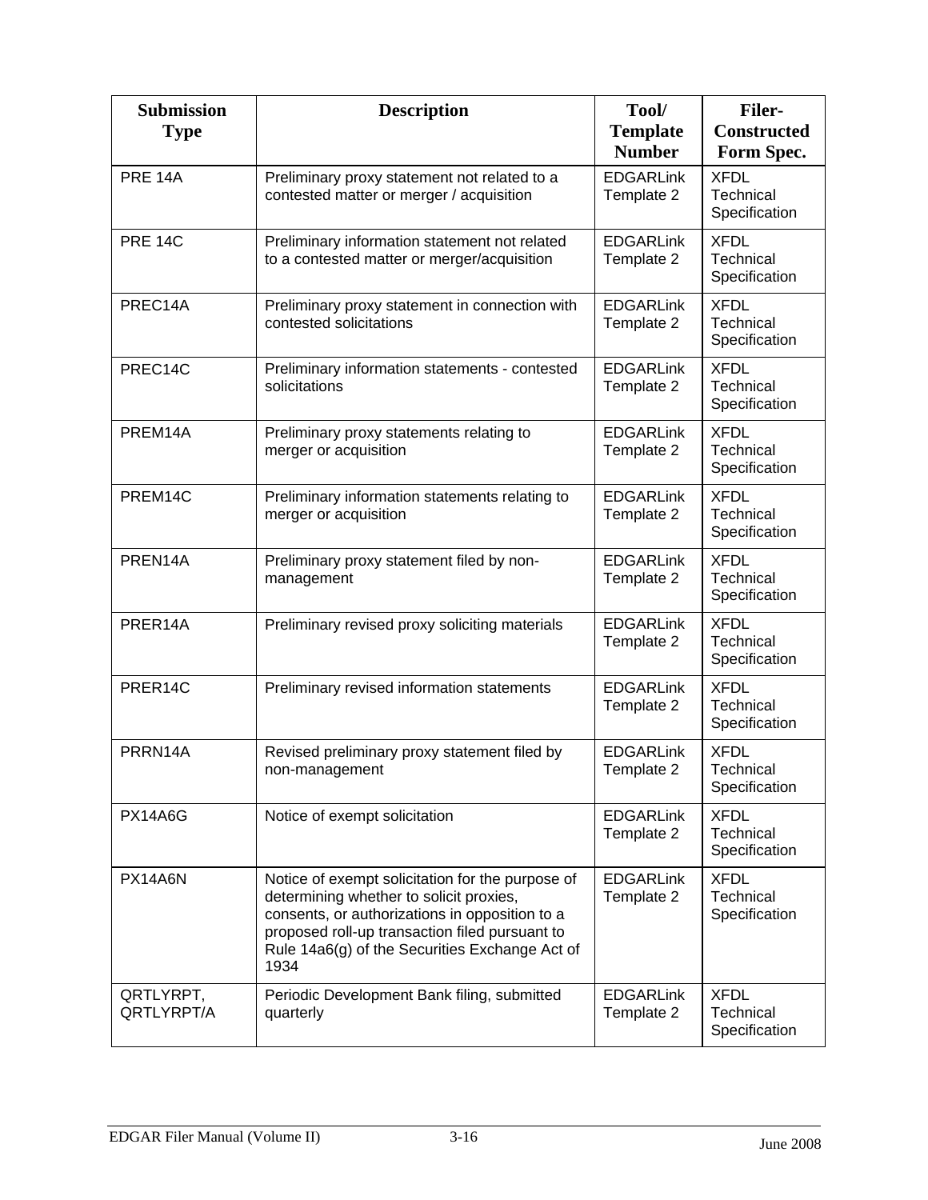| Submission Type | Description | Tool/ Template Number | Filer-Constructed Form Spec. |
|---|---|---|---|
| PRE 14A | Preliminary proxy statement not related to a contested matter or merger / acquisition | EDGARLink Template 2 | XFDL Technical Specification |
| PRE 14C | Preliminary information statement not related to a contested matter or merger/acquisition | EDGARLink Template 2 | XFDL Technical Specification |
| PREC14A | Preliminary proxy statement in connection with contested solicitations | EDGARLink Template 2 | XFDL Technical Specification |
| PREC14C | Preliminary information statements - contested solicitations | EDGARLink Template 2 | XFDL Technical Specification |
| PREM14A | Preliminary proxy statements relating to merger or acquisition | EDGARLink Template 2 | XFDL Technical Specification |
| PREM14C | Preliminary information statements relating to merger or acquisition | EDGARLink Template 2 | XFDL Technical Specification |
| PREN14A | Preliminary proxy statement filed by non-management | EDGARLink Template 2 | XFDL Technical Specification |
| PRER14A | Preliminary revised proxy soliciting materials | EDGARLink Template 2 | XFDL Technical Specification |
| PRER14C | Preliminary revised information statements | EDGARLink Template 2 | XFDL Technical Specification |
| PRRN14A | Revised preliminary proxy statement filed by non-management | EDGARLink Template 2 | XFDL Technical Specification |
| PX14A6G | Notice of exempt solicitation | EDGARLink Template 2 | XFDL Technical Specification |
| PX14A6N | Notice of exempt solicitation for the purpose of determining whether to solicit proxies, consents, or authorizations in opposition to a proposed roll-up transaction filed pursuant to Rule 14a6(g) of the Securities Exchange Act of 1934 | EDGARLink Template 2 | XFDL Technical Specification |
| QRTLYRPT, QRTLYRPT/A | Periodic Development Bank filing, submitted quarterly | EDGARLink Template 2 | XFDL Technical Specification |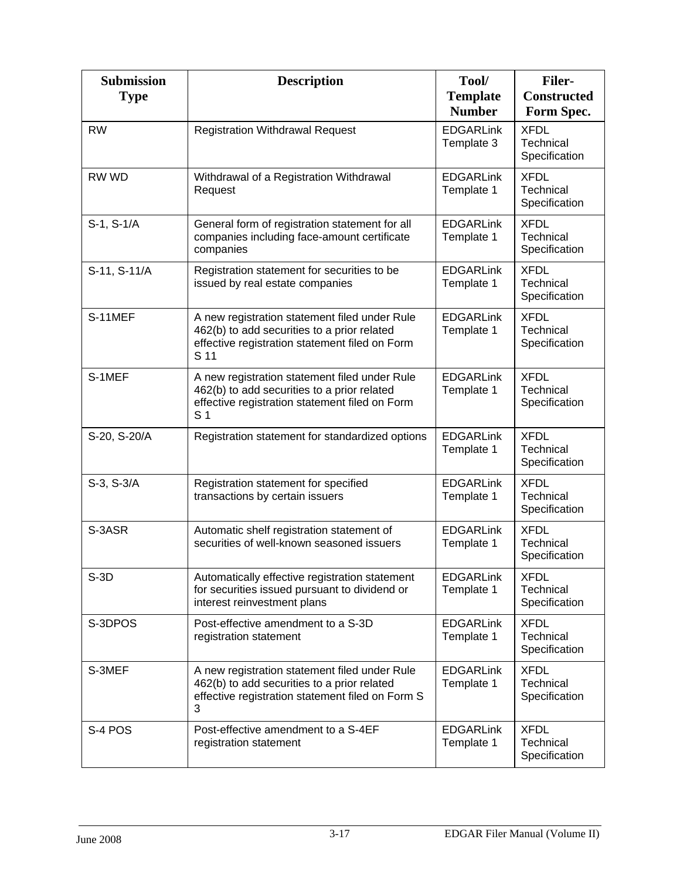| Submission Type | Description | Tool/ Template Number | Filer-Constructed Form Spec. |
|---|---|---|---|
| RW | Registration Withdrawal Request | EDGARLink Template 3 | XFDL Technical Specification |
| RW WD | Withdrawal of a Registration Withdrawal Request | EDGARLink Template 1 | XFDL Technical Specification |
| S-1, S-1/A | General form of registration statement for all companies including face-amount certificate companies | EDGARLink Template 1 | XFDL Technical Specification |
| S-11, S-11/A | Registration statement for securities to be issued by real estate companies | EDGARLink Template 1 | XFDL Technical Specification |
| S-11MEF | A new registration statement filed under Rule 462(b) to add securities to a prior related effective registration statement filed on Form S 11 | EDGARLink Template 1 | XFDL Technical Specification |
| S-1MEF | A new registration statement filed under Rule 462(b) to add securities to a prior related effective registration statement filed on Form S 1 | EDGARLink Template 1 | XFDL Technical Specification |
| S-20, S-20/A | Registration statement for standardized options | EDGARLink Template 1 | XFDL Technical Specification |
| S-3, S-3/A | Registration statement for specified transactions by certain issuers | EDGARLink Template 1 | XFDL Technical Specification |
| S-3ASR | Automatic shelf registration statement of securities of well-known seasoned issuers | EDGARLink Template 1 | XFDL Technical Specification |
| S-3D | Automatically effective registration statement for securities issued pursuant to dividend or interest reinvestment plans | EDGARLink Template 1 | XFDL Technical Specification |
| S-3DPOS | Post-effective amendment to a S-3D registration statement | EDGARLink Template 1 | XFDL Technical Specification |
| S-3MEF | A new registration statement filed under Rule 462(b) to add securities to a prior related effective registration statement filed on Form S 3 | EDGARLink Template 1 | XFDL Technical Specification |
| S-4 POS | Post-effective amendment to a S-4EF registration statement | EDGARLink Template 1 | XFDL Technical Specification |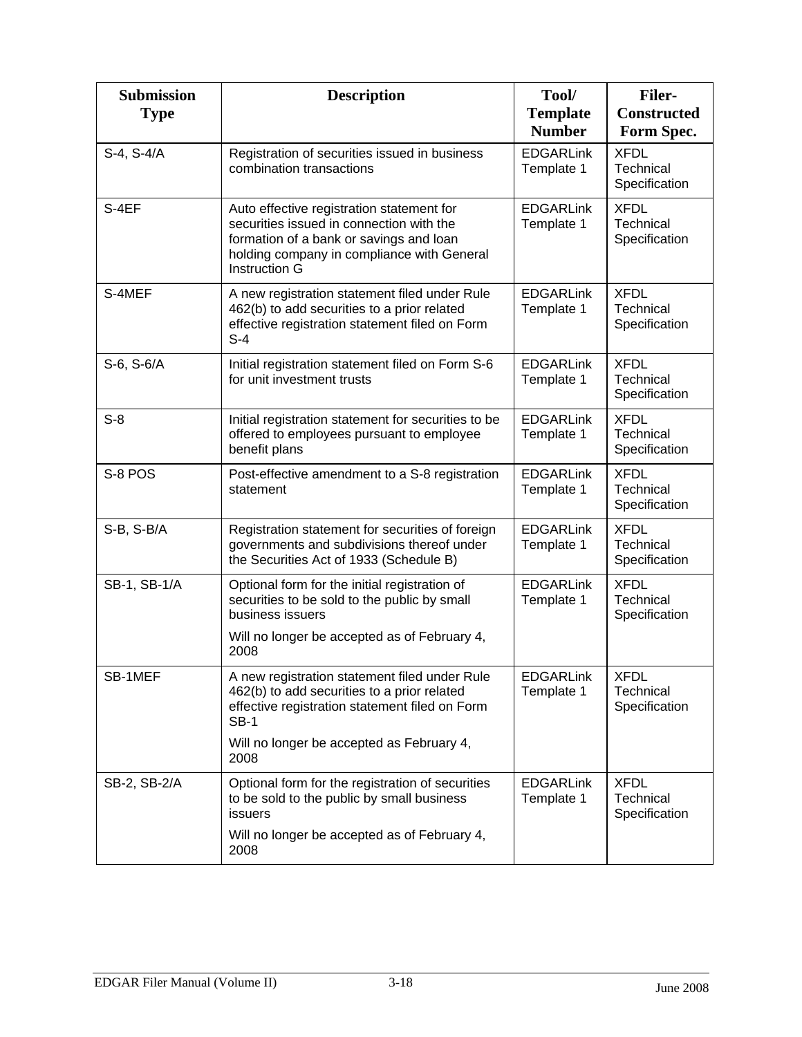| Submission Type | Description | Tool/ Template Number | Filer-Constructed Form Spec. |
|---|---|---|---|
| S-4, S-4/A | Registration of securities issued in business combination transactions | EDGARLink Template 1 | XFDL Technical Specification |
| S-4EF | Auto effective registration statement for securities issued in connection with the formation of a bank or savings and loan holding company in compliance with General Instruction G | EDGARLink Template 1 | XFDL Technical Specification |
| S-4MEF | A new registration statement filed under Rule 462(b) to add securities to a prior related effective registration statement filed on Form S-4 | EDGARLink Template 1 | XFDL Technical Specification |
| S-6, S-6/A | Initial registration statement filed on Form S-6 for unit investment trusts | EDGARLink Template 1 | XFDL Technical Specification |
| S-8 | Initial registration statement for securities to be offered to employees pursuant to employee benefit plans | EDGARLink Template 1 | XFDL Technical Specification |
| S-8 POS | Post-effective amendment to a S-8 registration statement | EDGARLink Template 1 | XFDL Technical Specification |
| S-B, S-B/A | Registration statement for securities of foreign governments and subdivisions thereof under the Securities Act of 1933 (Schedule B) | EDGARLink Template 1 | XFDL Technical Specification |
| SB-1, SB-1/A | Optional form for the initial registration of securities to be sold to the public by small business issuers<br><br>Will no longer be accepted as of February 4, 2008 | EDGARLink Template 1 | XFDL Technical Specification |
| SB-1MEF | A new registration statement filed under Rule 462(b) to add securities to a prior related effective registration statement filed on Form SB-1<br><br>Will no longer be accepted as February 4, 2008 | EDGARLink Template 1 | XFDL Technical Specification |
| SB-2, SB-2/A | Optional form for the registration of securities to be sold to the public by small business issuers<br><br>Will no longer be accepted as of February 4, 2008 | EDGARLink Template 1 | XFDL Technical Specification |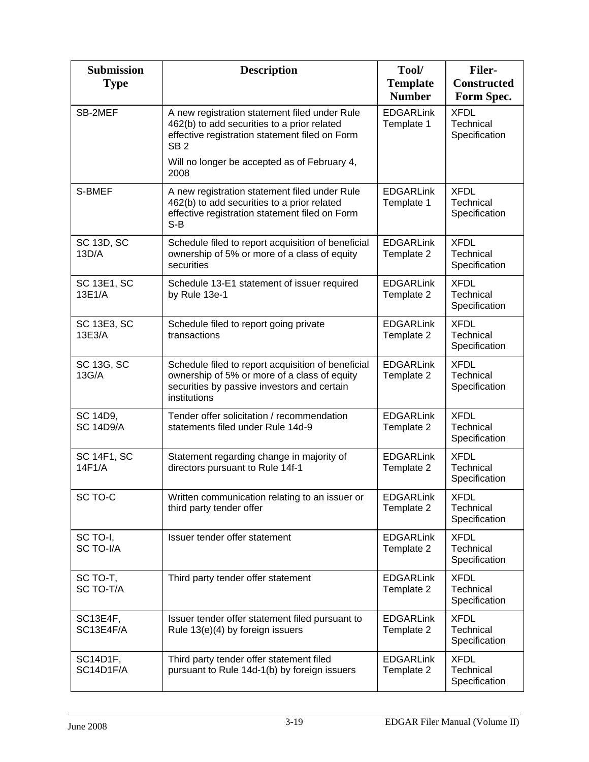| Submission Type | Description | Tool/ Template Number | Filer-Constructed Form Spec. |
|---|---|---|---|
| SB-2MEF | A new registration statement filed under Rule 462(b) to add securities to a prior related effective registration statement filed on Form SB 2<br><br>Will no longer be accepted as of February 4, 2008 | EDGARLink Template 1 | XFDL Technical Specification |
| S-BMEF | A new registration statement filed under Rule 462(b) to add securities to a prior related effective registration statement filed on Form S-B | EDGARLink Template 1 | XFDL Technical Specification |
| SC 13D, SC 13D/A | Schedule filed to report acquisition of beneficial ownership of 5% or more of a class of equity securities | EDGARLink Template 2 | XFDL Technical Specification |
| SC 13E1, SC 13E1/A | Schedule 13-E1 statement of issuer required by Rule 13e-1 | EDGARLink Template 2 | XFDL Technical Specification |
| SC 13E3, SC 13E3/A | Schedule filed to report going private transactions | EDGARLink Template 2 | XFDL Technical Specification |
| SC 13G, SC 13G/A | Schedule filed to report acquisition of beneficial ownership of 5% or more of a class of equity securities by passive investors and certain institutions | EDGARLink Template 2 | XFDL Technical Specification |
| SC 14D9, SC 14D9/A | Tender offer solicitation / recommendation statements filed under Rule 14d-9 | EDGARLink Template 2 | XFDL Technical Specification |
| SC 14F1, SC 14F1/A | Statement regarding change in majority of directors pursuant to Rule 14f-1 | EDGARLink Template 2 | XFDL Technical Specification |
| SC TO-C | Written communication relating to an issuer or third party tender offer | EDGARLink Template 2 | XFDL Technical Specification |
| SC TO-I, SC TO-I/A | Issuer tender offer statement | EDGARLink Template 2 | XFDL Technical Specification |
| SC TO-T, SC TO-T/A | Third party tender offer statement | EDGARLink Template 2 | XFDL Technical Specification |
| SC13E4F, SC13E4F/A | Issuer tender offer statement filed pursuant to Rule 13(e)(4) by foreign issuers | EDGARLink Template 2 | XFDL Technical Specification |
| SC14D1F, SC14D1F/A | Third party tender offer statement filed pursuant to Rule 14d-1(b) by foreign issuers | EDGARLink Template 2 | XFDL Technical Specification |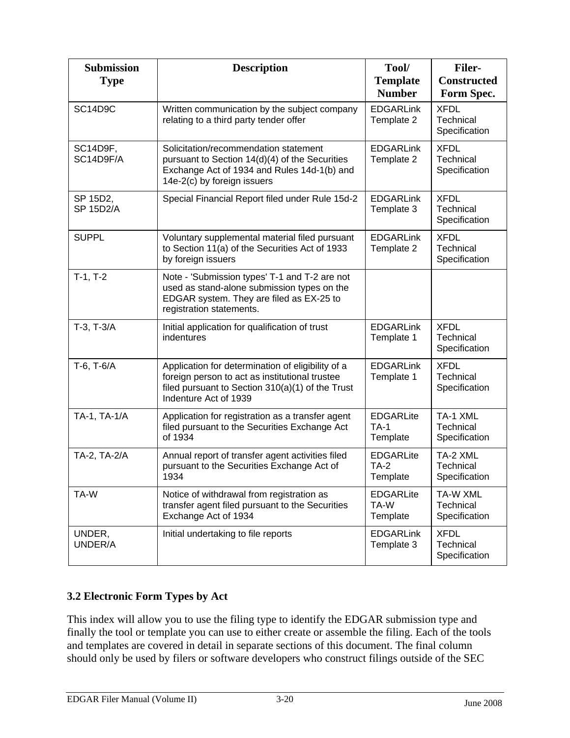| Submission Type | Description | Tool/ Template Number | Filer-Constructed Form Spec. |
| --- | --- | --- | --- |
| SC14D9C | Written communication by the subject company relating to a third party tender offer | EDGARLink Template 2 | XFDL Technical Specification |
| SC14D9F, SC14D9F/A | Solicitation/recommendation statement pursuant to Section 14(d)(4) of the Securities Exchange Act of 1934 and Rules 14d-1(b) and 14e-2(c) by foreign issuers | EDGARLink Template 2 | XFDL Technical Specification |
| SP 15D2, SP 15D2/A | Special Financial Report filed under Rule 15d-2 | EDGARLink Template 3 | XFDL Technical Specification |
| SUPPL | Voluntary supplemental material filed pursuant to Section 11(a) of the Securities Act of 1933 by foreign issuers | EDGARLink Template 2 | XFDL Technical Specification |
| T-1, T-2 | Note - 'Submission types' T-1 and T-2 are not used as stand-alone submission types on the EDGAR system. They are filed as EX-25 to registration statements. | | |
| T-3, T-3/A | Initial application for qualification of trust indentures | EDGARLink Template 1 | XFDL Technical Specification |
| T-6, T-6/A | Application for determination of eligibility of a foreign person to act as institutional trustee filed pursuant to Section 310(a)(1) of the Trust Indenture Act of 1939 | EDGARLink Template 1 | XFDL Technical Specification |
| TA-1, TA-1/A | Application for registration as a transfer agent filed pursuant to the Securities Exchange Act of 1934 | EDGARLite TA-1 Template | TA-1 XML Technical Specification |
| TA-2, TA-2/A | Annual report of transfer agent activities filed pursuant to the Securities Exchange Act of 1934 | EDGARLite TA-2 Template | TA-2 XML Technical Specification |
| TA-W | Notice of withdrawal from registration as transfer agent filed pursuant to the Securities Exchange Act of 1934 | EDGARLite TA-W Template | TA-W XML Technical Specification |
| UNDER, UNDER/A | Initial undertaking to file reports | EDGARLink Template 3 | XFDL Technical Specification |

### 3.2 Electronic Form Types by Act

This index will allow you to use the filing type to identify the EDGAR submission type and finally the tool or template you can use to either create or assemble the filing. Each of the tools and templates are covered in detail in separate sections of this document. The final column should only be used by filers or software developers who construct filings outside of the SEC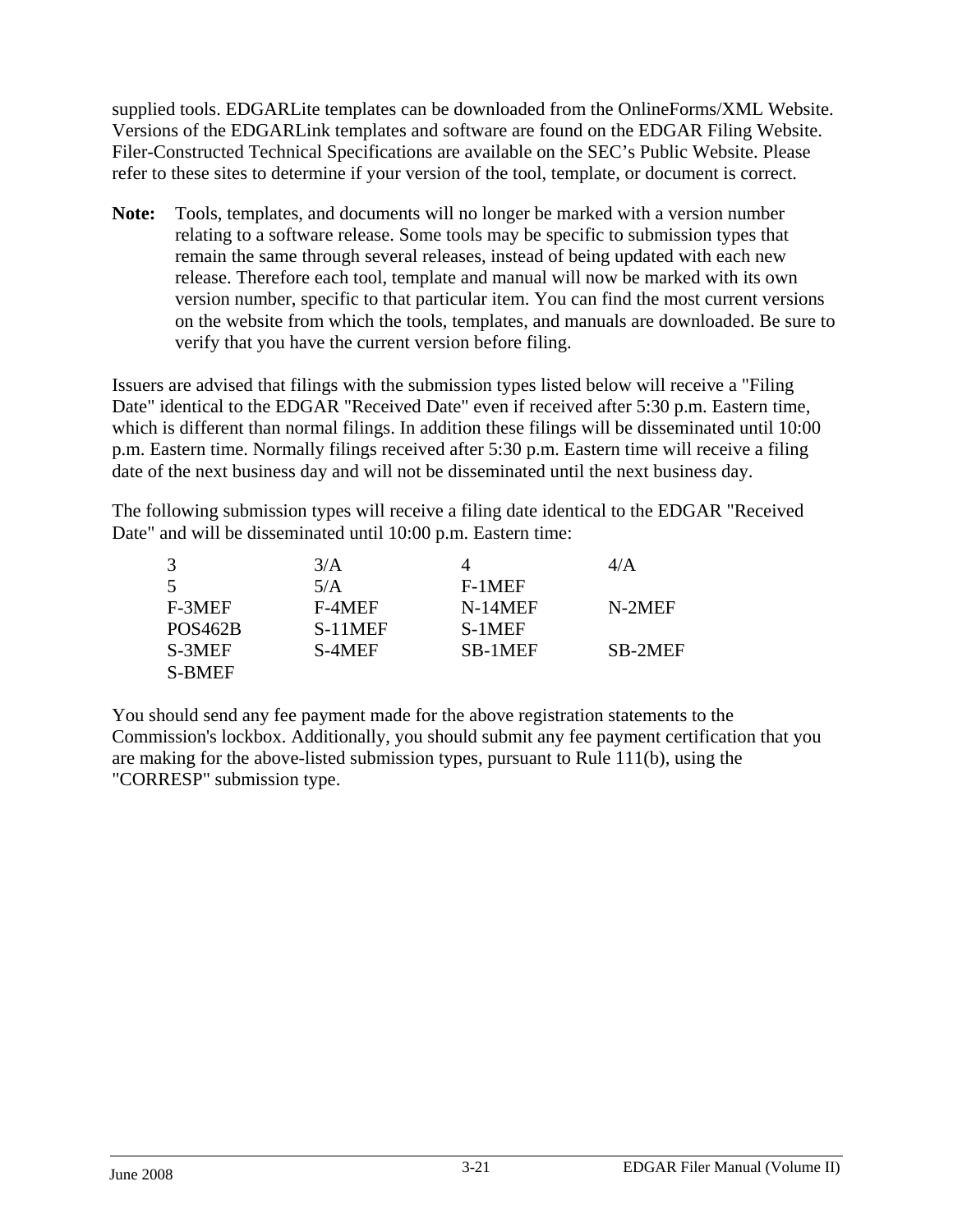supplied tools. EDGARLite templates can be downloaded from the OnlineForms/XML Website. Versions of the EDGARLink templates and software are found on the EDGAR Filing Website. Filer-Constructed Technical Specifications are available on the SEC's Public Website. Please refer to these sites to determine if your version of the tool, template, or document is correct.

**Note:** Tools, templates, and documents will no longer be marked with a version number relating to a software release. Some tools may be specific to submission types that remain the same through several releases, instead of being updated with each new release. Therefore each tool, template and manual will now be marked with its own version number, specific to that particular item. You can find the most current versions on the website from which the tools, templates, and manuals are downloaded. Be sure to verify that you have the current version before filing.

Issuers are advised that filings with the submission types listed below will receive a "Filing Date" identical to the EDGAR "Received Date" even if received after 5:30 p.m. Eastern time, which is different than normal filings. In addition these filings will be disseminated until 10:00 p.m. Eastern time. Normally filings received after 5:30 p.m. Eastern time will receive a filing date of the next business day and will not be disseminated until the next business day.

The following submission types will receive a filing date identical to the EDGAR "Received Date" and will be disseminated until 10:00 p.m. Eastern time:

| | | | |
|---|---|---|---|
| 3 | 3/A | 4 | 4/A |
| 5 | 5/A | F-1MEF | |
| F-3MEF | F-4MEF | N-14MEF | N-2MEF |
| POS462B | S-11MEF | S-1MEF | |
| S-3MEF | S-4MEF | SB-1MEF | SB-2MEF |
| S-BMEF | | | |

You should send any fee payment made for the above registration statements to the Commission's lockbox. Additionally, you should submit any fee payment certification that you are making for the above-listed submission types, pursuant to Rule 111(b), using the "CORRESP" submission type.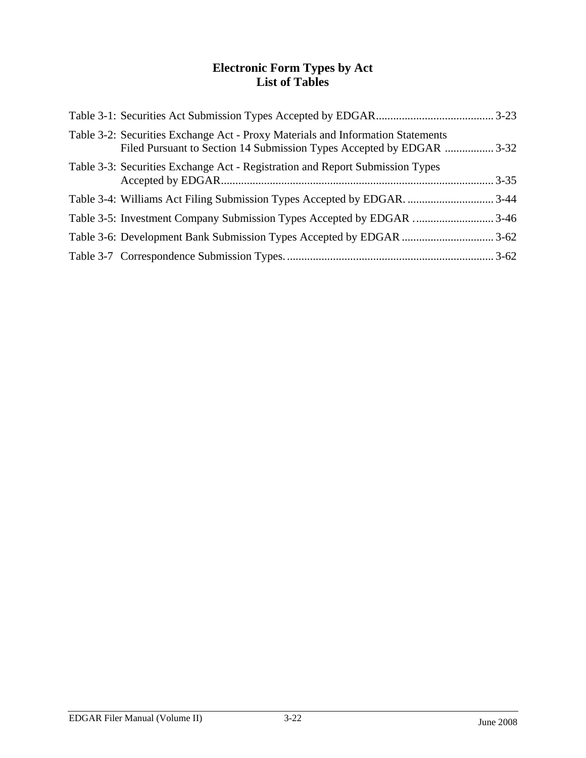# Electronic Form Types by Act
## List of Tables

Table 3-1: Securities Act Submission Types Accepted by EDGAR........................................ 3-23

Table 3-2: Securities Exchange Act - Proxy Materials and Information Statements Filed Pursuant to Section 14 Submission Types Accepted by EDGAR ................ 3-32

Table 3-3: Securities Exchange Act - Registration and Report Submission Types Accepted by EDGAR.............................................................................................. 3-35

Table 3-4: Williams Act Filing Submission Types Accepted by EDGAR. .............................. 3-44

Table 3-5: Investment Company Submission Types Accepted by EDGAR ........................... 3-46

Table 3-6: Development Bank Submission Types Accepted by EDGAR ................................ 3-62

Table 3-7 Correspondence Submission Types. ....................................................................... 3-62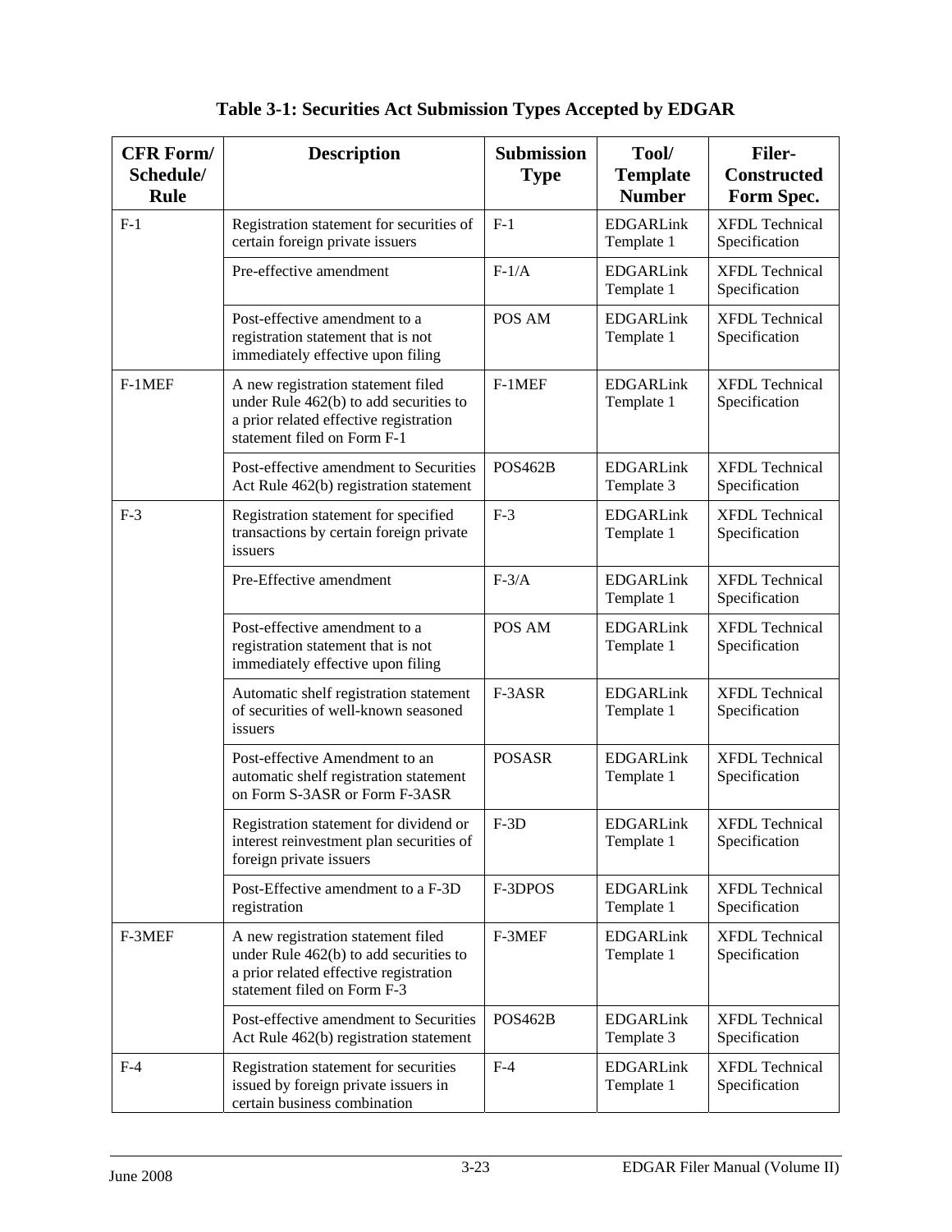**Table 3-1: Securities Act Submission Types Accepted by EDGAR**

| CFR Form/ Schedule/ Rule | Description | Submission Type | Tool/ Template Number | Filer-Constructed Form Spec. |
|---|---|---|---|---|
| F-1 | Registration statement for securities of certain foreign private issuers | F-1 | EDGARLink Template 1 | XFDL Technical Specification |
| | Pre-effective amendment | F-1/A | EDGARLink Template 1 | XFDL Technical Specification |
| | Post-effective amendment to a registration statement that is not immediately effective upon filing | POS AM | EDGARLink Template 1 | XFDL Technical Specification |
| F-1MEF | A new registration statement filed under Rule 462(b) to add securities to a prior related effective registration statement filed on Form F-1 | F-1MEF | EDGARLink Template 1 | XFDL Technical Specification |
| | Post-effective amendment to Securities Act Rule 462(b) registration statement | POS462B | EDGARLink Template 3 | XFDL Technical Specification |
| F-3 | Registration statement for specified transactions by certain foreign private issuers | F-3 | EDGARLink Template 1 | XFDL Technical Specification |
| | Pre-Effective amendment | F-3/A | EDGARLink Template 1 | XFDL Technical Specification |
| | Post-effective amendment to a registration statement that is not immediately effective upon filing | POS AM | EDGARLink Template 1 | XFDL Technical Specification |
| | Automatic shelf registration statement of securities of well-known seasoned issuers | F-3ASR | EDGARLink Template 1 | XFDL Technical Specification |
| | Post-effective Amendment to an automatic shelf registration statement on Form S-3ASR or Form F-3ASR | POSASR | EDGARLink Template 1 | XFDL Technical Specification |
| | Registration statement for dividend or interest reinvestment plan securities of foreign private issuers | F-3D | EDGARLink Template 1 | XFDL Technical Specification |
| | Post-Effective amendment to a F-3D registration | F-3DPOS | EDGARLink Template 1 | XFDL Technical Specification |
| F-3MEF | A new registration statement filed under Rule 462(b) to add securities to a prior related effective registration statement filed on Form F-3 | F-3MEF | EDGARLink Template 1 | XFDL Technical Specification |
| | Post-effective amendment to Securities Act Rule 462(b) registration statement | POS462B | EDGARLink Template 3 | XFDL Technical Specification |
| F-4 | Registration statement for securities issued by foreign private issuers in certain business combination | F-4 | EDGARLink Template 1 | XFDL Technical Specification |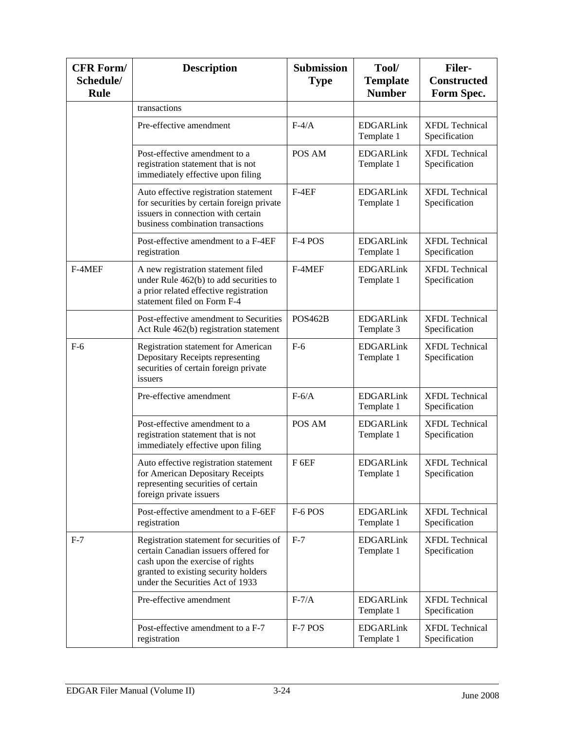| CFR Form/ Schedule/ Rule | Description | Submission Type | Tool/ Template Number | Filer-Constructed Form Spec. |
|---|---|---|---|---|
| | transactions | | | |
| | Pre-effective amendment | F-4/A | EDGARLink Template 1 | XFDL Technical Specification |
| | Post-effective amendment to a registration statement that is not immediately effective upon filing | POS AM | EDGARLink Template 1 | XFDL Technical Specification |
| | Auto effective registration statement for securities by certain foreign private issuers in connection with certain business combination transactions | F-4EF | EDGARLink Template 1 | XFDL Technical Specification |
| | Post-effective amendment to a F-4EF registration | F-4 POS | EDGARLink Template 1 | XFDL Technical Specification |
| F-4MEF | A new registration statement filed under Rule 462(b) to add securities to a prior related effective registration statement filed on Form F-4 | F-4MEF | EDGARLink Template 1 | XFDL Technical Specification |
| | Post-effective amendment to Securities Act Rule 462(b) registration statement | POS462B | EDGARLink Template 3 | XFDL Technical Specification |
| F-6 | Registration statement for American Depositary Receipts representing securities of certain foreign private issuers | F-6 | EDGARLink Template 1 | XFDL Technical Specification |
| | Pre-effective amendment | F-6/A | EDGARLink Template 1 | XFDL Technical Specification |
| | Post-effective amendment to a registration statement that is not immediately effective upon filing | POS AM | EDGARLink Template 1 | XFDL Technical Specification |
| | Auto effective registration statement for American Depositary Receipts representing securities of certain foreign private issuers | F 6EF | EDGARLink Template 1 | XFDL Technical Specification |
| | Post-effective amendment to a F-6EF registration | F-6 POS | EDGARLink Template 1 | XFDL Technical Specification |
| F-7 | Registration statement for securities of certain Canadian issuers offered for cash upon the exercise of rights granted to existing security holders under the Securities Act of 1933 | F-7 | EDGARLink Template 1 | XFDL Technical Specification |
| | Pre-effective amendment | F-7/A | EDGARLink Template 1 | XFDL Technical Specification |
| | Post-effective amendment to a F-7 registration | F-7 POS | EDGARLink Template 1 | XFDL Technical Specification |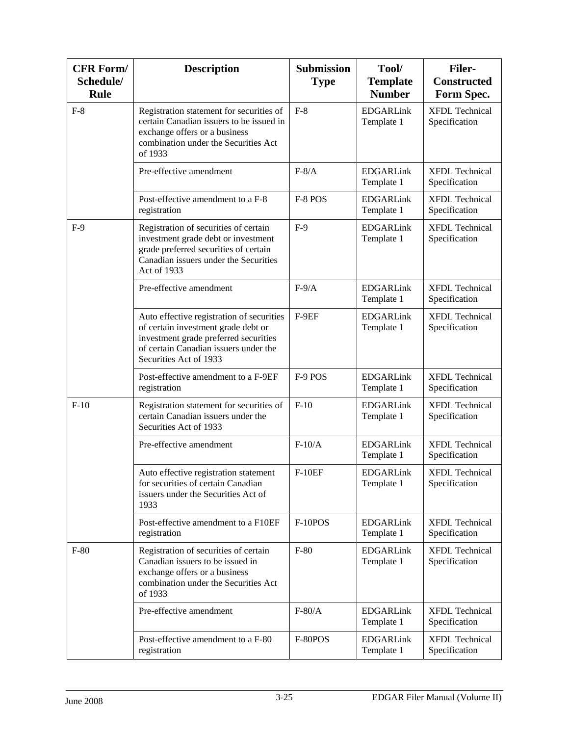| CFR Form/ Schedule/ Rule | Description | Submission Type | Tool/ Template Number | Filer-Constructed Form Spec. |
|---|---|---|---|---|
| F-8 | Registration statement for securities of certain Canadian issuers to be issued in exchange offers or a business combination under the Securities Act of 1933 | F-8 | EDGARLink Template 1 | XFDL Technical Specification |
| | Pre-effective amendment | F-8/A | EDGARLink Template 1 | XFDL Technical Specification |
| | Post-effective amendment to a F-8 registration | F-8 POS | EDGARLink Template 1 | XFDL Technical Specification |
| F-9 | Registration of securities of certain investment grade debt or investment grade preferred securities of certain Canadian issuers under the Securities Act of 1933 | F-9 | EDGARLink Template 1 | XFDL Technical Specification |
| | Pre-effective amendment | F-9/A | EDGARLink Template 1 | XFDL Technical Specification |
| | Auto effective registration of securities of certain investment grade debt or investment grade preferred securities of certain Canadian issuers under the Securities Act of 1933 | F-9EF | EDGARLink Template 1 | XFDL Technical Specification |
| | Post-effective amendment to a F-9EF registration | F-9 POS | EDGARLink Template 1 | XFDL Technical Specification |
| F-10 | Registration statement for securities of certain Canadian issuers under the Securities Act of 1933 | F-10 | EDGARLink Template 1 | XFDL Technical Specification |
| | Pre-effective amendment | F-10/A | EDGARLink Template 1 | XFDL Technical Specification |
| | Auto effective registration statement for securities of certain Canadian issuers under the Securities Act of 1933 | F-10EF | EDGARLink Template 1 | XFDL Technical Specification |
| | Post-effective amendment to a F10EF registration | F-10POS | EDGARLink Template 1 | XFDL Technical Specification |
| F-80 | Registration of securities of certain Canadian issuers to be issued in exchange offers or a business combination under the Securities Act of 1933 | F-80 | EDGARLink Template 1 | XFDL Technical Specification |
| | Pre-effective amendment | F-80/A | EDGARLink Template 1 | XFDL Technical Specification |
| | Post-effective amendment to a F-80 registration | F-80POS | EDGARLink Template 1 | XFDL Technical Specification |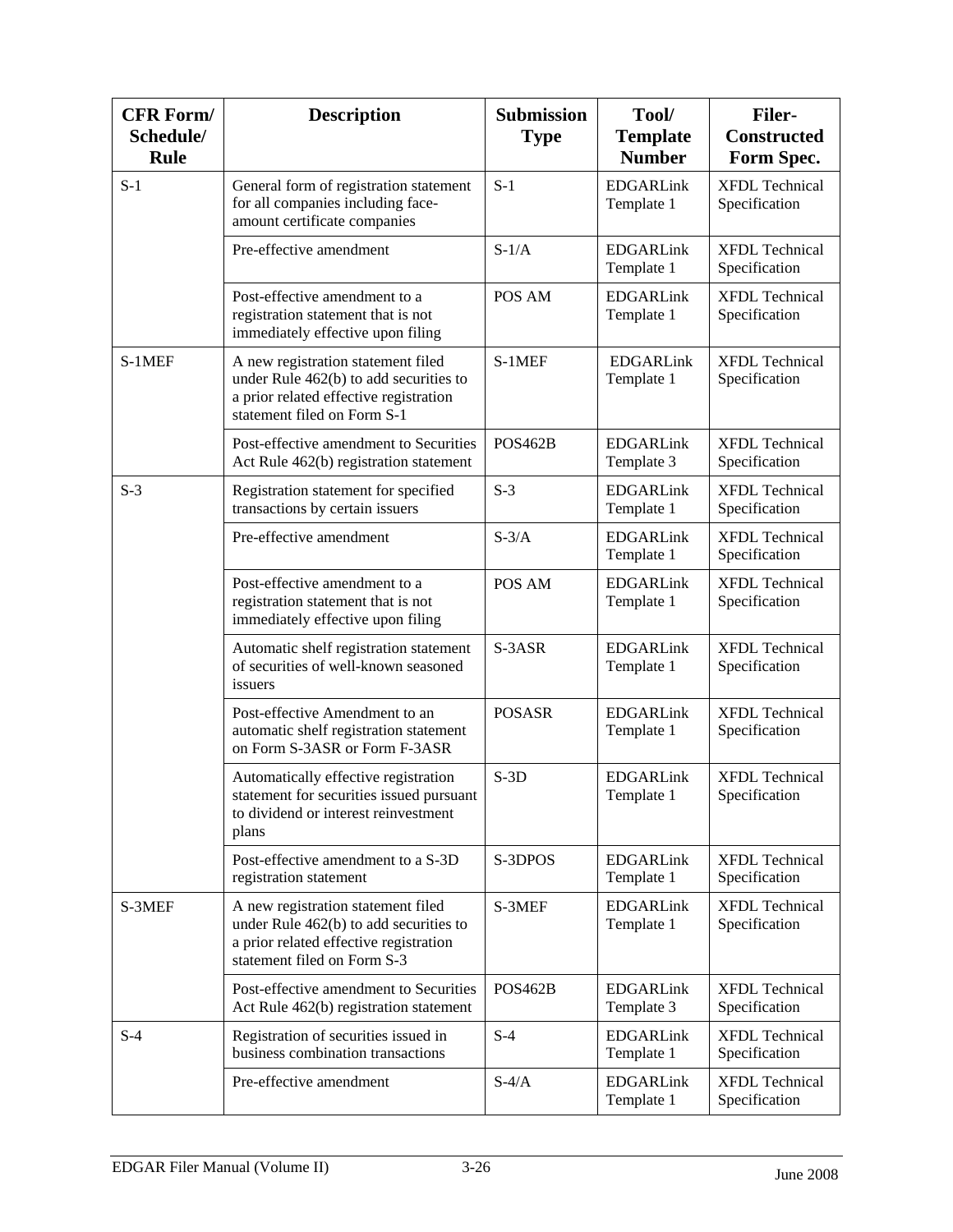| CFR Form/ Schedule/ Rule | Description | Submission Type | Tool/ Template Number | Filer-Constructed Form Spec. |
|---|---|---|---|---|
| S-1 | General form of registration statement for all companies including face-amount certificate companies | S-1 | EDGARLink Template 1 | XFDL Technical Specification |
| | Pre-effective amendment | S-1/A | EDGARLink Template 1 | XFDL Technical Specification |
| | Post-effective amendment to a registration statement that is not immediately effective upon filing | POS AM | EDGARLink Template 1 | XFDL Technical Specification |
| S-1MEF | A new registration statement filed under Rule 462(b) to add securities to a prior related effective registration statement filed on Form S-1 | S-1MEF | EDGARLink Template 1 | XFDL Technical Specification |
| | Post-effective amendment to Securities Act Rule 462(b) registration statement | POS462B | EDGARLink Template 3 | XFDL Technical Specification |
| S-3 | Registration statement for specified transactions by certain issuers | S-3 | EDGARLink Template 1 | XFDL Technical Specification |
| | Pre-effective amendment | S-3/A | EDGARLink Template 1 | XFDL Technical Specification |
| | Post-effective amendment to a registration statement that is not immediately effective upon filing | POS AM | EDGARLink Template 1 | XFDL Technical Specification |
| | Automatic shelf registration statement of securities of well-known seasoned issuers | S-3ASR | EDGARLink Template 1 | XFDL Technical Specification |
| | Post-effective Amendment to an automatic shelf registration statement on Form S-3ASR or Form F-3ASR | POSASR | EDGARLink Template 1 | XFDL Technical Specification |
| | Automatically effective registration statement for securities issued pursuant to dividend or interest reinvestment plans | S-3D | EDGARLink Template 1 | XFDL Technical Specification |
| | Post-effective amendment to a S-3D registration statement | S-3DPOS | EDGARLink Template 1 | XFDL Technical Specification |
| S-3MEF | A new registration statement filed under Rule 462(b) to add securities to a prior related effective registration statement filed on Form S-3 | S-3MEF | EDGARLink Template 1 | XFDL Technical Specification |
| | Post-effective amendment to Securities Act Rule 462(b) registration statement | POS462B | EDGARLink Template 3 | XFDL Technical Specification |
| S-4 | Registration of securities issued in business combination transactions | S-4 | EDGARLink Template 1 | XFDL Technical Specification |
| | Pre-effective amendment | S-4/A | EDGARLink Template 1 | XFDL Technical Specification |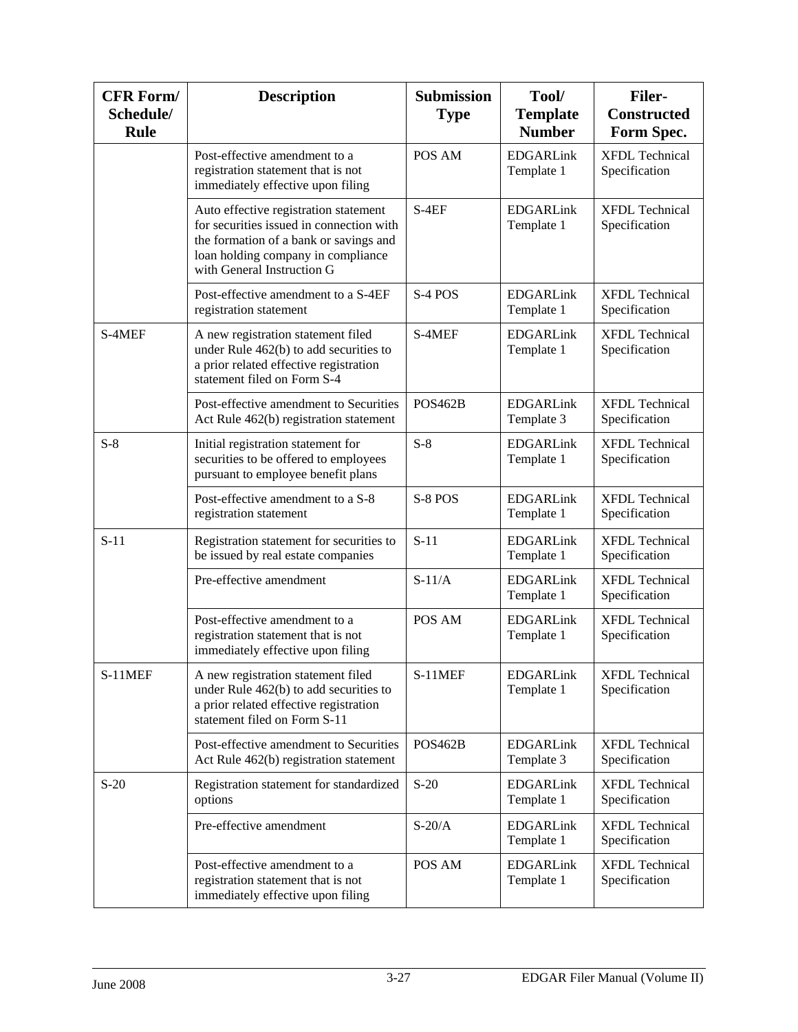| CFR Form/ Schedule/ Rule | Description | Submission Type | Tool/ Template Number | Filer-Constructed Form Spec. |
| --- | --- | --- | --- | --- |
| | Post-effective amendment to a registration statement that is not immediately effective upon filing | POS AM | EDGARLink Template 1 | XFDL Technical Specification |
| | Auto effective registration statement for securities issued in connection with the formation of a bank or savings and loan holding company in compliance with General Instruction G | S-4EF | EDGARLink Template 1 | XFDL Technical Specification |
| | Post-effective amendment to a S-4EF registration statement | S-4 POS | EDGARLink Template 1 | XFDL Technical Specification |
| S-4MEF | A new registration statement filed under Rule 462(b) to add securities to a prior related effective registration statement filed on Form S-4 | S-4MEF | EDGARLink Template 1 | XFDL Technical Specification |
| | Post-effective amendment to Securities Act Rule 462(b) registration statement | POS462B | EDGARLink Template 3 | XFDL Technical Specification |
| S-8 | Initial registration statement for securities to be offered to employees pursuant to employee benefit plans | S-8 | EDGARLink Template 1 | XFDL Technical Specification |
| | Post-effective amendment to a S-8 registration statement | S-8 POS | EDGARLink Template 1 | XFDL Technical Specification |
| S-11 | Registration statement for securities to be issued by real estate companies | S-11 | EDGARLink Template 1 | XFDL Technical Specification |
| | Pre-effective amendment | S-11/A | EDGARLink Template 1 | XFDL Technical Specification |
| | Post-effective amendment to a registration statement that is not immediately effective upon filing | POS AM | EDGARLink Template 1 | XFDL Technical Specification |
| S-11MEF | A new registration statement filed under Rule 462(b) to add securities to a prior related effective registration statement filed on Form S-11 | S-11MEF | EDGARLink Template 1 | XFDL Technical Specification |
| | Post-effective amendment to Securities Act Rule 462(b) registration statement | POS462B | EDGARLink Template 3 | XFDL Technical Specification |
| S-20 | Registration statement for standardized options | S-20 | EDGARLink Template 1 | XFDL Technical Specification |
| | Pre-effective amendment | S-20/A | EDGARLink Template 1 | XFDL Technical Specification |
| | Post-effective amendment to a registration statement that is not immediately effective upon filing | POS AM | EDGARLink Template 1 | XFDL Technical Specification |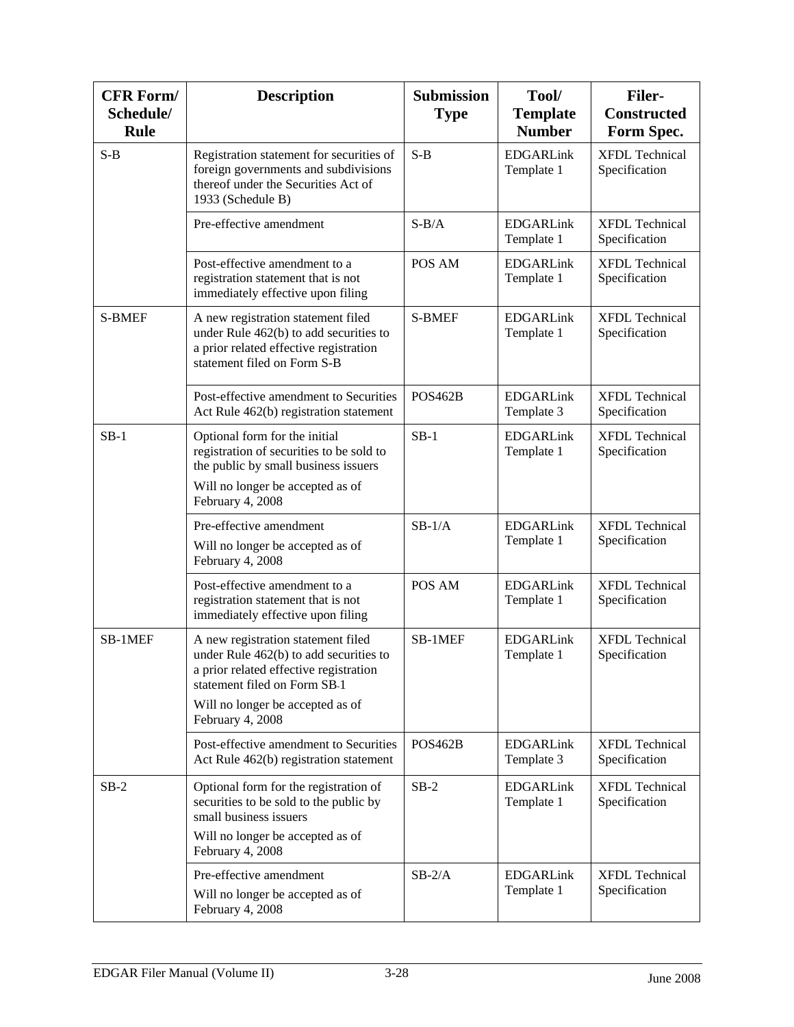| CFR Form/ Schedule/ Rule | Description | Submission Type | Tool/ Template Number | Filer-Constructed Form Spec. |
|---|---|---|---|---|
| S-B | Registration statement for securities of foreign governments and subdivisions thereof under the Securities Act of 1933 (Schedule B) | S-B | EDGARLink Template 1 | XFDL Technical Specification |
| | Pre-effective amendment | S-B/A | EDGARLink Template 1 | XFDL Technical Specification |
| | Post-effective amendment to a registration statement that is not immediately effective upon filing | POS AM | EDGARLink Template 1 | XFDL Technical Specification |
| S-BMEF | A new registration statement filed under Rule 462(b) to add securities to a prior related effective registration statement filed on Form S-B | S-BMEF | EDGARLink Template 1 | XFDL Technical Specification |
| | Post-effective amendment to Securities Act Rule 462(b) registration statement | POS462B | EDGARLink Template 3 | XFDL Technical Specification |
| SB-1 | Optional form for the initial registration of securities to be sold to the public by small business issuers<br>Will no longer be accepted as of February 4, 2008 | SB-1 | EDGARLink Template 1 | XFDL Technical Specification |
| | Pre-effective amendment<br>Will no longer be accepted as of February 4, 2008 | SB-1/A | EDGARLink Template 1 | XFDL Technical Specification |
| | Post-effective amendment to a registration statement that is not immediately effective upon filing | POS AM | EDGARLink Template 1 | XFDL Technical Specification |
| SB-1MEF | A new registration statement filed under Rule 462(b) to add securities to a prior related effective registration statement filed on Form SB-1<br>Will no longer be accepted as of February 4, 2008 | SB-1MEF | EDGARLink Template 1 | XFDL Technical Specification |
| | Post-effective amendment to Securities Act Rule 462(b) registration statement | POS462B | EDGARLink Template 3 | XFDL Technical Specification |
| SB-2 | Optional form for the registration of securities to be sold to the public by small business issuers<br>Will no longer be accepted as of February 4, 2008 | SB-2 | EDGARLink Template 1 | XFDL Technical Specification |
| | Pre-effective amendment<br>Will no longer be accepted as of February 4, 2008 | SB-2/A | EDGARLink Template 1 | XFDL Technical Specification |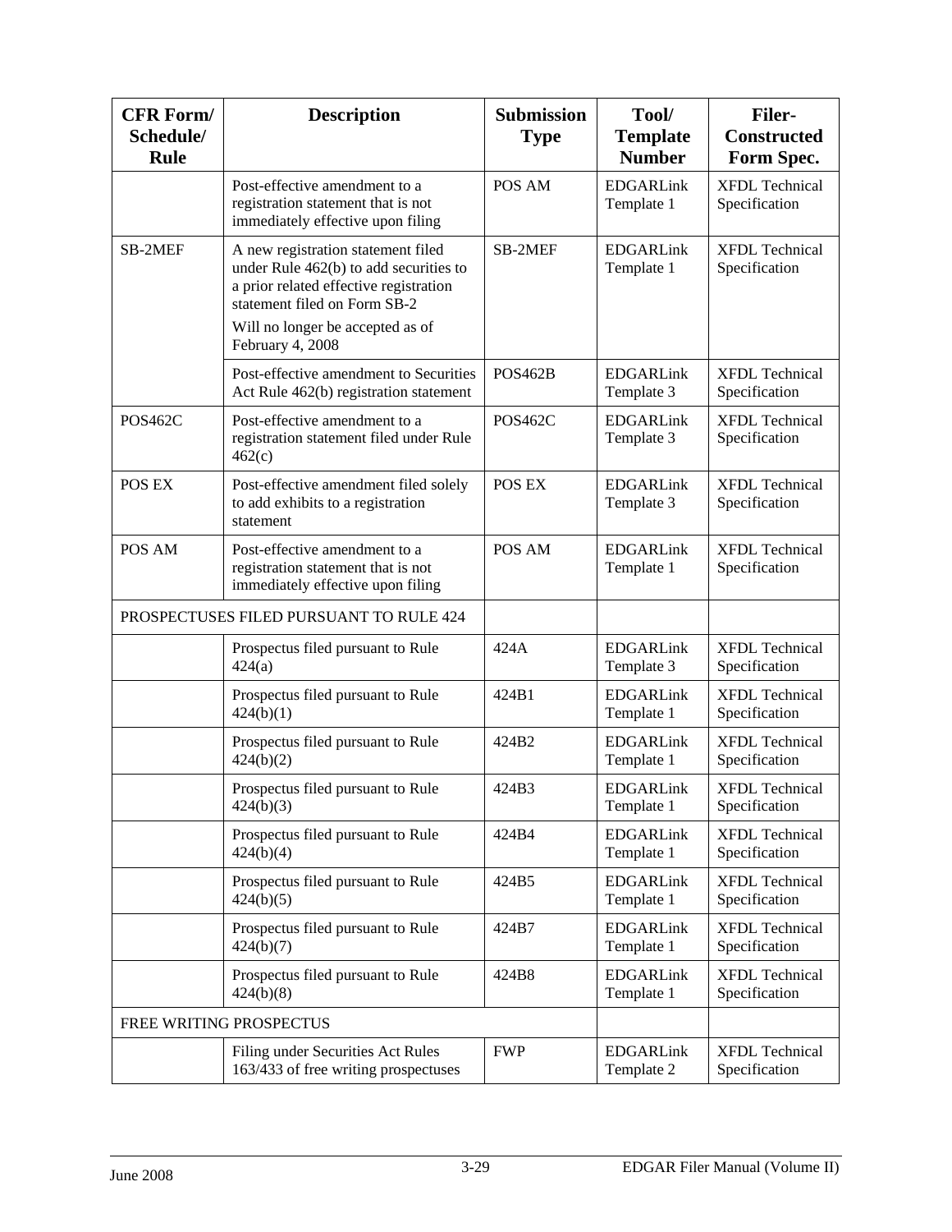| CFR Form/ Schedule/ Rule | Description | Submission Type | Tool/ Template Number | Filer-Constructed Form Spec. |
|---|---|---|---|---|
| | Post-effective amendment to a registration statement that is not immediately effective upon filing | POS AM | EDGARLink Template 1 | XFDL Technical Specification |
| SB-2MEF | A new registration statement filed under Rule 462(b) to add securities to a prior related effective registration statement filed on Form SB-2<br><br>Will no longer be accepted as of February 4, 2008 | SB-2MEF | EDGARLink Template 1 | XFDL Technical Specification |
| | Post-effective amendment to Securities Act Rule 462(b) registration statement | POS462B | EDGARLink Template 3 | XFDL Technical Specification |
| POS462C | Post-effective amendment to a registration statement filed under Rule 462(c) | POS462C | EDGARLink Template 3 | XFDL Technical Specification |
| POS EX | Post-effective amendment filed solely to add exhibits to a registration statement | POS EX | EDGARLink Template 3 | XFDL Technical Specification |
| POS AM | Post-effective amendment to a registration statement that is not immediately effective upon filing | POS AM | EDGARLink Template 1 | XFDL Technical Specification |
| PROSPECTUSES FILED PURSUANT TO RULE 424 | | | | |
| | Prospectus filed pursuant to Rule 424(a) | 424A | EDGARLink Template 3 | XFDL Technical Specification |
| | Prospectus filed pursuant to Rule 424(b)(1) | 424B1 | EDGARLink Template 1 | XFDL Technical Specification |
| | Prospectus filed pursuant to Rule 424(b)(2) | 424B2 | EDGARLink Template 1 | XFDL Technical Specification |
| | Prospectus filed pursuant to Rule 424(b)(3) | 424B3 | EDGARLink Template 1 | XFDL Technical Specification |
| | Prospectus filed pursuant to Rule 424(b)(4) | 424B4 | EDGARLink Template 1 | XFDL Technical Specification |
| | Prospectus filed pursuant to Rule 424(b)(5) | 424B5 | EDGARLink Template 1 | XFDL Technical Specification |
| | Prospectus filed pursuant to Rule 424(b)(7) | 424B7 | EDGARLink Template 1 | XFDL Technical Specification |
| | Prospectus filed pursuant to Rule 424(b)(8) | 424B8 | EDGARLink Template 1 | XFDL Technical Specification |
| FREE WRITING PROSPECTUS | | | | |
| | Filing under Securities Act Rules 163/433 of free writing prospectuses | FWP | EDGARLink Template 2 | XFDL Technical Specification |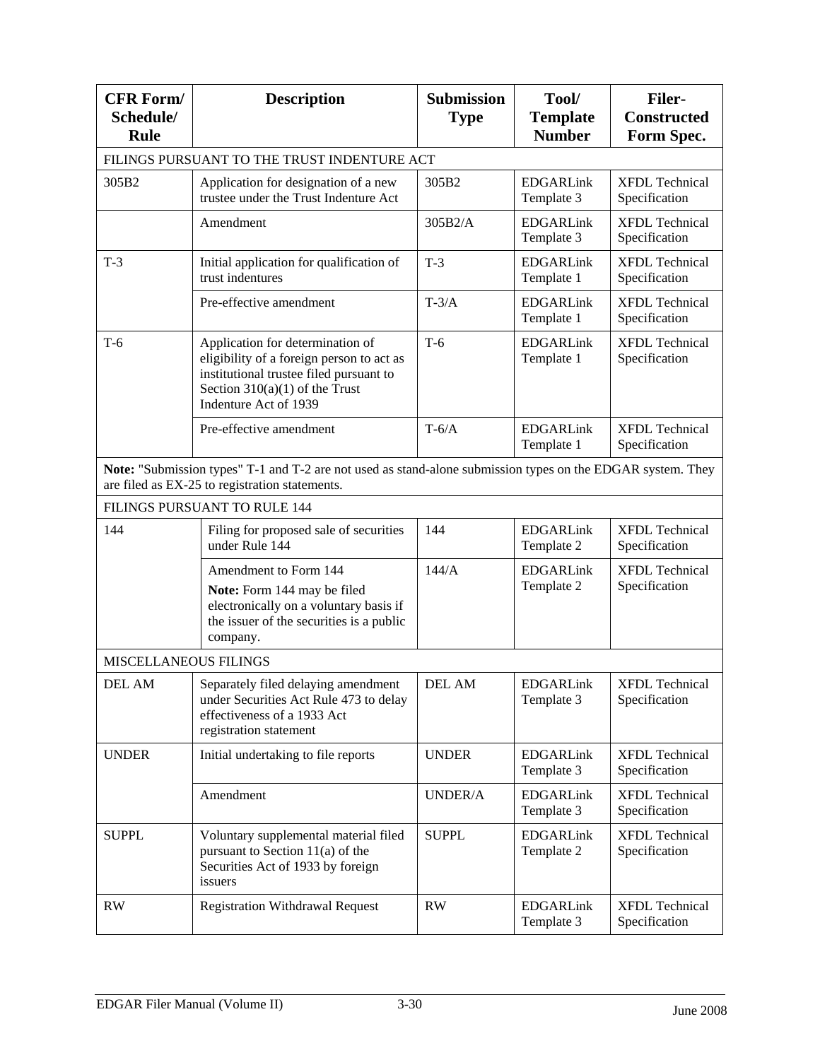| CFR Form/ Schedule/ Rule | Description | Submission Type | Tool/ Template Number | Filer-Constructed Form Spec. |
|---|---|---|---|---|
| FILINGS PURSUANT TO THE TRUST INDENTURE ACT | | | | |
| 305B2 | Application for designation of a new trustee under the Trust Indenture Act | 305B2 | EDGARLink Template 3 | XFDL Technical Specification |
| | Amendment | 305B2/A | EDGARLink Template 3 | XFDL Technical Specification |
| T-3 | Initial application for qualification of trust indentures | T-3 | EDGARLink Template 1 | XFDL Technical Specification |
| | Pre-effective amendment | T-3/A | EDGARLink Template 1 | XFDL Technical Specification |
| T-6 | Application for determination of eligibility of a foreign person to act as institutional trustee filed pursuant to Section 310(a)(1) of the Trust Indenture Act of 1939 | T-6 | EDGARLink Template 1 | XFDL Technical Specification |
| | Pre-effective amendment | T-6/A | EDGARLink Template 1 | XFDL Technical Specification |
| **Note:** "Submission types" T-1 and T-2 are not used as stand-alone submission types on the EDGAR system. They are filed as EX-25 to registration statements. | | | | |
| FILINGS PURSUANT TO RULE 144 | | | | |
| 144 | Filing for proposed sale of securities under Rule 144 | 144 | EDGARLink Template 2 | XFDL Technical Specification |
| | Amendment to Form 144<br>**Note:** Form 144 may be filed electronically on a voluntary basis if the issuer of the securities is a public company. | 144/A | EDGARLink Template 2 | XFDL Technical Specification |
| MISCELLANEOUS FILINGS | | | | |
| DEL AM | Separately filed delaying amendment under Securities Act Rule 473 to delay effectiveness of a 1933 Act registration statement | DEL AM | EDGARLink Template 3 | XFDL Technical Specification |
| UNDER | Initial undertaking to file reports | UNDER | EDGARLink Template 3 | XFDL Technical Specification |
| | Amendment | UNDER/A | EDGARLink Template 3 | XFDL Technical Specification |
| SUPPL | Voluntary supplemental material filed pursuant to Section 11(a) of the Securities Act of 1933 by foreign issuers | SUPPL | EDGARLink Template 2 | XFDL Technical Specification |
| RW | Registration Withdrawal Request | RW | EDGARLink Template 3 | XFDL Technical Specification |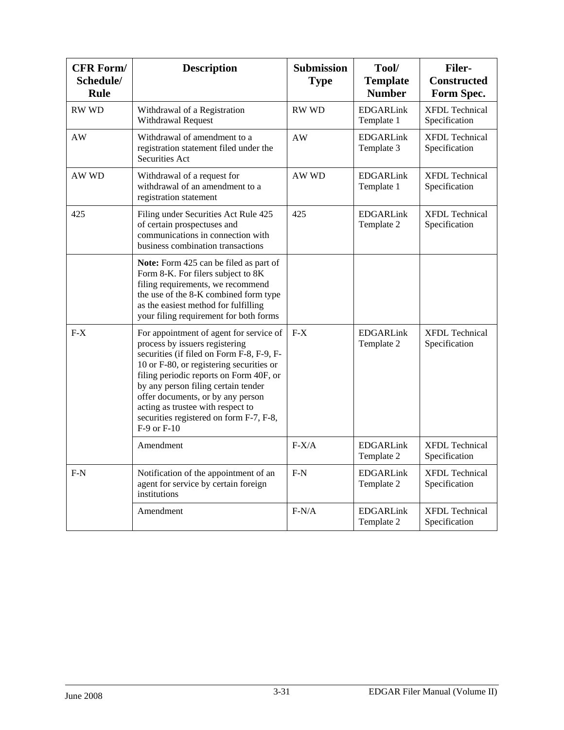| CFR Form/ Schedule/ Rule | Description | Submission Type | Tool/ Template Number | Filer-Constructed Form Spec. |
|---|---|---|---|---|
| RW WD | Withdrawal of a Registration Withdrawal Request | RW WD | EDGARLink Template 1 | XFDL Technical Specification |
| AW | Withdrawal of amendment to a registration statement filed under the Securities Act | AW | EDGARLink Template 3 | XFDL Technical Specification |
| AW WD | Withdrawal of a request for withdrawal of an amendment to a registration statement | AW WD | EDGARLink Template 1 | XFDL Technical Specification |
| 425 | Filing under Securities Act Rule 425 of certain prospectuses and communications in connection with business combination transactions | 425 | EDGARLink Template 2 | XFDL Technical Specification |
| | **Note:** Form 425 can be filed as part of Form 8-K. For filers subject to 8K filing requirements, we recommend the use of the 8-K combined form type as the easiest method for fulfilling your filing requirement for both forms | | | |
| F-X | For appointment of agent for service of process by issuers registering securities (if filed on Form F-8, F-9, F-10 or F-80, or registering securities or filing periodic reports on Form 40F, or by any person filing certain tender offer documents, or by any person acting as trustee with respect to securities registered on form F-7, F-8, F-9 or F-10 | F-X | EDGARLink Template 2 | XFDL Technical Specification |
| | Amendment | F-X/A | EDGARLink Template 2 | XFDL Technical Specification |
| F-N | Notification of the appointment of an agent for service by certain foreign institutions | F-N | EDGARLink Template 2 | XFDL Technical Specification |
| | Amendment | F-N/A | EDGARLink Template 2 | XFDL Technical Specification |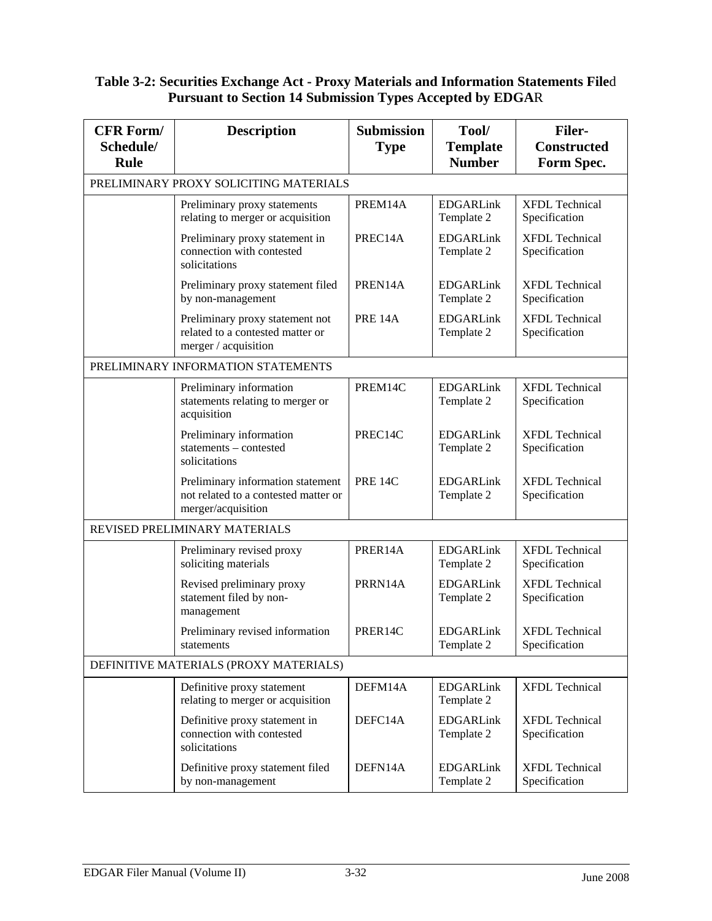**Table 3-2: Securities Exchange Act - Proxy Materials and Information Statements Filed Pursuant to Section 14 Submission Types Accepted by EDGAR**

| CFR Form/ Schedule/ Rule | Description | Submission Type | Tool/ Template Number | Filer-Constructed Form Spec. |
|---|---|---|---|---|
| PRELIMINARY PROXY SOLICITING MATERIALS | | | | |
| | Preliminary proxy statements relating to merger or acquisition | PREM14A | EDGARLink Template 2 | XFDL Technical Specification |
| | Preliminary proxy statement in connection with contested solicitations | PREC14A | EDGARLink Template 2 | XFDL Technical Specification |
| | Preliminary proxy statement filed by non-management | PREN14A | EDGARLink Template 2 | XFDL Technical Specification |
| | Preliminary proxy statement not related to a contested matter or merger / acquisition | PRE 14A | EDGARLink Template 2 | XFDL Technical Specification |
| PRELIMINARY INFORMATION STATEMENTS | | | | |
| | Preliminary information statements relating to merger or acquisition | PREM14C | EDGARLink Template 2 | XFDL Technical Specification |
| | Preliminary information statements – contested solicitations | PREC14C | EDGARLink Template 2 | XFDL Technical Specification |
| | Preliminary information statement not related to a contested matter or merger/acquisition | PRE 14C | EDGARLink Template 2 | XFDL Technical Specification |
| REVISED PRELIMINARY MATERIALS | | | | |
| | Preliminary revised proxy soliciting materials | PRER14A | EDGARLink Template 2 | XFDL Technical Specification |
| | Revised preliminary proxy statement filed by non-management | PRRN14A | EDGARLink Template 2 | XFDL Technical Specification |
| | Preliminary revised information statements | PRER14C | EDGARLink Template 2 | XFDL Technical Specification |
| DEFINITIVE MATERIALS (PROXY MATERIALS) | | | | |
| | Definitive proxy statement relating to merger or acquisition | DEFM14A | EDGARLink Template 2 | XFDL Technical |
| | Definitive proxy statement in connection with contested solicitations | DEFC14A | EDGARLink Template 2 | XFDL Technical Specification |
| | Definitive proxy statement filed by non-management | DEFN14A | EDGARLink Template 2 | XFDL Technical Specification |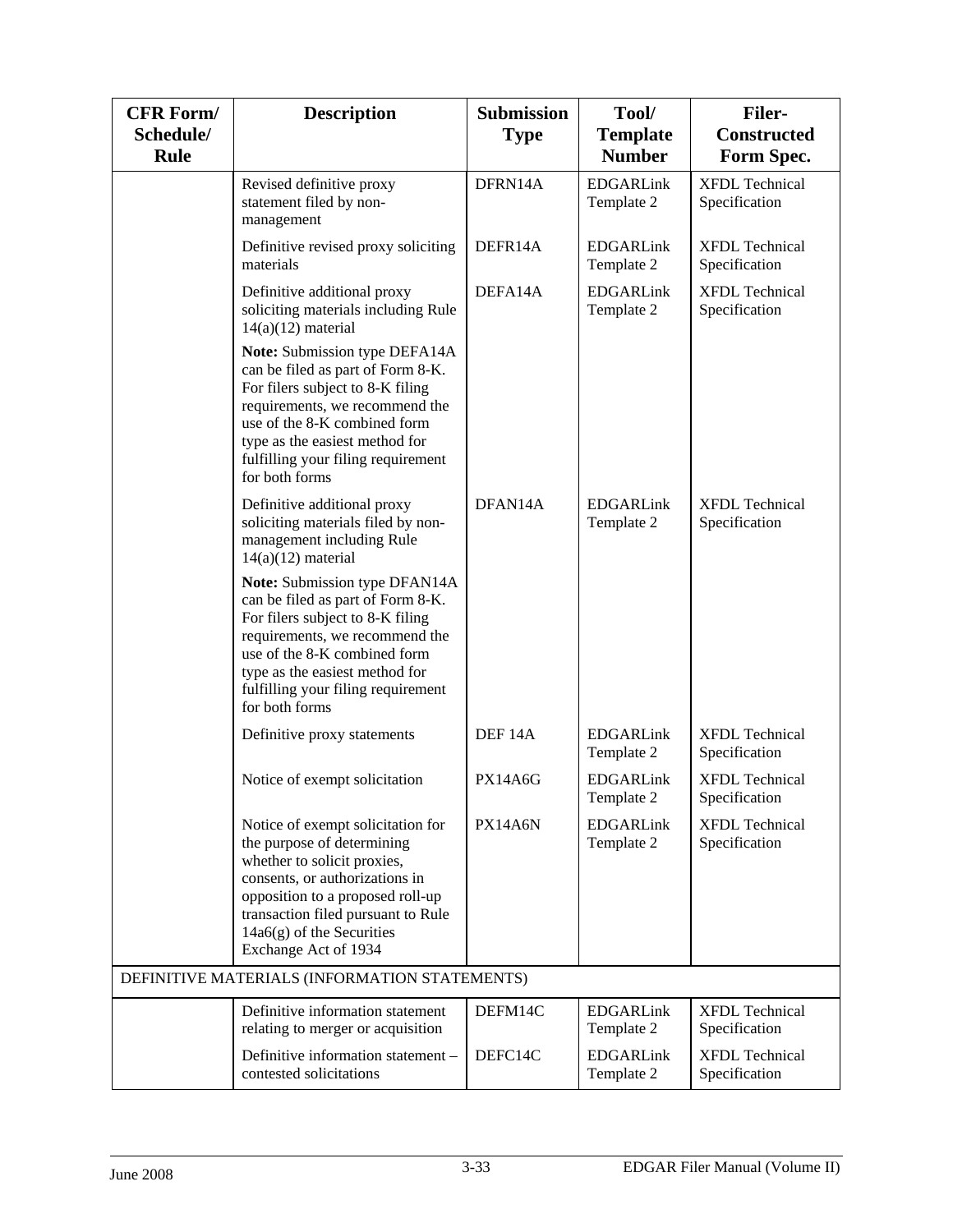| CFR Form/ Schedule/ Rule | Description | Submission Type | Tool/ Template Number | Filer-Constructed Form Spec. |
|---|---|---|---|---|
| | Revised definitive proxy statement filed by non-management | DFRN14A | EDGARLink Template 2 | XFDL Technical Specification |
| | Definitive revised proxy soliciting materials | DEFR14A | EDGARLink Template 2 | XFDL Technical Specification |
| | Definitive additional proxy soliciting materials including Rule 14(a)(12) material | DEFA14A | EDGARLink Template 2 | XFDL Technical Specification |
| | **Note:** Submission type DEFA14A can be filed as part of Form 8-K. For filers subject to 8-K filing requirements, we recommend the use of the 8-K combined form type as the easiest method for fulfilling your filing requirement for both forms | | | |
| | Definitive additional proxy soliciting materials filed by non-management including Rule 14(a)(12) material | DFAN14A | EDGARLink Template 2 | XFDL Technical Specification |
| | **Note:** Submission type DFAN14A can be filed as part of Form 8-K. For filers subject to 8-K filing requirements, we recommend the use of the 8-K combined form type as the easiest method for fulfilling your filing requirement for both forms | | | |
| | Definitive proxy statements | DEF 14A | EDGARLink Template 2 | XFDL Technical Specification |
| | Notice of exempt solicitation | PX14A6G | EDGARLink Template 2 | XFDL Technical Specification |
| | Notice of exempt solicitation for the purpose of determining whether to solicit proxies, consents, or authorizations in opposition to a proposed roll-up transaction filed pursuant to Rule 14a6(g) of the Securities Exchange Act of 1934 | PX14A6N | EDGARLink Template 2 | XFDL Technical Specification |
| DEFINITIVE MATERIALS (INFORMATION STATEMENTS) | | | | |
| | Definitive information statement relating to merger or acquisition | DEFM14C | EDGARLink Template 2 | XFDL Technical Specification |
| | Definitive information statement – contested solicitations | DEFC14C | EDGARLink Template 2 | XFDL Technical Specification |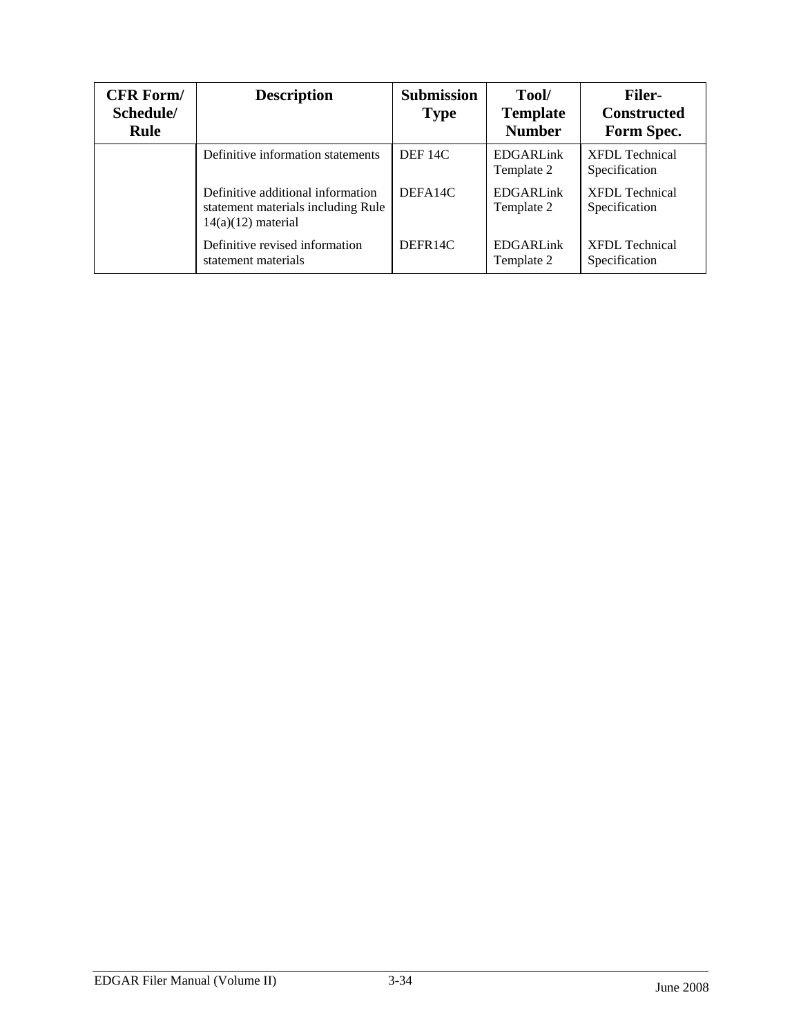| CFR Form/ Schedule/ Rule | Description | Submission Type | Tool/ Template Number | Filer-Constructed Form Spec. |
|---|---|---|---|---|
| | Definitive information statements | DEF 14C | EDGARLink Template 2 | XFDL Technical Specification |
| | Definitive additional information statement materials including Rule 14(a)(12) material | DEFA14C | EDGARLink Template 2 | XFDL Technical Specification |
| | Definitive revised information statement materials | DEFR14C | EDGARLink Template 2 | XFDL Technical Specification |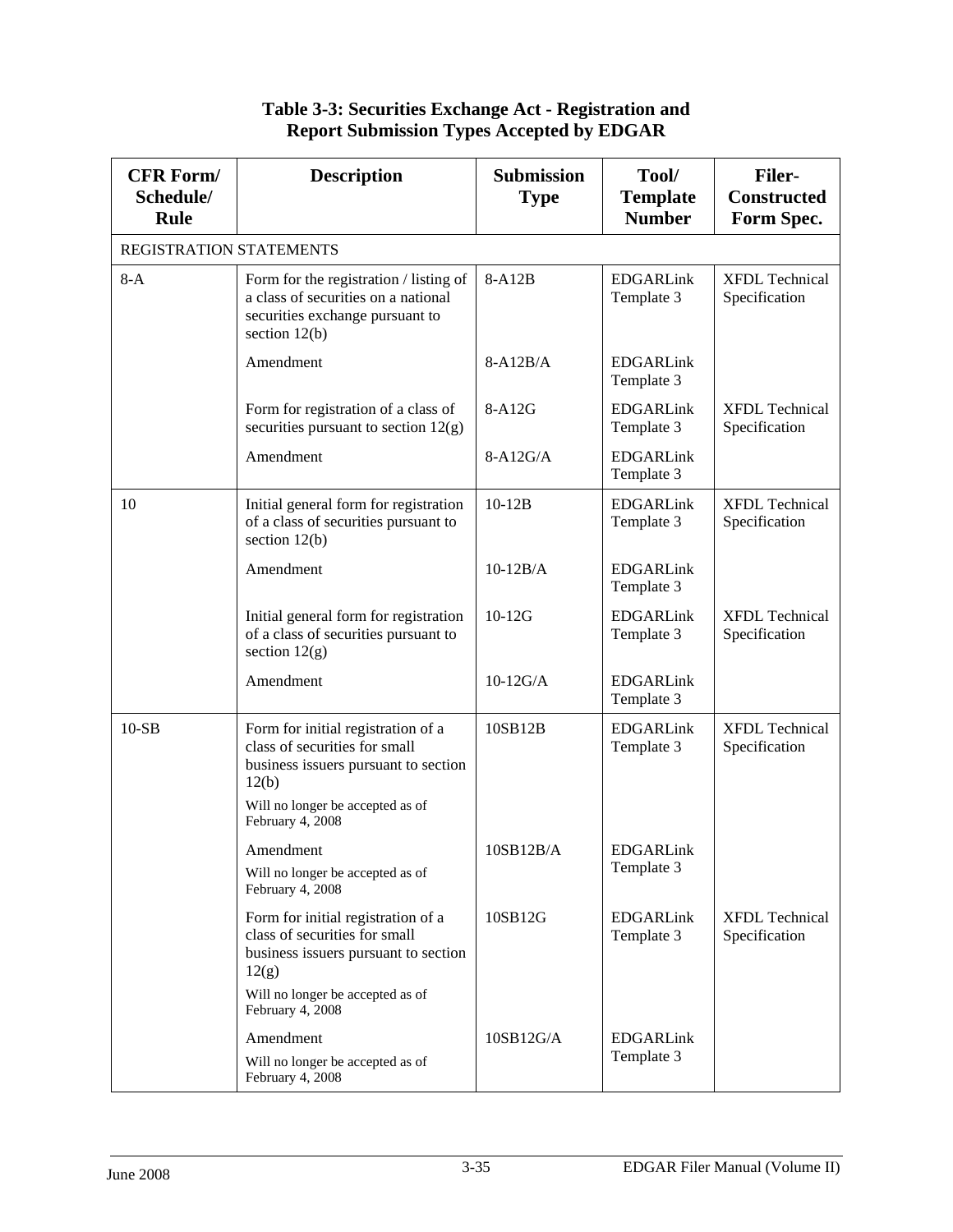## Table 3-3: Securities Exchange Act - Registration and Report Submission Types Accepted by EDGAR

| CFR Form/ Schedule/ Rule | Description | Submission Type | Tool/ Template Number | Filer-Constructed Form Spec. |
|---|---|---|---|---|
| REGISTRATION STATEMENTS | | | | |
| 8-A | Form for the registration / listing of a class of securities on a national securities exchange pursuant to section 12(b) | 8-A12B | EDGARLink Template 3 | XFDL Technical Specification |
| | Amendment | 8-A12B/A | EDGARLink Template 3 | |
| | Form for registration of a class of securities pursuant to section 12(g) | 8-A12G | EDGARLink Template 3 | XFDL Technical Specification |
| | Amendment | 8-A12G/A | EDGARLink Template 3 | |
| 10 | Initial general form for registration of a class of securities pursuant to section 12(b) | 10-12B | EDGARLink Template 3 | XFDL Technical Specification |
| | Amendment | 10-12B/A | EDGARLink Template 3 | |
| | Initial general form for registration of a class of securities pursuant to section 12(g) | 10-12G | EDGARLink Template 3 | XFDL Technical Specification |
| | Amendment | 10-12G/A | EDGARLink Template 3 | |
| 10-SB | Form for initial registration of a class of securities for small business issuers pursuant to section 12(b)<br>Will no longer be accepted as of February 4, 2008 | 10SB12B | EDGARLink Template 3 | XFDL Technical Specification |
| | Amendment<br>Will no longer be accepted as of February 4, 2008 | 10SB12B/A | EDGARLink Template 3 | |
| | Form for initial registration of a class of securities for small business issuers pursuant to section 12(g)<br>Will no longer be accepted as of February 4, 2008 | 10SB12G | EDGARLink Template 3 | XFDL Technical Specification |
| | Amendment<br>Will no longer be accepted as of February 4, 2008 | 10SB12G/A | EDGARLink Template 3 | |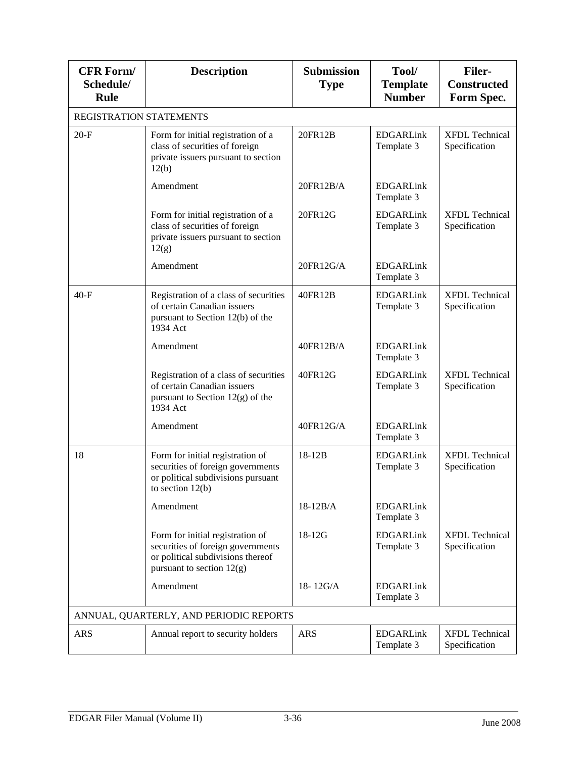| CFR Form/ Schedule/ Rule | Description | Submission Type | Tool/ Template Number | Filer-Constructed Form Spec. |
|---|---|---|---|---|
| REGISTRATION STATEMENTS | | | | |
| 20-F | Form for initial registration of a class of securities of foreign private issuers pursuant to section 12(b) | 20FR12B | EDGARLink Template 3 | XFDL Technical Specification |
| | Amendment | 20FR12B/A | EDGARLink Template 3 | |
| | Form for initial registration of a class of securities of foreign private issuers pursuant to section 12(g) | 20FR12G | EDGARLink Template 3 | XFDL Technical Specification |
| | Amendment | 20FR12G/A | EDGARLink Template 3 | |
| 40-F | Registration of a class of securities of certain Canadian issuers pursuant to Section 12(b) of the 1934 Act | 40FR12B | EDGARLink Template 3 | XFDL Technical Specification |
| | Amendment | 40FR12B/A | EDGARLink Template 3 | |
| | Registration of a class of securities of certain Canadian issuers pursuant to Section 12(g) of the 1934 Act | 40FR12G | EDGARLink Template 3 | XFDL Technical Specification |
| | Amendment | 40FR12G/A | EDGARLink Template 3 | |
| 18 | Form for initial registration of securities of foreign governments or political subdivisions pursuant to section 12(b) | 18-12B | EDGARLink Template 3 | XFDL Technical Specification |
| | Amendment | 18-12B/A | EDGARLink Template 3 | |
| | Form for initial registration of securities of foreign governments or political subdivisions thereof pursuant to section 12(g) | 18-12G | EDGARLink Template 3 | XFDL Technical Specification |
| | Amendment | 18- 12G/A | EDGARLink Template 3 | |
| ANNUAL, QUARTERLY, AND PERIODIC REPORTS | | | | |
| ARS | Annual report to security holders | ARS | EDGARLink Template 3 | XFDL Technical Specification |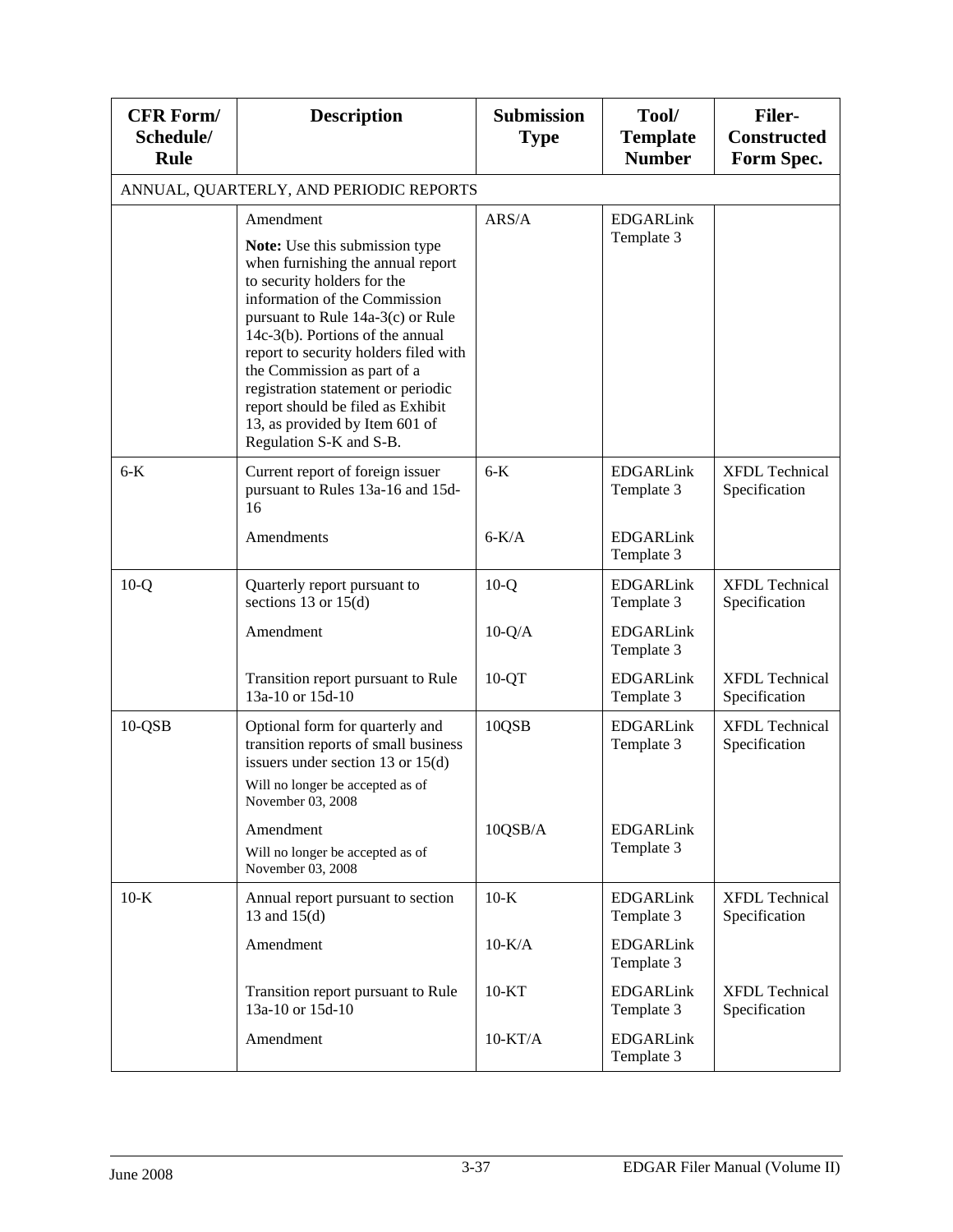| CFR Form/ Schedule/ Rule | Description | Submission Type | Tool/ Template Number | Filer-Constructed Form Spec. |
|---|---|---|---|---|
| ANNUAL, QUARTERLY, AND PERIODIC REPORTS | | | | |
| | Amendment<br>**Note:** Use this submission type when furnishing the annual report to security holders for the information of the Commission pursuant to Rule 14a-3(c) or Rule 14c-3(b). Portions of the annual report to security holders filed with the Commission as part of a registration statement or periodic report should be filed as Exhibit 13, as provided by Item 601 of Regulation S-K and S-B. | ARS/A | EDGARLink Template 3 | |
| 6-K | Current report of foreign issuer pursuant to Rules 13a-16 and 15d-16 | 6-K | EDGARLink Template 3 | XFDL Technical Specification |
| | Amendments | 6-K/A | EDGARLink Template 3 | |
| 10-Q | Quarterly report pursuant to sections 13 or 15(d) | 10-Q | EDGARLink Template 3 | XFDL Technical Specification |
| | Amendment | 10-Q/A | EDGARLink Template 3 | |
| | Transition report pursuant to Rule 13a-10 or 15d-10 | 10-QT | EDGARLink Template 3 | XFDL Technical Specification |
| 10-QSB | Optional form for quarterly and transition reports of small business issuers under section 13 or 15(d)<br>Will no longer be accepted as of November 03, 2008 | 10QSB | EDGARLink Template 3 | XFDL Technical Specification |
| | Amendment<br>Will no longer be accepted as of November 03, 2008 | 10QSB/A | EDGARLink Template 3 | |
| 10-K | Annual report pursuant to section 13 and 15(d) | 10-K | EDGARLink Template 3 | XFDL Technical Specification |
| | Amendment | 10-K/A | EDGARLink Template 3 | |
| | Transition report pursuant to Rule 13a-10 or 15d-10 | 10-KT | EDGARLink Template 3 | XFDL Technical Specification |
| | Amendment | 10-KT/A | EDGARLink Template 3 | |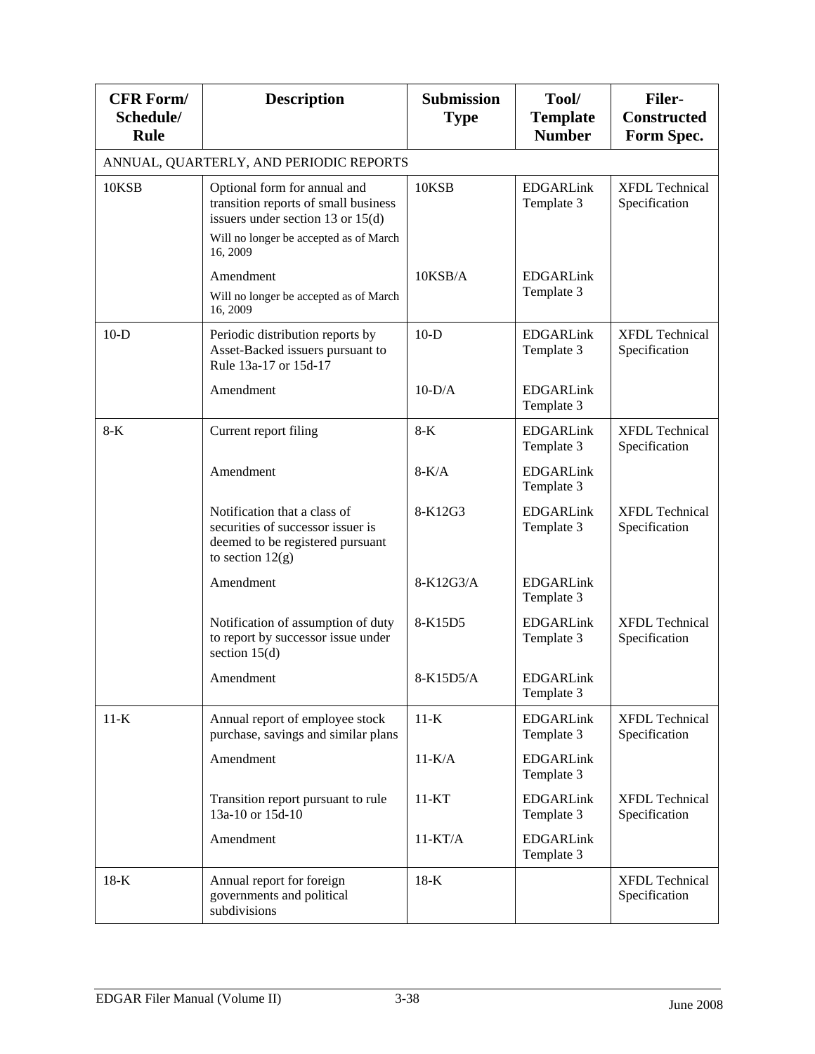| CFR Form/ Schedule/ Rule | Description | Submission Type | Tool/ Template Number | Filer-Constructed Form Spec. |
|---|---|---|---|---|
| ANNUAL, QUARTERLY, AND PERIODIC REPORTS | | | | |
| 10KSB | Optional form for annual and transition reports of small business issuers under section 13 or 15(d)<br>Will no longer be accepted as of March 16, 2009 | 10KSB | EDGARLink Template 3 | XFDL Technical Specification |
| | Amendment<br>Will no longer be accepted as of March 16, 2009 | 10KSB/A | EDGARLink Template 3 | |
| 10-D | Periodic distribution reports by Asset-Backed issuers pursuant to Rule 13a-17 or 15d-17 | 10-D | EDGARLink Template 3 | XFDL Technical Specification |
| | Amendment | 10-D/A | EDGARLink Template 3 | |
| 8-K | Current report filing | 8-K | EDGARLink Template 3 | XFDL Technical Specification |
| | Amendment | 8-K/A | EDGARLink Template 3 | |
| | Notification that a class of securities of successor issuer is deemed to be registered pursuant to section 12(g) | 8-K12G3 | EDGARLink Template 3 | XFDL Technical Specification |
| | Amendment | 8-K12G3/A | EDGARLink Template 3 | |
| | Notification of assumption of duty to report by successor issue under section 15(d) | 8-K15D5 | EDGARLink Template 3 | XFDL Technical Specification |
| | Amendment | 8-K15D5/A | EDGARLink Template 3 | |
| 11-K | Annual report of employee stock purchase, savings and similar plans | 11-K | EDGARLink Template 3 | XFDL Technical Specification |
| | Amendment | 11-K/A | EDGARLink Template 3 | |
| | Transition report pursuant to rule 13a-10 or 15d-10 | 11-KT | EDGARLink Template 3 | XFDL Technical Specification |
| | Amendment | 11-KT/A | EDGARLink Template 3 | |
| 18-K | Annual report for foreign governments and political subdivisions | 18-K | | XFDL Technical Specification |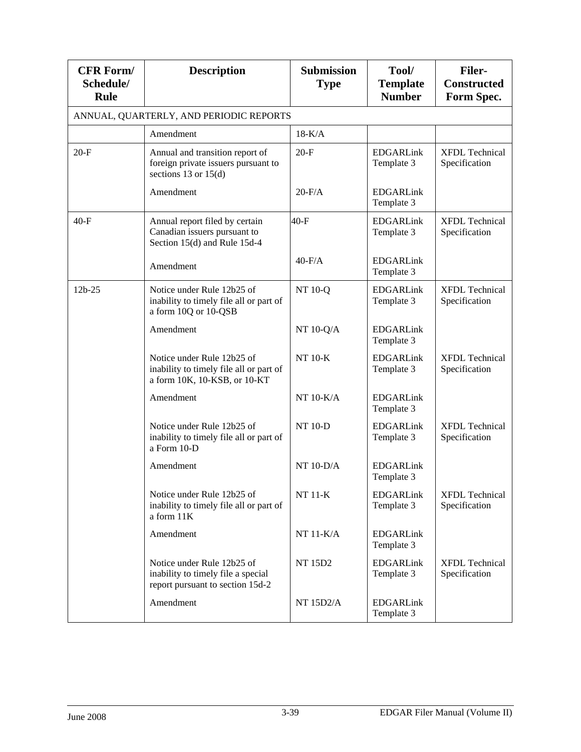| CFR Form/ Schedule/ Rule | Description | Submission Type | Tool/ Template Number | Filer-Constructed Form Spec. |
|---|---|---|---|---|
| ANNUAL, QUARTERLY, AND PERIODIC REPORTS | | | | |
| | Amendment | 18-K/A | | |
| 20-F | Annual and transition report of foreign private issuers pursuant to sections 13 or 15(d) | 20-F | EDGARLink Template 3 | XFDL Technical Specification |
| | Amendment | 20-F/A | EDGARLink Template 3 | |
| 40-F | Annual report filed by certain Canadian issuers pursuant to Section 15(d) and Rule 15d-4 | 40-F | EDGARLink Template 3 | XFDL Technical Specification |
| | Amendment | 40-F/A | EDGARLink Template 3 | |
| 12b-25 | Notice under Rule 12b25 of inability to timely file all or part of a form 10Q or 10-QSB | NT 10-Q | EDGARLink Template 3 | XFDL Technical Specification |
| | Amendment | NT 10-Q/A | EDGARLink Template 3 | |
| | Notice under Rule 12b25 of inability to timely file all or part of a form 10K, 10-KSB, or 10-KT | NT 10-K | EDGARLink Template 3 | XFDL Technical Specification |
| | Amendment | NT 10-K/A | EDGARLink Template 3 | |
| | Notice under Rule 12b25 of inability to timely file all or part of a Form 10-D | NT 10-D | EDGARLink Template 3 | XFDL Technical Specification |
| | Amendment | NT 10-D/A | EDGARLink Template 3 | |
| | Notice under Rule 12b25 of inability to timely file all or part of a form 11K | NT 11-K | EDGARLink Template 3 | XFDL Technical Specification |
| | Amendment | NT 11-K/A | EDGARLink Template 3 | |
| | Notice under Rule 12b25 of inability to timely file a special report pursuant to section 15d-2 | NT 15D2 | EDGARLink Template 3 | XFDL Technical Specification |
| | Amendment | NT 15D2/A | EDGARLink Template 3 | |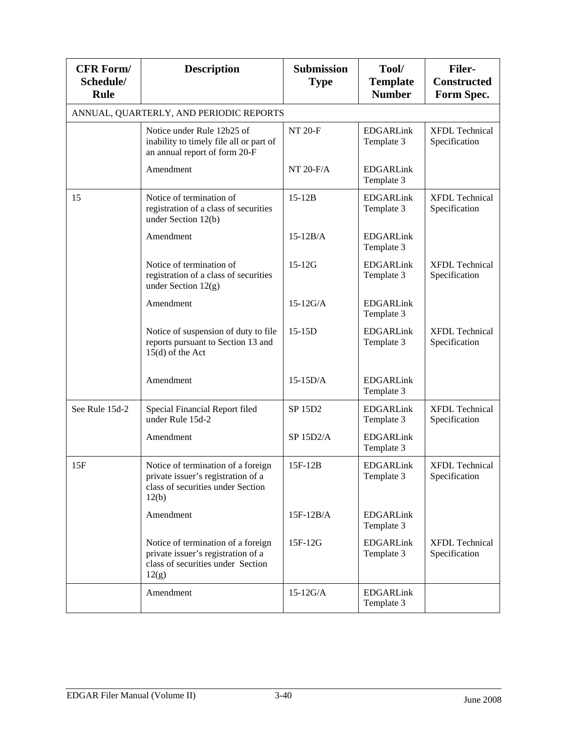| CFR Form/ Schedule/ Rule | Description | Submission Type | Tool/ Template Number | Filer-Constructed Form Spec. |
|---|---|---|---|---|
| ANNUAL, QUARTERLY, AND PERIODIC REPORTS | | | | |
| | Notice under Rule 12b25 of inability to timely file all or part of an annual report of form 20-F | NT 20-F | EDGARLink Template 3 | XFDL Technical Specification |
| | Amendment | NT 20-F/A | EDGARLink Template 3 | |
| 15 | Notice of termination of registration of a class of securities under Section 12(b) | 15-12B | EDGARLink Template 3 | XFDL Technical Specification |
| | Amendment | 15-12B/A | EDGARLink Template 3 | |
| | Notice of termination of registration of a class of securities under Section 12(g) | 15-12G | EDGARLink Template 3 | XFDL Technical Specification |
| | Amendment | 15-12G/A | EDGARLink Template 3 | |
| | Notice of suspension of duty to file reports pursuant to Section 13 and 15(d) of the Act | 15-15D | EDGARLink Template 3 | XFDL Technical Specification |
| | Amendment | 15-15D/A | EDGARLink Template 3 | |
| See Rule 15d-2 | Special Financial Report filed under Rule 15d-2 | SP 15D2 | EDGARLink Template 3 | XFDL Technical Specification |
| | Amendment | SP 15D2/A | EDGARLink Template 3 | |
| 15F | Notice of termination of a foreign private issuer's registration of a class of securities under Section 12(b) | 15F-12B | EDGARLink Template 3 | XFDL Technical Specification |
| | Amendment | 15F-12B/A | EDGARLink Template 3 | |
| | Notice of termination of a foreign private issuer's registration of a class of securities under Section 12(g) | 15F-12G | EDGARLink Template 3 | XFDL Technical Specification |
| | Amendment | 15-12G/A | EDGARLink Template 3 | |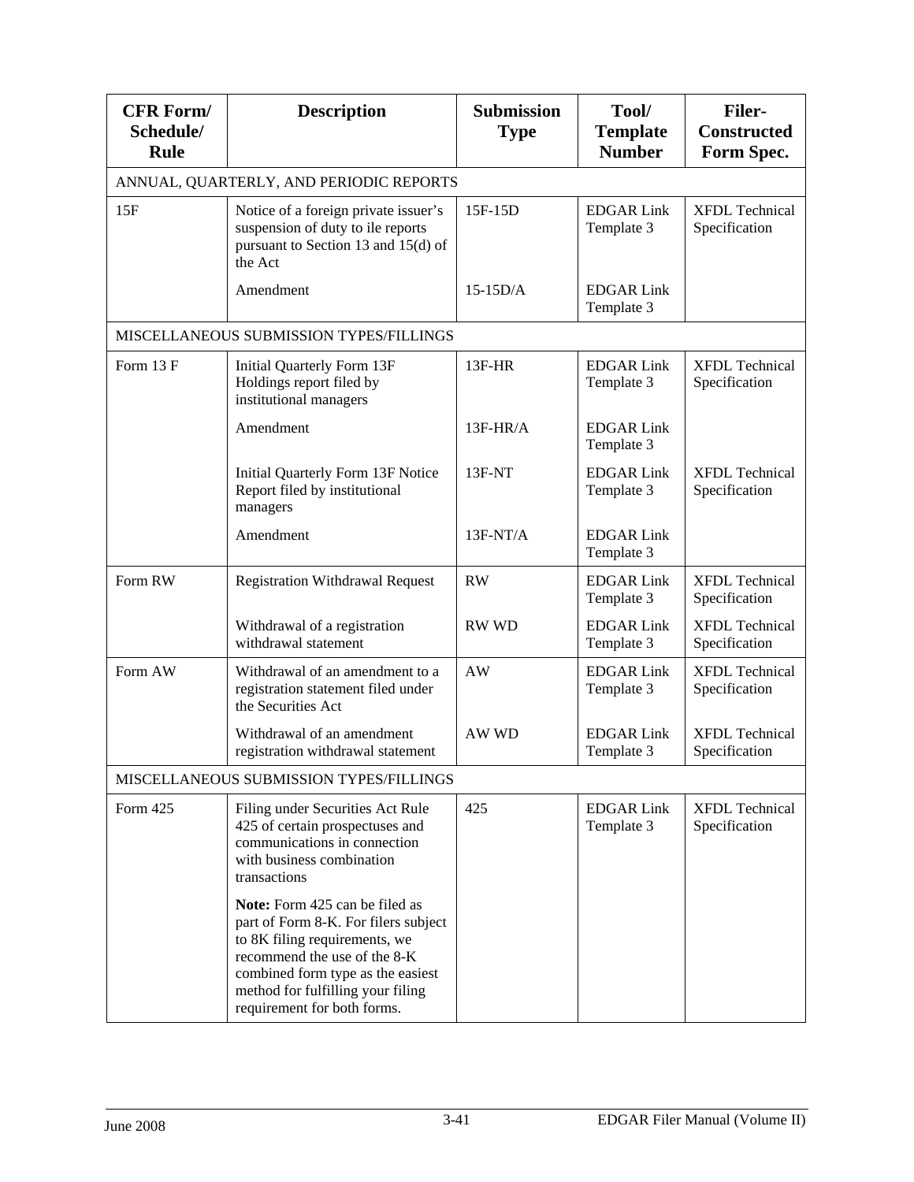| CFR Form/ Schedule/ Rule | Description | Submission Type | Tool/ Template Number | Filer-Constructed Form Spec. |
|---|---|---|---|---|
| ANNUAL, QUARTERLY, AND PERIODIC REPORTS | | | | |
| 15F | Notice of a foreign private issuer's suspension of duty to ile reports pursuant to Section 13 and 15(d) of the Act | 15F-15D | EDGAR Link Template 3 | XFDL Technical Specification |
| | Amendment | 15-15D/A | EDGAR Link Template 3 | |
| MISCELLANEOUS SUBMISSION TYPES/FILLINGS | | | | |
| Form 13 F | Initial Quarterly Form 13F Holdings report filed by institutional managers | 13F-HR | EDGAR Link Template 3 | XFDL Technical Specification |
| | Amendment | 13F-HR/A | EDGAR Link Template 3 | |
| | Initial Quarterly Form 13F Notice Report filed by institutional managers | 13F-NT | EDGAR Link Template 3 | XFDL Technical Specification |
| | Amendment | 13F-NT/A | EDGAR Link Template 3 | |
| Form RW | Registration Withdrawal Request | RW | EDGAR Link Template 3 | XFDL Technical Specification |
| | Withdrawal of a registration withdrawal statement | RW WD | EDGAR Link Template 3 | XFDL Technical Specification |
| Form AW | Withdrawal of an amendment to a registration statement filed under the Securities Act | AW | EDGAR Link Template 3 | XFDL Technical Specification |
| | Withdrawal of an amendment registration withdrawal statement | AW WD | EDGAR Link Template 3 | XFDL Technical Specification |
| MISCELLANEOUS SUBMISSION TYPES/FILLINGS | | | | |
| Form 425 | Filing under Securities Act Rule 425 of certain prospectuses and communications in connection with business combination transactions<br><br>**Note:** Form 425 can be filed as part of Form 8-K. For filers subject to 8K filing requirements, we recommend the use of the 8-K combined form type as the easiest method for fulfilling your filing requirement for both forms. | 425 | EDGAR Link Template 3 | XFDL Technical Specification |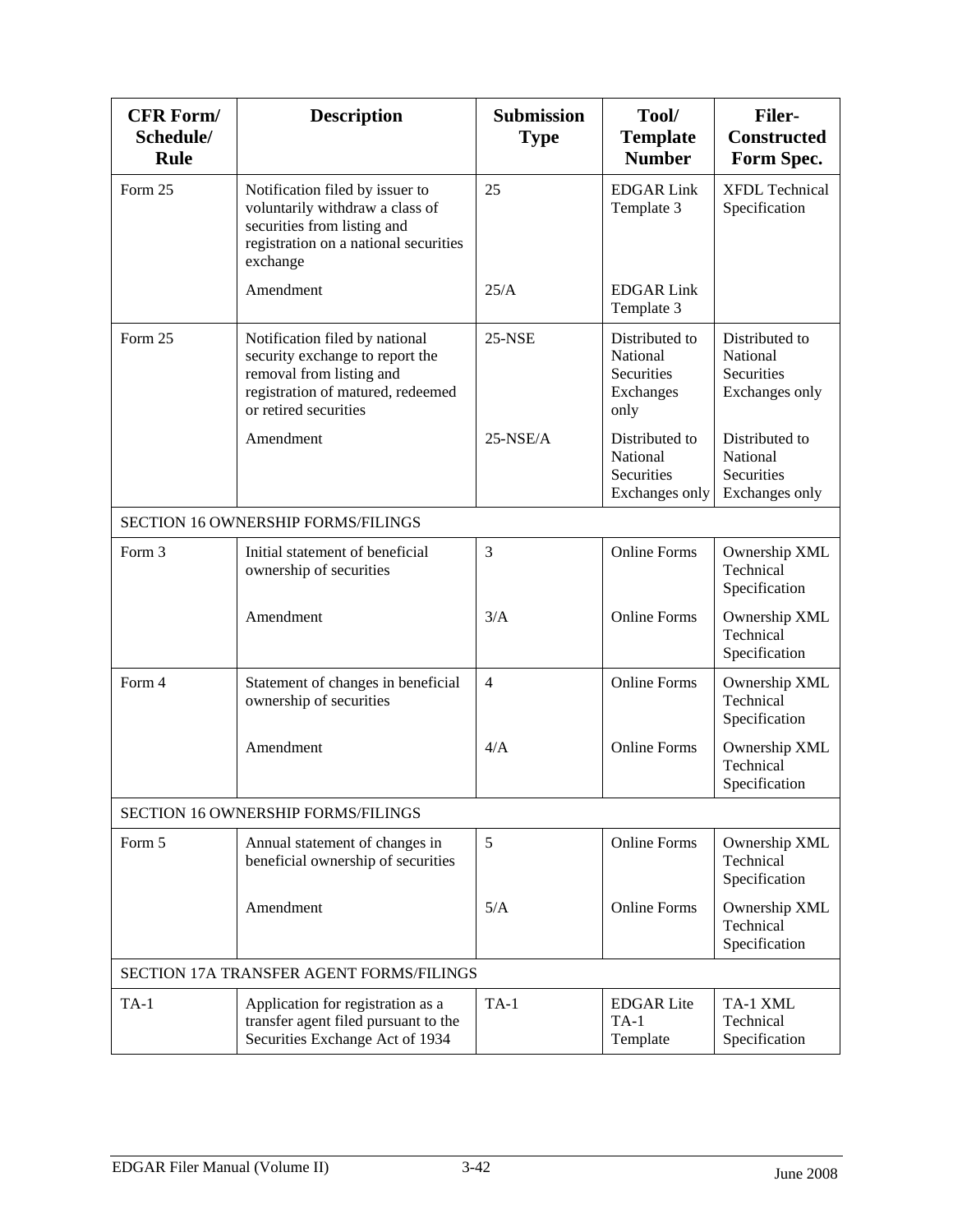| CFR Form/ Schedule/ Rule | Description | Submission Type | Tool/ Template Number | Filer-Constructed Form Spec. |
|---|---|---|---|---|
| Form 25 | Notification filed by issuer to voluntarily withdraw a class of securities from listing and registration on a national securities exchange | 25 | EDGAR Link Template 3 | XFDL Technical Specification |
| | Amendment | 25/A | EDGAR Link Template 3 | |
| Form 25 | Notification filed by national security exchange to report the removal from listing and registration of matured, redeemed or retired securities | 25-NSE | Distributed to National Securities Exchanges only | Distributed to National Securities Exchanges only |
| | Amendment | 25-NSE/A | Distributed to National Securities Exchanges only | Distributed to National Securities Exchanges only |
| SECTION 16 OWNERSHIP FORMS/FILINGS | | | | |
| Form 3 | Initial statement of beneficial ownership of securities | 3 | Online Forms | Ownership XML Technical Specification |
| | Amendment | 3/A | Online Forms | Ownership XML Technical Specification |
| Form 4 | Statement of changes in beneficial ownership of securities | 4 | Online Forms | Ownership XML Technical Specification |
| | Amendment | 4/A | Online Forms | Ownership XML Technical Specification |
| SECTION 16 OWNERSHIP FORMS/FILINGS | | | | |
| Form 5 | Annual statement of changes in beneficial ownership of securities | 5 | Online Forms | Ownership XML Technical Specification |
| | Amendment | 5/A | Online Forms | Ownership XML Technical Specification |
| SECTION 17A TRANSFER AGENT FORMS/FILINGS | | | | |
| TA-1 | Application for registration as a transfer agent filed pursuant to the Securities Exchange Act of 1934 | TA-1 | EDGAR Lite TA-1 Template | TA-1 XML Technical Specification |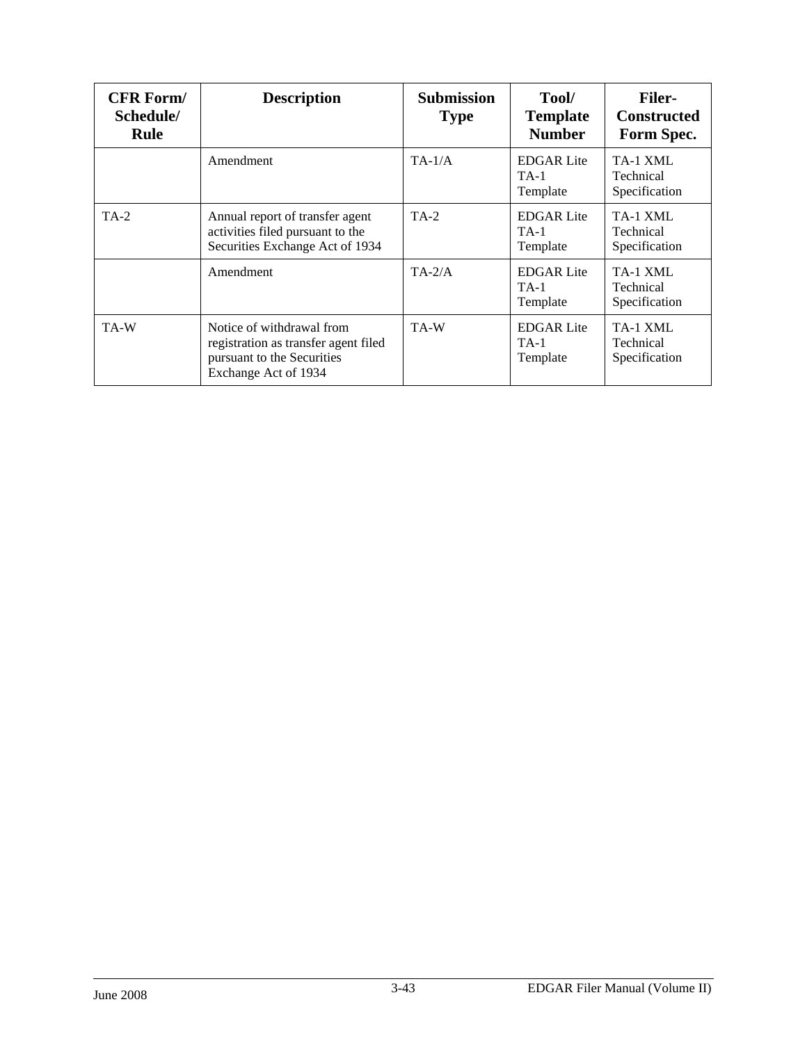| CFR Form/ Schedule/ Rule | Description | Submission Type | Tool/ Template Number | Filer-Constructed Form Spec. |
| --- | --- | --- | --- | --- |
| | Amendment | TA-1/A | EDGAR Lite TA-1 Template | TA-1 XML Technical Specification |
| TA-2 | Annual report of transfer agent activities filed pursuant to the Securities Exchange Act of 1934 | TA-2 | EDGAR Lite TA-1 Template | TA-1 XML Technical Specification |
| | Amendment | TA-2/A | EDGAR Lite TA-1 Template | TA-1 XML Technical Specification |
| TA-W | Notice of withdrawal from registration as transfer agent filed pursuant to the Securities Exchange Act of 1934 | TA-W | EDGAR Lite TA-1 Template | TA-1 XML Technical Specification |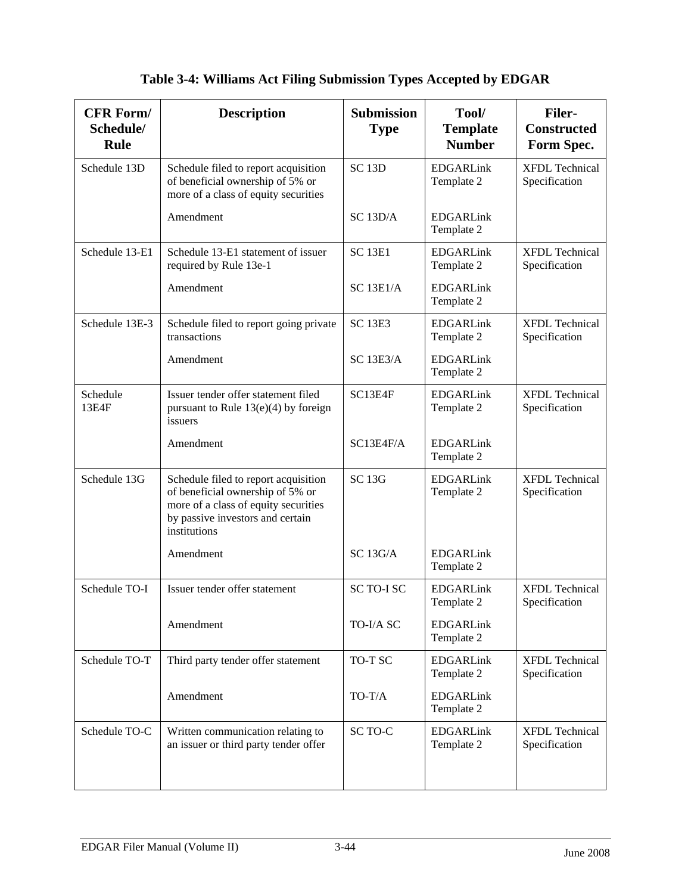## Table 3-4: Williams Act Filing Submission Types Accepted by EDGAR

| CFR Form/ Schedule/ Rule | Description | Submission Type | Tool/ Template Number | Filer-Constructed Form Spec. |
|---|---|---|---|---|
| Schedule 13D | Schedule filed to report acquisition of beneficial ownership of 5% or more of a class of equity securities | SC 13D | EDGARLink Template 2 | XFDL Technical Specification |
| | Amendment | SC 13D/A | EDGARLink Template 2 | |
| Schedule 13-E1 | Schedule 13-E1 statement of issuer required by Rule 13e-1 | SC 13E1 | EDGARLink Template 2 | XFDL Technical Specification |
| | Amendment | SC 13E1/A | EDGARLink Template 2 | |
| Schedule 13E-3 | Schedule filed to report going private transactions | SC 13E3 | EDGARLink Template 2 | XFDL Technical Specification |
| | Amendment | SC 13E3/A | EDGARLink Template 2 | |
| Schedule 13E4F | Issuer tender offer statement filed pursuant to Rule 13(e)(4) by foreign issuers | SC13E4F | EDGARLink Template 2 | XFDL Technical Specification |
| | Amendment | SC13E4F/A | EDGARLink Template 2 | |
| Schedule 13G | Schedule filed to report acquisition of beneficial ownership of 5% or more of a class of equity securities by passive investors and certain institutions | SC 13G | EDGARLink Template 2 | XFDL Technical Specification |
| | Amendment | SC 13G/A | EDGARLink Template 2 | |
| Schedule TO-I | Issuer tender offer statement | SC TO-I SC | EDGARLink Template 2 | XFDL Technical Specification |
| | Amendment | TO-I/A SC | EDGARLink Template 2 | |
| Schedule TO-T | Third party tender offer statement | TO-T SC | EDGARLink Template 2 | XFDL Technical Specification |
| | Amendment | TO-T/A | EDGARLink Template 2 | |
| Schedule TO-C | Written communication relating to an issuer or third party tender offer | SC TO-C | EDGARLink Template 2 | XFDL Technical Specification |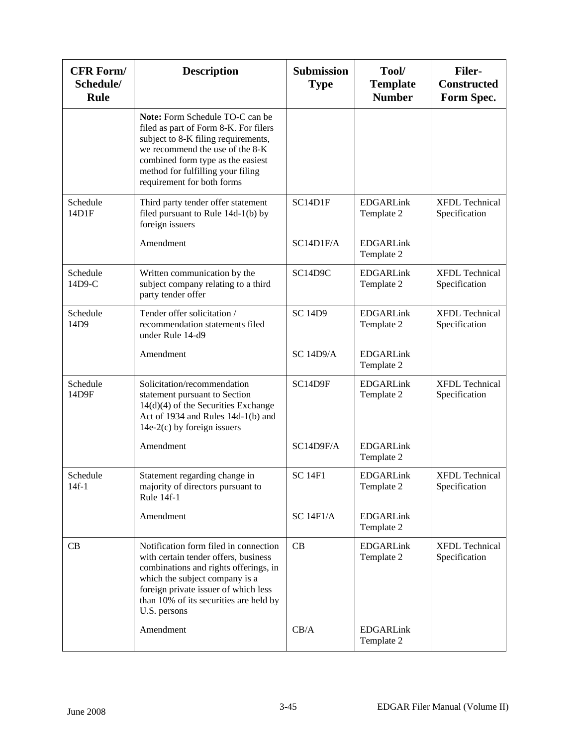| CFR Form/ Schedule/ Rule | Description | Submission Type | Tool/ Template Number | Filer-Constructed Form Spec. |
|---|---|---|---|---|
| | **Note:** Form Schedule TO-C can be filed as part of Form 8-K. For filers subject to 8-K filing requirements, we recommend the use of the 8-K combined form type as the easiest method for fulfilling your filing requirement for both forms | | | |
| Schedule 14D1F | Third party tender offer statement filed pursuant to Rule 14d-1(b) by foreign issuers | SC14D1F | EDGARLink Template 2 | XFDL Technical Specification |
| | Amendment | SC14D1F/A | EDGARLink Template 2 | |
| Schedule 14D9-C | Written communication by the subject company relating to a third party tender offer | SC14D9C | EDGARLink Template 2 | XFDL Technical Specification |
| Schedule 14D9 | Tender offer solicitation / recommendation statements filed under Rule 14-d9 | SC 14D9 | EDGARLink Template 2 | XFDL Technical Specification |
| | Amendment | SC 14D9/A | EDGARLink Template 2 | |
| Schedule 14D9F | Solicitation/recommendation statement pursuant to Section 14(d)(4) of the Securities Exchange Act of 1934 and Rules 14d-1(b) and 14e-2(c) by foreign issuers | SC14D9F | EDGARLink Template 2 | XFDL Technical Specification |
| | Amendment | SC14D9F/A | EDGARLink Template 2 | |
| Schedule 14f-1 | Statement regarding change in majority of directors pursuant to Rule 14f-1 | SC 14F1 | EDGARLink Template 2 | XFDL Technical Specification |
| | Amendment | SC 14F1/A | EDGARLink Template 2 | |
| CB | Notification form filed in connection with certain tender offers, business combinations and rights offerings, in which the subject company is a foreign private issuer of which less than 10% of its securities are held by U.S. persons | CB | EDGARLink Template 2 | XFDL Technical Specification |
| | Amendment | CB/A | EDGARLink Template 2 | |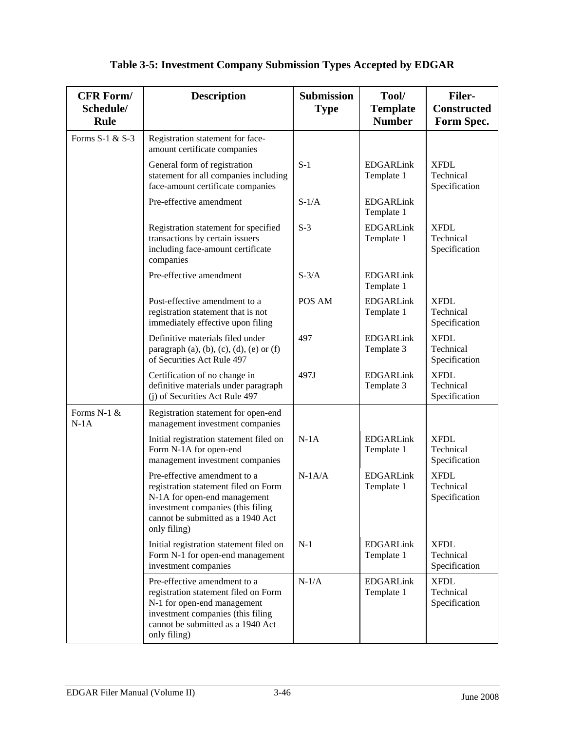# Table 3-5: Investment Company Submission Types Accepted by EDGAR

| CFR Form/ Schedule/ Rule | Description | Submission Type | Tool/ Template Number | Filer-Constructed Form Spec. |
|---|---|---|---|---|
| Forms S-1 & S-3 | Registration statement for face-amount certificate companies | | | |
| | General form of registration statement for all companies including face-amount certificate companies | S-1 | EDGARLink Template 1 | XFDL Technical Specification |
| | Pre-effective amendment | S-1/A | EDGARLink Template 1 | |
| | Registration statement for specified transactions by certain issuers including face-amount certificate companies | S-3 | EDGARLink Template 1 | XFDL Technical Specification |
| | Pre-effective amendment | S-3/A | EDGARLink Template 1 | |
| | Post-effective amendment to a registration statement that is not immediately effective upon filing | POS AM | EDGARLink Template 1 | XFDL Technical Specification |
| | Definitive materials filed under paragraph (a), (b), (c), (d), (e) or (f) of Securities Act Rule 497 | 497 | EDGARLink Template 3 | XFDL Technical Specification |
| | Certification of no change in definitive materials under paragraph (j) of Securities Act Rule 497 | 497J | EDGARLink Template 3 | XFDL Technical Specification |
| Forms N-1 & N-1A | Registration statement for open-end management investment companies | | | |
| | Initial registration statement filed on Form N-1A for open-end management investment companies | N-1A | EDGARLink Template 1 | XFDL Technical Specification |
| | Pre-effective amendment to a registration statement filed on Form N-1A for open-end management investment companies (this filing cannot be submitted as a 1940 Act only filing) | N-1A/A | EDGARLink Template 1 | XFDL Technical Specification |
| | Initial registration statement filed on Form N-1 for open-end management investment companies | N-1 | EDGARLink Template 1 | XFDL Technical Specification |
| | Pre-effective amendment to a registration statement filed on Form N-1 for open-end management investment companies (this filing cannot be submitted as a 1940 Act only filing) | N-1/A | EDGARLink Template 1 | XFDL Technical Specification |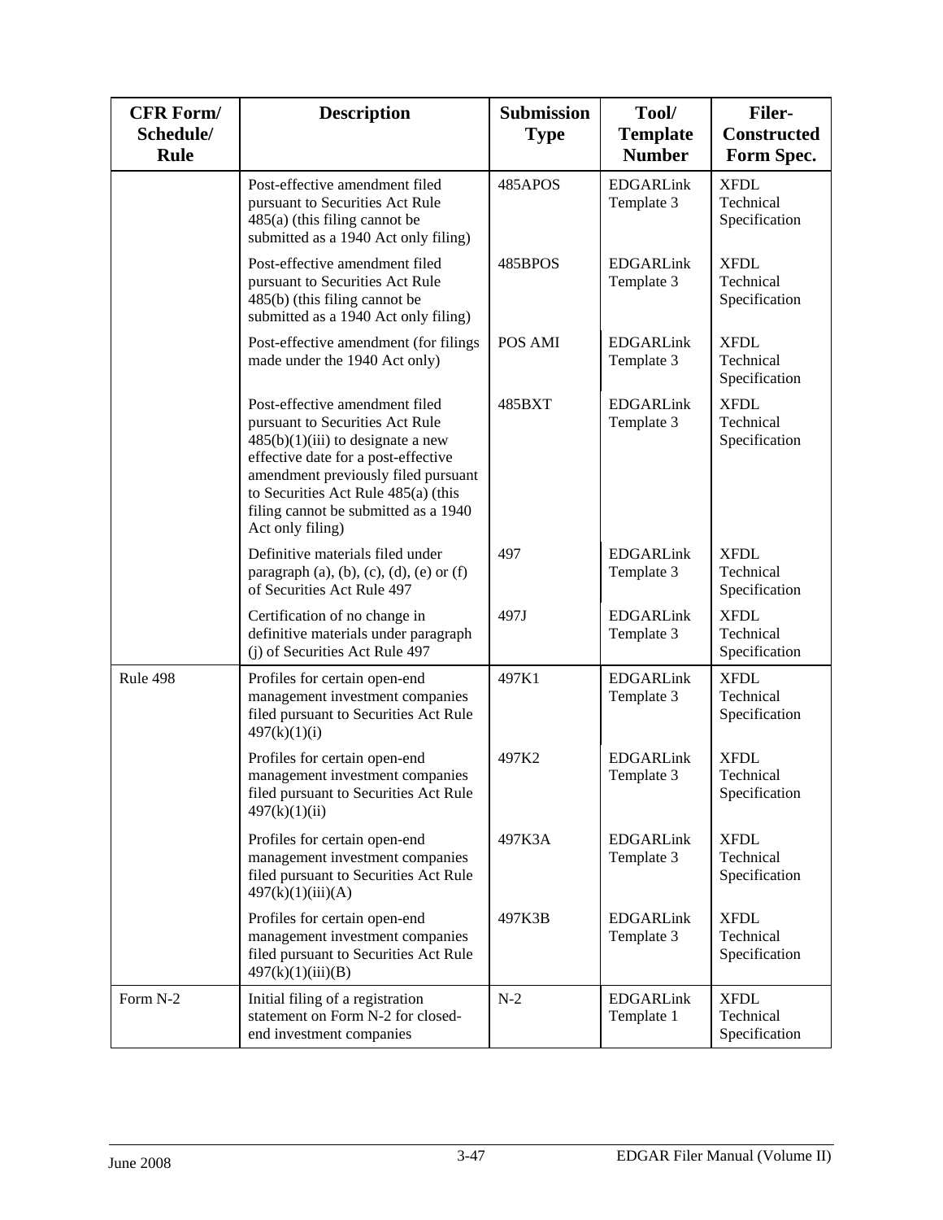| CFR Form/ Schedule/ Rule | Description | Submission Type | Tool/ Template Number | Filer-Constructed Form Spec. |
|---|---|---|---|---|
| | Post-effective amendment filed pursuant to Securities Act Rule 485(a) (this filing cannot be submitted as a 1940 Act only filing) | 485APOS | EDGARLink Template 3 | XFDL Technical Specification |
| | Post-effective amendment filed pursuant to Securities Act Rule 485(b) (this filing cannot be submitted as a 1940 Act only filing) | 485BPOS | EDGARLink Template 3 | XFDL Technical Specification |
| | Post-effective amendment (for filings made under the 1940 Act only) | POS AMI | EDGARLink Template 3 | XFDL Technical Specification |
| | Post-effective amendment filed pursuant to Securities Act Rule 485(b)(1)(iii) to designate a new effective date for a post-effective amendment previously filed pursuant to Securities Act Rule 485(a) (this filing cannot be submitted as a 1940 Act only filing) | 485BXT | EDGARLink Template 3 | XFDL Technical Specification |
| | Definitive materials filed under paragraph (a), (b), (c), (d), (e) or (f) of Securities Act Rule 497 | 497 | EDGARLink Template 3 | XFDL Technical Specification |
| | Certification of no change in definitive materials under paragraph (j) of Securities Act Rule 497 | 497J | EDGARLink Template 3 | XFDL Technical Specification |
| Rule 498 | Profiles for certain open-end management investment companies filed pursuant to Securities Act Rule 497(k)(1)(i) | 497K1 | EDGARLink Template 3 | XFDL Technical Specification |
| | Profiles for certain open-end management investment companies filed pursuant to Securities Act Rule 497(k)(1)(ii) | 497K2 | EDGARLink Template 3 | XFDL Technical Specification |
| | Profiles for certain open-end management investment companies filed pursuant to Securities Act Rule 497(k)(1)(iii)(A) | 497K3A | EDGARLink Template 3 | XFDL Technical Specification |
| | Profiles for certain open-end management investment companies filed pursuant to Securities Act Rule 497(k)(1)(iii)(B) | 497K3B | EDGARLink Template 3 | XFDL Technical Specification |
| Form N-2 | Initial filing of a registration statement on Form N-2 for closed-end investment companies | N-2 | EDGARLink Template 1 | XFDL Technical Specification |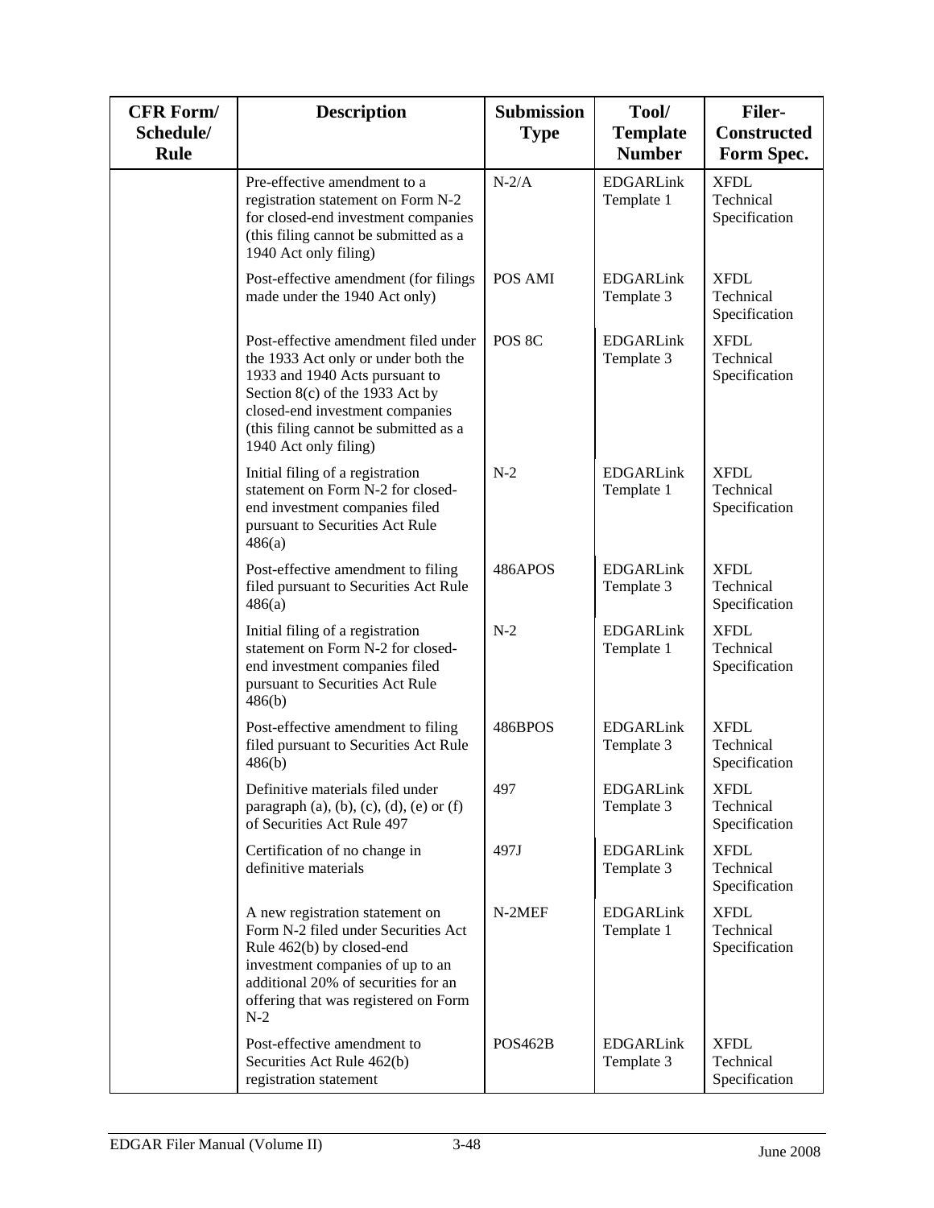| CFR Form/ Schedule/ Rule | Description | Submission Type | Tool/ Template Number | Filer-Constructed Form Spec. |
|---|---|---|---|---|
| | Pre-effective amendment to a registration statement on Form N-2 for closed-end investment companies (this filing cannot be submitted as a 1940 Act only filing) | N-2/A | EDGARLink Template 1 | XFDL Technical Specification |
| | Post-effective amendment (for filings made under the 1940 Act only) | POS AMI | EDGARLink Template 3 | XFDL Technical Specification |
| | Post-effective amendment filed under the 1933 Act only or under both the 1933 and 1940 Acts pursuant to Section 8(c) of the 1933 Act by closed-end investment companies (this filing cannot be submitted as a 1940 Act only filing) | POS 8C | EDGARLink Template 3 | XFDL Technical Specification |
| | Initial filing of a registration statement on Form N-2 for closed-end investment companies filed pursuant to Securities Act Rule 486(a) | N-2 | EDGARLink Template 1 | XFDL Technical Specification |
| | Post-effective amendment to filing filed pursuant to Securities Act Rule 486(a) | 486APOS | EDGARLink Template 3 | XFDL Technical Specification |
| | Initial filing of a registration statement on Form N-2 for closed-end investment companies filed pursuant to Securities Act Rule 486(b) | N-2 | EDGARLink Template 1 | XFDL Technical Specification |
| | Post-effective amendment to filing filed pursuant to Securities Act Rule 486(b) | 486BPOS | EDGARLink Template 3 | XFDL Technical Specification |
| | Definitive materials filed under paragraph (a), (b), (c), (d), (e) or (f) of Securities Act Rule 497 | 497 | EDGARLink Template 3 | XFDL Technical Specification |
| | Certification of no change in definitive materials | 497J | EDGARLink Template 3 | XFDL Technical Specification |
| | A new registration statement on Form N-2 filed under Securities Act Rule 462(b) by closed-end investment companies of up to an additional 20% of securities for an offering that was registered on Form N-2 | N-2MEF | EDGARLink Template 1 | XFDL Technical Specification |
| | Post-effective amendment to Securities Act Rule 462(b) registration statement | POS462B | EDGARLink Template 3 | XFDL Technical Specification |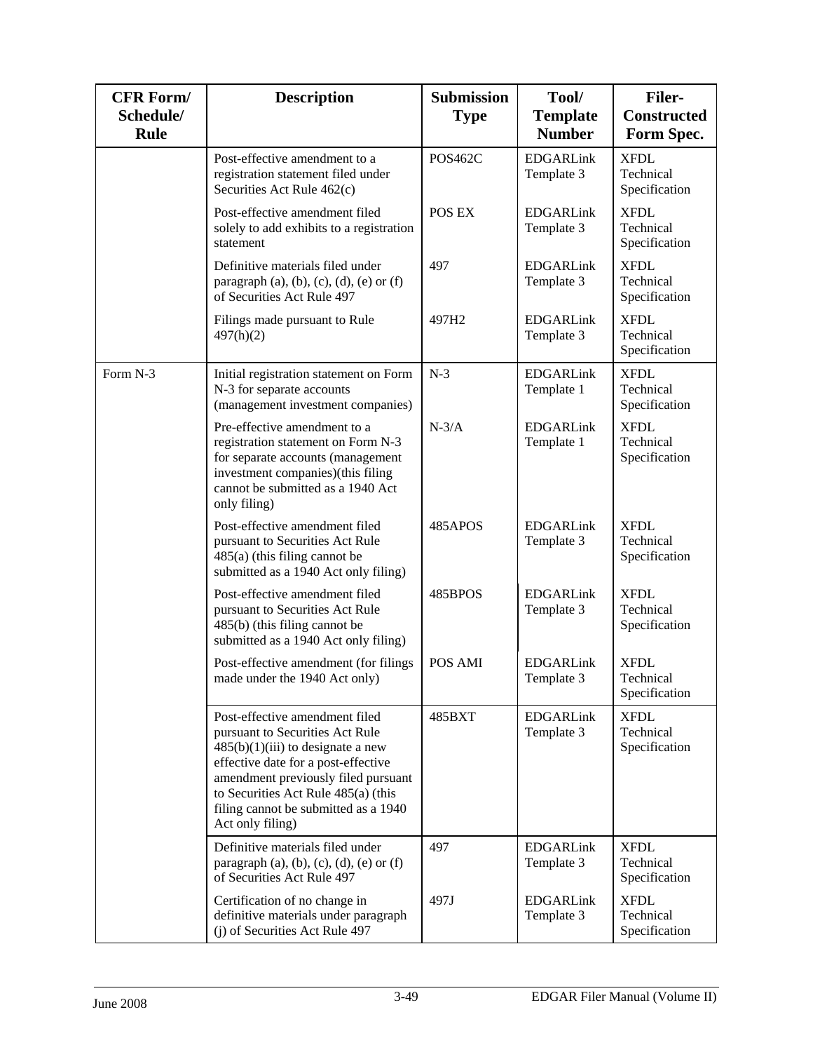| CFR Form/ Schedule/ Rule | Description | Submission Type | Tool/ Template Number | Filer-Constructed Form Spec. |
| --- | --- | --- | --- | --- |
| | Post-effective amendment to a registration statement filed under Securities Act Rule 462(c) | POS462C | EDGARLink Template 3 | XFDL Technical Specification |
| | Post-effective amendment filed solely to add exhibits to a registration statement | POS EX | EDGARLink Template 3 | XFDL Technical Specification |
| | Definitive materials filed under paragraph (a), (b), (c), (d), (e) or (f) of Securities Act Rule 497 | 497 | EDGARLink Template 3 | XFDL Technical Specification |
| | Filings made pursuant to Rule 497(h)(2) | 497H2 | EDGARLink Template 3 | XFDL Technical Specification |
| Form N-3 | Initial registration statement on Form N-3 for separate accounts (management investment companies) | N-3 | EDGARLink Template 1 | XFDL Technical Specification |
| | Pre-effective amendment to a registration statement on Form N-3 for separate accounts (management investment companies)(this filing cannot be submitted as a 1940 Act only filing) | N-3/A | EDGARLink Template 1 | XFDL Technical Specification |
| | Post-effective amendment filed pursuant to Securities Act Rule 485(a) (this filing cannot be submitted as a 1940 Act only filing) | 485APOS | EDGARLink Template 3 | XFDL Technical Specification |
| | Post-effective amendment filed pursuant to Securities Act Rule 485(b) (this filing cannot be submitted as a 1940 Act only filing) | 485BPOS | EDGARLink Template 3 | XFDL Technical Specification |
| | Post-effective amendment (for filings made under the 1940 Act only) | POS AMI | EDGARLink Template 3 | XFDL Technical Specification |
| | Post-effective amendment filed pursuant to Securities Act Rule 485(b)(1)(iii) to designate a new effective date for a post-effective amendment previously filed pursuant to Securities Act Rule 485(a) (this filing cannot be submitted as a 1940 Act only filing) | 485BXT | EDGARLink Template 3 | XFDL Technical Specification |
| | Definitive materials filed under paragraph (a), (b), (c), (d), (e) or (f) of Securities Act Rule 497 | 497 | EDGARLink Template 3 | XFDL Technical Specification |
| | Certification of no change in definitive materials under paragraph (j) of Securities Act Rule 497 | 497J | EDGARLink Template 3 | XFDL Technical Specification |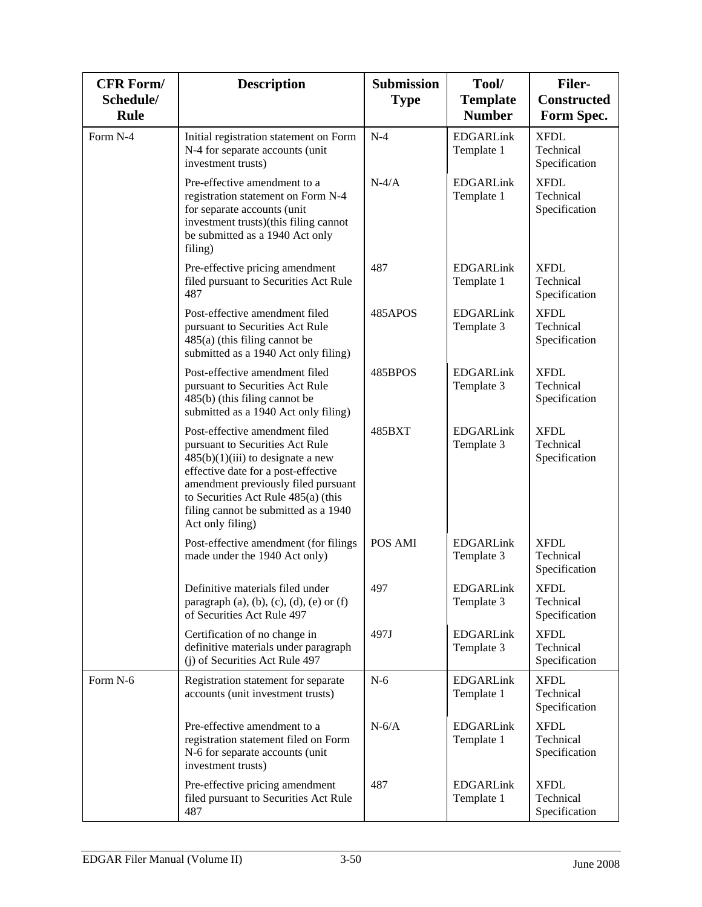| CFR Form/ Schedule/ Rule | Description | Submission Type | Tool/ Template Number | Filer-Constructed Form Spec. |
|---|---|---|---|---|
| Form N-4 | Initial registration statement on Form N-4 for separate accounts (unit investment trusts) | N-4 | EDGARLink Template 1 | XFDL Technical Specification |
| | Pre-effective amendment to a registration statement on Form N-4 for separate accounts (unit investment trusts)(this filing cannot be submitted as a 1940 Act only filing) | N-4/A | EDGARLink Template 1 | XFDL Technical Specification |
| | Pre-effective pricing amendment filed pursuant to Securities Act Rule 487 | 487 | EDGARLink Template 1 | XFDL Technical Specification |
| | Post-effective amendment filed pursuant to Securities Act Rule 485(a) (this filing cannot be submitted as a 1940 Act only filing) | 485APOS | EDGARLink Template 3 | XFDL Technical Specification |
| | Post-effective amendment filed pursuant to Securities Act Rule 485(b) (this filing cannot be submitted as a 1940 Act only filing) | 485BPOS | EDGARLink Template 3 | XFDL Technical Specification |
| | Post-effective amendment filed pursuant to Securities Act Rule 485(b)(1)(iii) to designate a new effective date for a post-effective amendment previously filed pursuant to Securities Act Rule 485(a) (this filing cannot be submitted as a 1940 Act only filing) | 485BXT | EDGARLink Template 3 | XFDL Technical Specification |
| | Post-effective amendment (for filings made under the 1940 Act only) | POS AMI | EDGARLink Template 3 | XFDL Technical Specification |
| | Definitive materials filed under paragraph (a), (b), (c), (d), (e) or (f) of Securities Act Rule 497 | 497 | EDGARLink Template 3 | XFDL Technical Specification |
| | Certification of no change in definitive materials under paragraph (j) of Securities Act Rule 497 | 497J | EDGARLink Template 3 | XFDL Technical Specification |
| Form N-6 | Registration statement for separate accounts (unit investment trusts) | N-6 | EDGARLink Template 1 | XFDL Technical Specification |
| | Pre-effective amendment to a registration statement filed on Form N-6 for separate accounts (unit investment trusts) | N-6/A | EDGARLink Template 1 | XFDL Technical Specification |
| | Pre-effective pricing amendment filed pursuant to Securities Act Rule 487 | 487 | EDGARLink Template 1 | XFDL Technical Specification |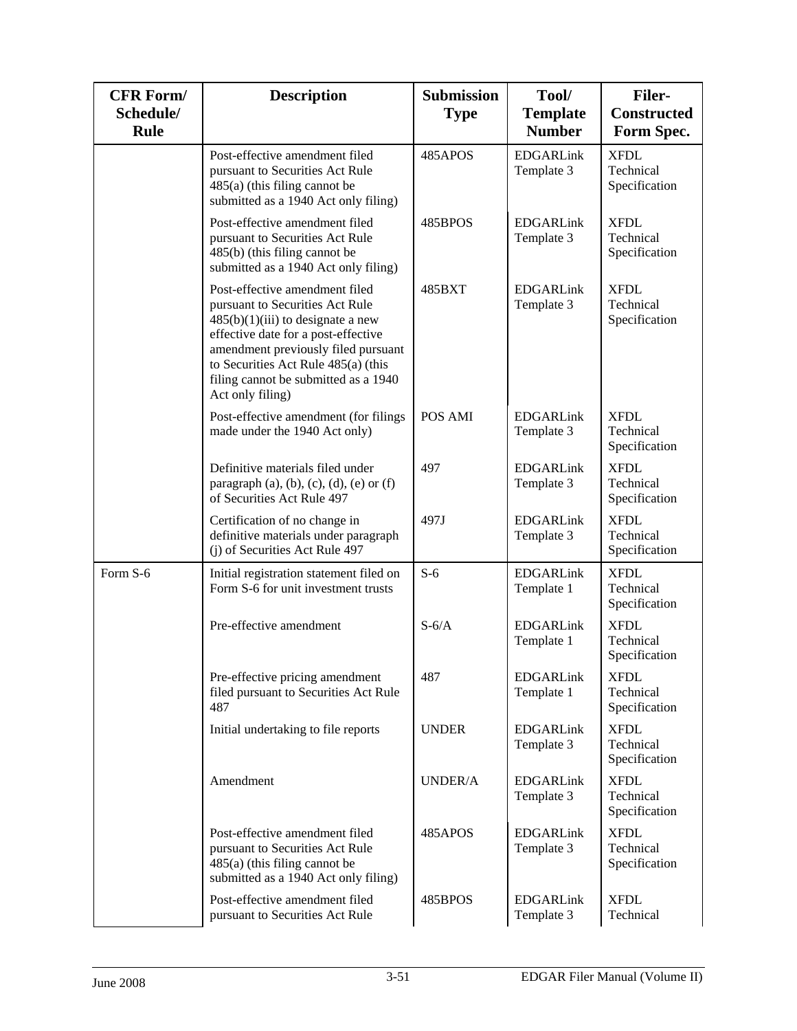| CFR Form/ Schedule/ Rule | Description | Submission Type | Tool/ Template Number | Filer-Constructed Form Spec. |
|---|---|---|---|---|
| | Post-effective amendment filed pursuant to Securities Act Rule 485(a) (this filing cannot be submitted as a 1940 Act only filing) | 485APOS | EDGARLink Template 3 | XFDL Technical Specification |
| | Post-effective amendment filed pursuant to Securities Act Rule 485(b) (this filing cannot be submitted as a 1940 Act only filing) | 485BPOS | EDGARLink Template 3 | XFDL Technical Specification |
| | Post-effective amendment filed pursuant to Securities Act Rule 485(b)(1)(iii) to designate a new effective date for a post-effective amendment previously filed pursuant to Securities Act Rule 485(a) (this filing cannot be submitted as a 1940 Act only filing) | 485BXT | EDGARLink Template 3 | XFDL Technical Specification |
| | Post-effective amendment (for filings made under the 1940 Act only) | POS AMI | EDGARLink Template 3 | XFDL Technical Specification |
| | Definitive materials filed under paragraph (a), (b), (c), (d), (e) or (f) of Securities Act Rule 497 | 497 | EDGARLink Template 3 | XFDL Technical Specification |
| | Certification of no change in definitive materials under paragraph (j) of Securities Act Rule 497 | 497J | EDGARLink Template 3 | XFDL Technical Specification |
| Form S-6 | Initial registration statement filed on Form S-6 for unit investment trusts | S-6 | EDGARLink Template 1 | XFDL Technical Specification |
| | Pre-effective amendment | S-6/A | EDGARLink Template 1 | XFDL Technical Specification |
| | Pre-effective pricing amendment filed pursuant to Securities Act Rule 487 | 487 | EDGARLink Template 1 | XFDL Technical Specification |
| | Initial undertaking to file reports | UNDER | EDGARLink Template 3 | XFDL Technical Specification |
| | Amendment | UNDER/A | EDGARLink Template 3 | XFDL Technical Specification |
| | Post-effective amendment filed pursuant to Securities Act Rule 485(a) (this filing cannot be submitted as a 1940 Act only filing) | 485APOS | EDGARLink Template 3 | XFDL Technical Specification |
| | Post-effective amendment filed pursuant to Securities Act Rule | 485BPOS | EDGARLink Template 3 | XFDL Technical |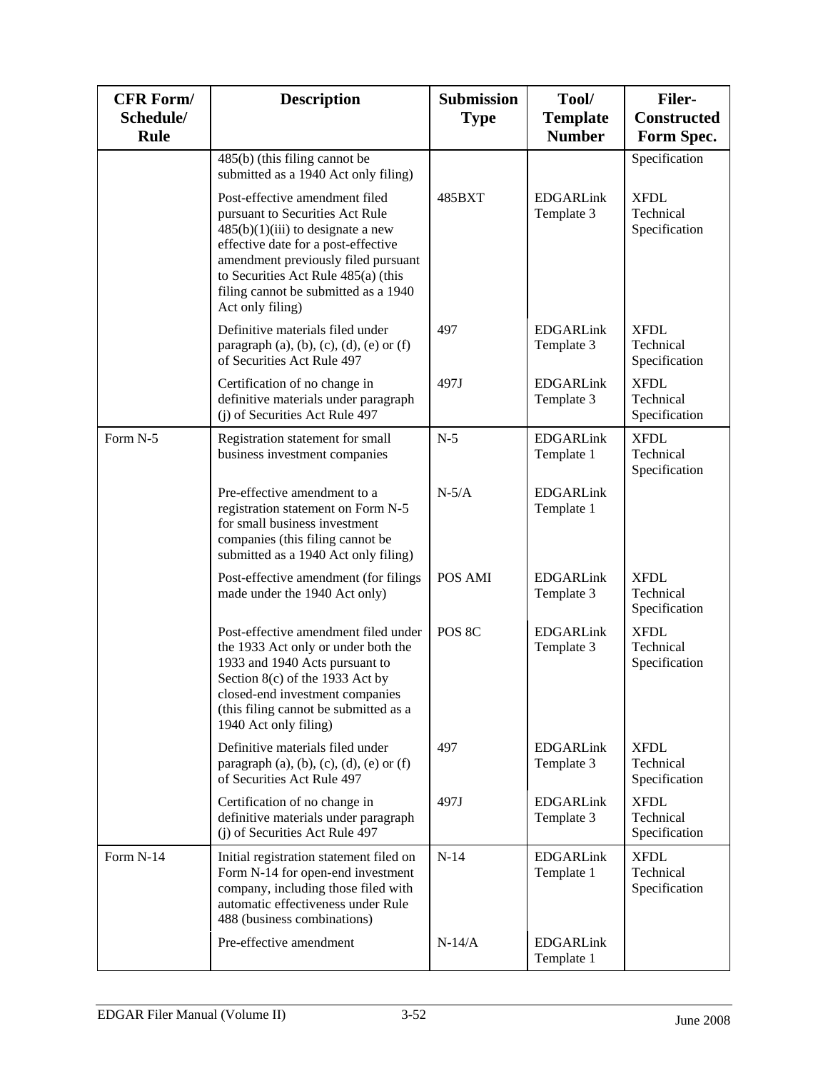| CFR Form/ Schedule/ Rule | Description | Submission Type | Tool/ Template Number | Filer-Constructed Form Spec. |
| --- | --- | --- | --- | --- |
| | 485(b) (this filing cannot be submitted as a 1940 Act only filing) | | | Specification |
| | Post-effective amendment filed pursuant to Securities Act Rule 485(b)(1)(iii) to designate a new effective date for a post-effective amendment previously filed pursuant to Securities Act Rule 485(a) (this filing cannot be submitted as a 1940 Act only filing) | 485BXT | EDGARLink Template 3 | XFDL Technical Specification |
| | Definitive materials filed under paragraph (a), (b), (c), (d), (e) or (f) of Securities Act Rule 497 | 497 | EDGARLink Template 3 | XFDL Technical Specification |
| | Certification of no change in definitive materials under paragraph (j) of Securities Act Rule 497 | 497J | EDGARLink Template 3 | XFDL Technical Specification |
| Form N-5 | Registration statement for small business investment companies | N-5 | EDGARLink Template 1 | XFDL Technical Specification |
| | Pre-effective amendment to a registration statement on Form N-5 for small business investment companies (this filing cannot be submitted as a 1940 Act only filing) | N-5/A | EDGARLink Template 1 | |
| | Post-effective amendment (for filings made under the 1940 Act only) | POS AMI | EDGARLink Template 3 | XFDL Technical Specification |
| | Post-effective amendment filed under the 1933 Act only or under both the 1933 and 1940 Acts pursuant to Section 8(c) of the 1933 Act by closed-end investment companies (this filing cannot be submitted as a 1940 Act only filing) | POS 8C | EDGARLink Template 3 | XFDL Technical Specification |
| | Definitive materials filed under paragraph (a), (b), (c), (d), (e) or (f) of Securities Act Rule 497 | 497 | EDGARLink Template 3 | XFDL Technical Specification |
| | Certification of no change in definitive materials under paragraph (j) of Securities Act Rule 497 | 497J | EDGARLink Template 3 | XFDL Technical Specification |
| Form N-14 | Initial registration statement filed on Form N-14 for open-end investment company, including those filed with automatic effectiveness under Rule 488 (business combinations) | N-14 | EDGARLink Template 1 | XFDL Technical Specification |
| | Pre-effective amendment | N-14/A | EDGARLink Template 1 | |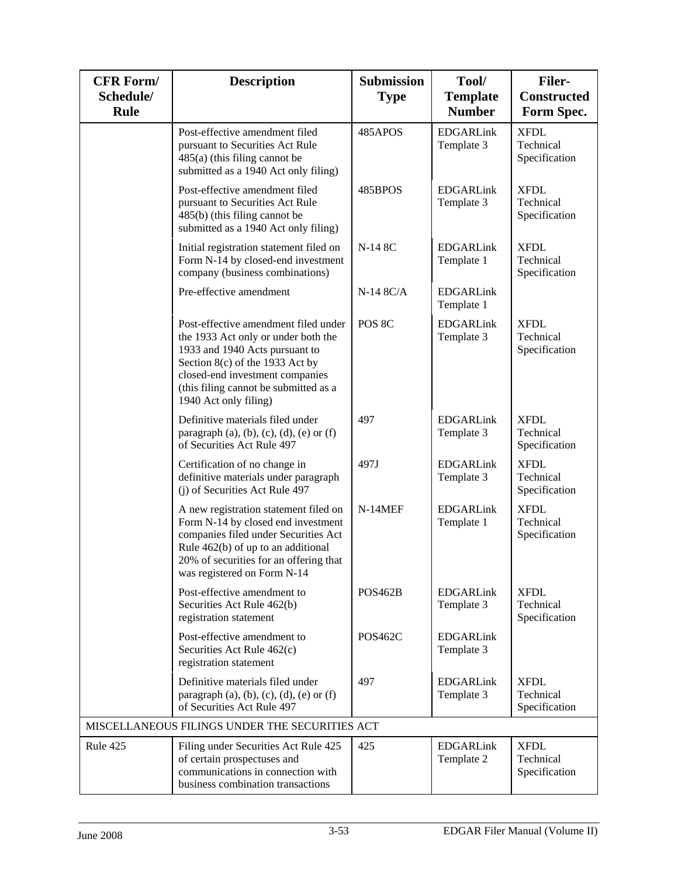| CFR Form/ Schedule/ Rule | Description | Submission Type | Tool/ Template Number | Filer-Constructed Form Spec. |
|---|---|---|---|---|
| | Post-effective amendment filed pursuant to Securities Act Rule 485(a) (this filing cannot be submitted as a 1940 Act only filing) | 485APOS | EDGARLink Template 3 | XFDL Technical Specification |
| | Post-effective amendment filed pursuant to Securities Act Rule 485(b) (this filing cannot be submitted as a 1940 Act only filing) | 485BPOS | EDGARLink Template 3 | XFDL Technical Specification |
| | Initial registration statement filed on Form N-14 by closed-end investment company (business combinations) | N-14 8C | EDGARLink Template 1 | XFDL Technical Specification |
| | Pre-effective amendment | N-14 8C/A | EDGARLink Template 1 | |
| | Post-effective amendment filed under the 1933 Act only or under both the 1933 and 1940 Acts pursuant to Section 8(c) of the 1933 Act by closed-end investment companies (this filing cannot be submitted as a 1940 Act only filing) | POS 8C | EDGARLink Template 3 | XFDL Technical Specification |
| | Definitive materials filed under paragraph (a), (b), (c), (d), (e) or (f) of Securities Act Rule 497 | 497 | EDGARLink Template 3 | XFDL Technical Specification |
| | Certification of no change in definitive materials under paragraph (j) of Securities Act Rule 497 | 497J | EDGARLink Template 3 | XFDL Technical Specification |
| | A new registration statement filed on Form N-14 by closed end investment companies filed under Securities Act Rule 462(b) of up to an additional 20% of securities for an offering that was registered on Form N-14 | N-14MEF | EDGARLink Template 1 | XFDL Technical Specification |
| | Post-effective amendment to Securities Act Rule 462(b) registration statement | POS462B | EDGARLink Template 3 | XFDL Technical Specification |
| | Post-effective amendment to Securities Act Rule 462(c) registration statement | POS462C | EDGARLink Template 3 | |
| | Definitive materials filed under paragraph (a), (b), (c), (d), (e) or (f) of Securities Act Rule 497 | 497 | EDGARLink Template 3 | XFDL Technical Specification |
| MISCELLANEOUS FILINGS UNDER THE SECURITIES ACT | | | | |
| Rule 425 | Filing under Securities Act Rule 425 of certain prospectuses and communications in connection with business combination transactions | 425 | EDGARLink Template 2 | XFDL Technical Specification |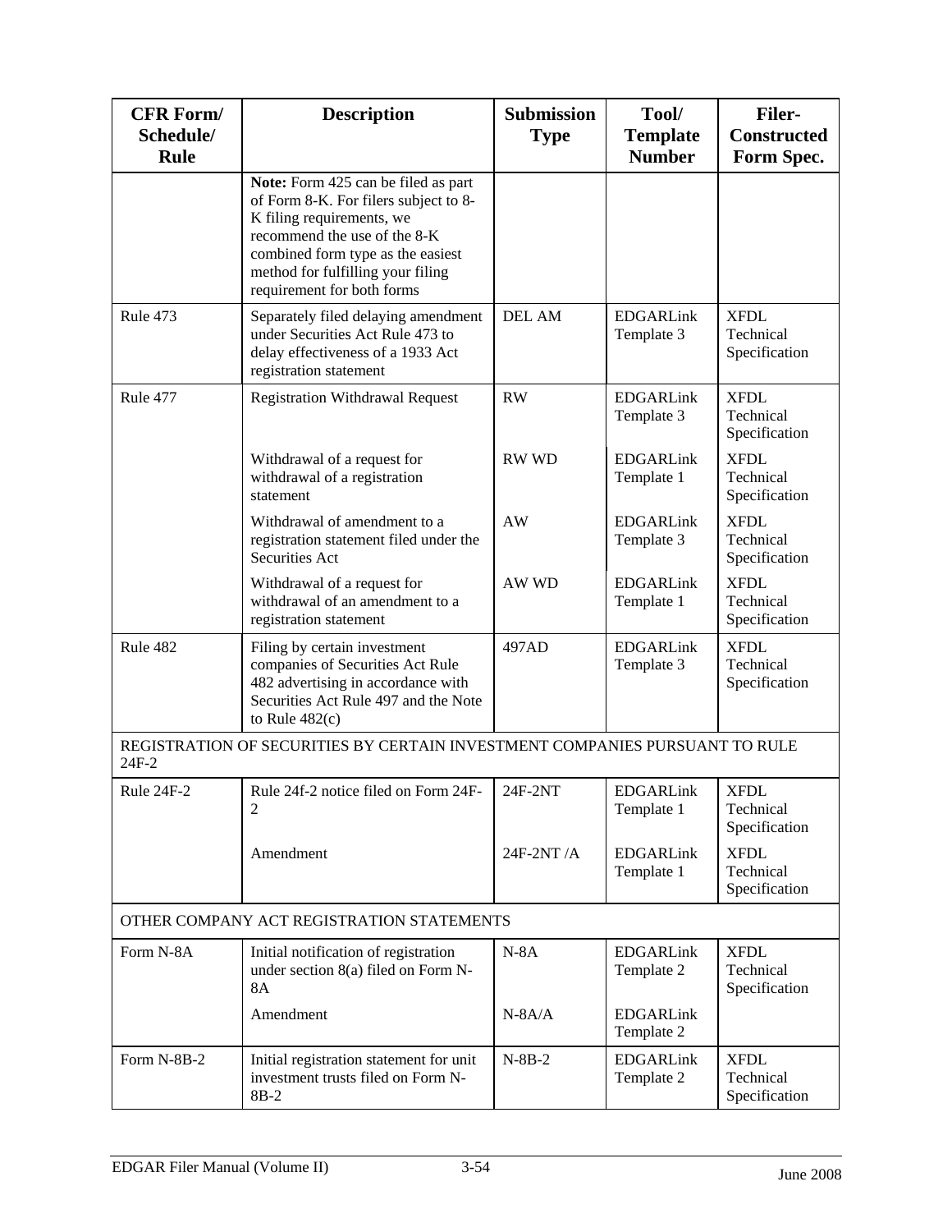| CFR Form/ Schedule/ Rule | Description | Submission Type | Tool/ Template Number | Filer-Constructed Form Spec. |
|---|---|---|---|---|
| | **Note:** Form 425 can be filed as part of Form 8-K. For filers subject to 8-K filing requirements, we recommend the use of the 8-K combined form type as the easiest method for fulfilling your filing requirement for both forms | | | |
| Rule 473 | Separately filed delaying amendment under Securities Act Rule 473 to delay effectiveness of a 1933 Act registration statement | DEL AM | EDGARLink Template 3 | XFDL Technical Specification |
| Rule 477 | Registration Withdrawal Request | RW | EDGARLink Template 3 | XFDL Technical Specification |
| | Withdrawal of a request for withdrawal of a registration statement | RW WD | EDGARLink Template 1 | XFDL Technical Specification |
| | Withdrawal of amendment to a registration statement filed under the Securities Act | AW | EDGARLink Template 3 | XFDL Technical Specification |
| | Withdrawal of a request for withdrawal of an amendment to a registration statement | AW WD | EDGARLink Template 1 | XFDL Technical Specification |
| Rule 482 | Filing by certain investment companies of Securities Act Rule 482 advertising in accordance with Securities Act Rule 497 and the Note to Rule 482(c) | 497AD | EDGARLink Template 3 | XFDL Technical Specification |
| REGISTRATION OF SECURITIES BY CERTAIN INVESTMENT COMPANIES PURSUANT TO RULE 24F-2 | | | | |
| Rule 24F-2 | Rule 24f-2 notice filed on Form 24F-2 | 24F-2NT | EDGARLink Template 1 | XFDL Technical Specification |
| | Amendment | 24F-2NT /A | EDGARLink Template 1 | XFDL Technical Specification |
| OTHER COMPANY ACT REGISTRATION STATEMENTS | | | | |
| Form N-8A | Initial notification of registration under section 8(a) filed on Form N-8A | N-8A | EDGARLink Template 2 | XFDL Technical Specification |
| | Amendment | N-8A/A | EDGARLink Template 2 | |
| Form N-8B-2 | Initial registration statement for unit investment trusts filed on Form N-8B-2 | N-8B-2 | EDGARLink Template 2 | XFDL Technical Specification |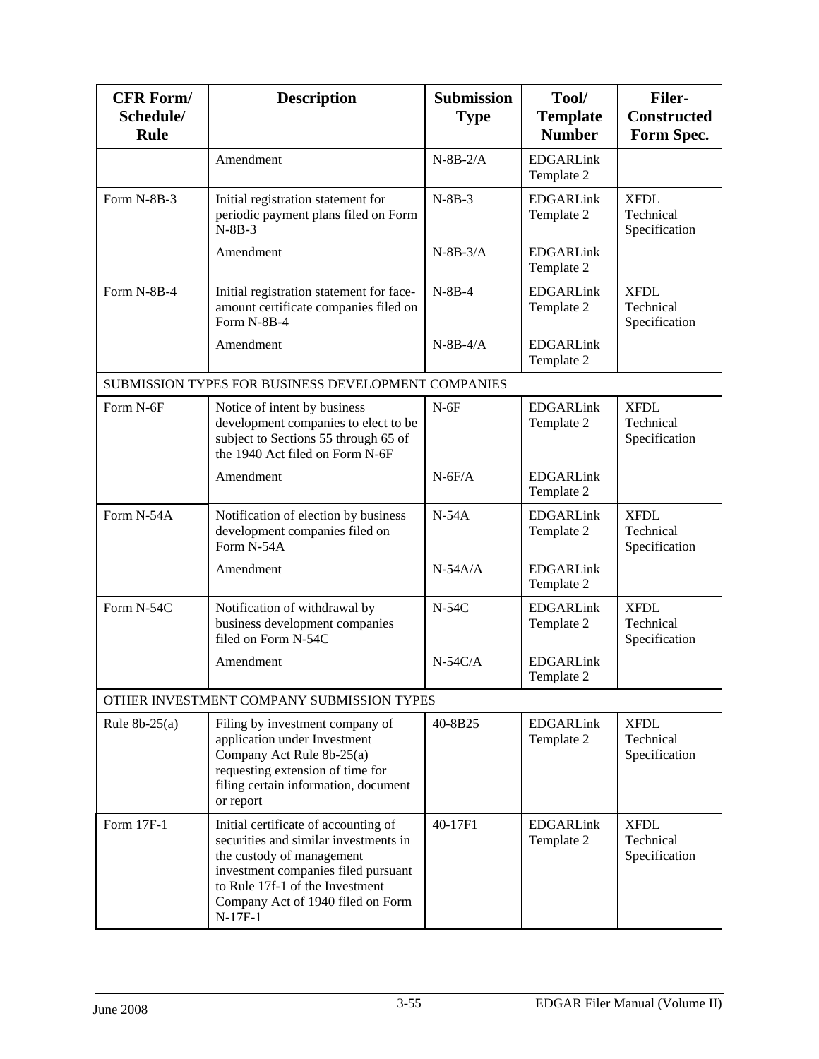| CFR Form/ Schedule/ Rule | Description | Submission Type | Tool/ Template Number | Filer-Constructed Form Spec. |
|---|---|---|---|---|
| | Amendment | N-8B-2/A | EDGARLink Template 2 | |
| Form N-8B-3 | Initial registration statement for periodic payment plans filed on Form N-8B-3 | N-8B-3 | EDGARLink Template 2 | XFDL Technical Specification |
| | Amendment | N-8B-3/A | EDGARLink Template 2 | |
| Form N-8B-4 | Initial registration statement for face-amount certificate companies filed on Form N-8B-4 | N-8B-4 | EDGARLink Template 2 | XFDL Technical Specification |
| | Amendment | N-8B-4/A | EDGARLink Template 2 | |
| SUBMISSION TYPES FOR BUSINESS DEVELOPMENT COMPANIES | | | | |
| Form N-6F | Notice of intent by business development companies to elect to be subject to Sections 55 through 65 of the 1940 Act filed on Form N-6F | N-6F | EDGARLink Template 2 | XFDL Technical Specification |
| | Amendment | N-6F/A | EDGARLink Template 2 | |
| Form N-54A | Notification of election by business development companies filed on Form N-54A | N-54A | EDGARLink Template 2 | XFDL Technical Specification |
| | Amendment | N-54A/A | EDGARLink Template 2 | |
| Form N-54C | Notification of withdrawal by business development companies filed on Form N-54C | N-54C | EDGARLink Template 2 | XFDL Technical Specification |
| | Amendment | N-54C/A | EDGARLink Template 2 | |
| OTHER INVESTMENT COMPANY SUBMISSION TYPES | | | | |
| Rule 8b-25(a) | Filing by investment company of application under Investment Company Act Rule 8b-25(a) requesting extension of time for filing certain information, document or report | 40-8B25 | EDGARLink Template 2 | XFDL Technical Specification |
| Form 17F-1 | Initial certificate of accounting of securities and similar investments in the custody of management investment companies filed pursuant to Rule 17f-1 of the Investment Company Act of 1940 filed on Form N-17F-1 | 40-17F1 | EDGARLink Template 2 | XFDL Technical Specification |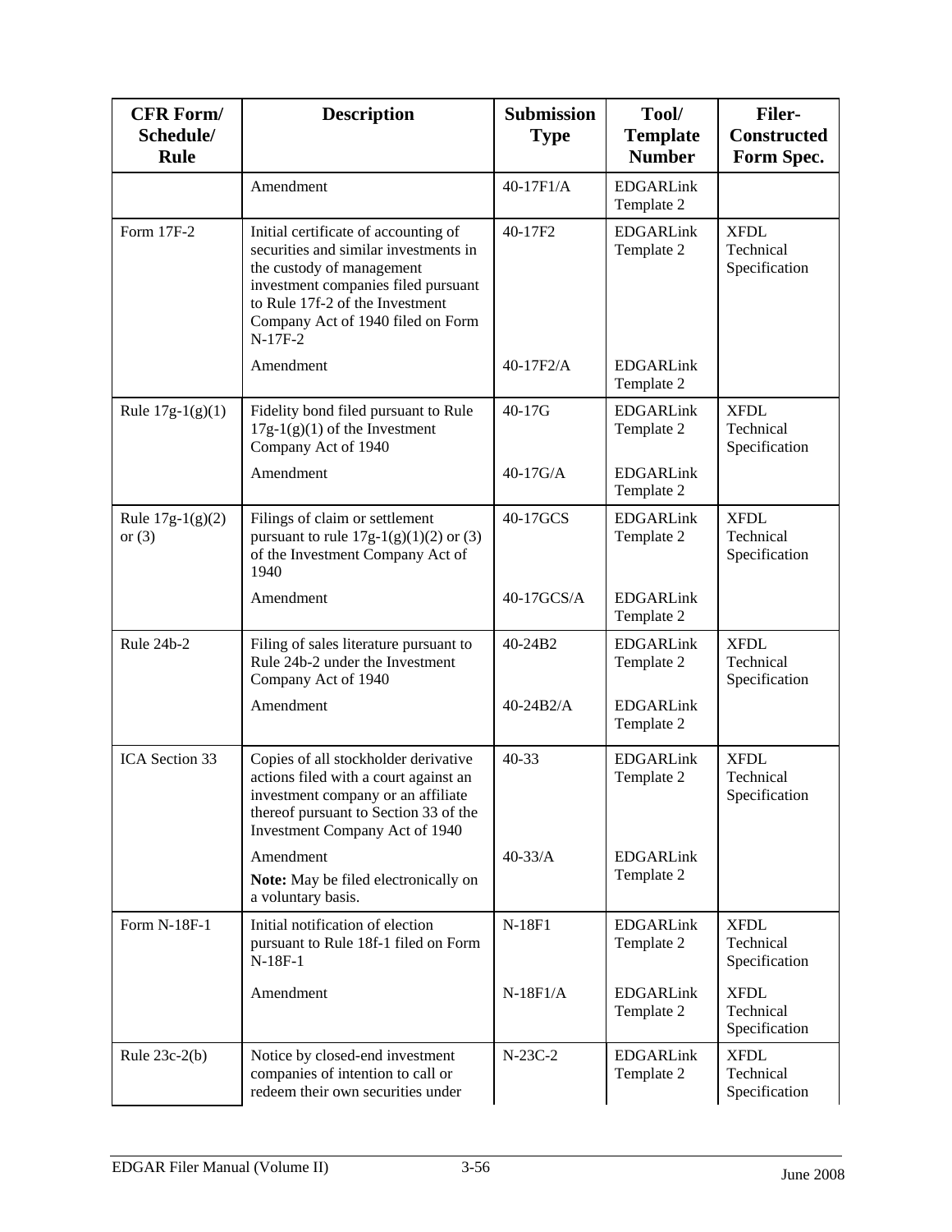| CFR Form/ Schedule/ Rule | Description | Submission Type | Tool/ Template Number | Filer-Constructed Form Spec. |
|---|---|---|---|---|
| | Amendment | 40-17F1/A | EDGARLink Template 2 | |
| Form 17F-2 | Initial certificate of accounting of securities and similar investments in the custody of management investment companies filed pursuant to Rule 17f-2 of the Investment Company Act of 1940 filed on Form N-17F-2 | 40-17F2 | EDGARLink Template 2 | XFDL Technical Specification |
| | Amendment | 40-17F2/A | EDGARLink Template 2 | |
| Rule 17g-1(g)(1) | Fidelity bond filed pursuant to Rule 17g-1(g)(1) of the Investment Company Act of 1940 | 40-17G | EDGARLink Template 2 | XFDL Technical Specification |
| | Amendment | 40-17G/A | EDGARLink Template 2 | |
| Rule 17g-1(g)(2) or (3) | Filings of claim or settlement pursuant to rule 17g-1(g)(1)(2) or (3) of the Investment Company Act of 1940 | 40-17GCS | EDGARLink Template 2 | XFDL Technical Specification |
| | Amendment | 40-17GCS/A | EDGARLink Template 2 | |
| Rule 24b-2 | Filing of sales literature pursuant to Rule 24b-2 under the Investment Company Act of 1940 | 40-24B2 | EDGARLink Template 2 | XFDL Technical Specification |
| | Amendment | 40-24B2/A | EDGARLink Template 2 | |
| ICA Section 33 | Copies of all stockholder derivative actions filed with a court against an investment company or an affiliate thereof pursuant to Section 33 of the Investment Company Act of 1940 | 40-33 | EDGARLink Template 2 | XFDL Technical Specification |
| | Amendment<br>**Note:** May be filed electronically on a voluntary basis. | 40-33/A | EDGARLink Template 2 | |
| Form N-18F-1 | Initial notification of election pursuant to Rule 18f-1 filed on Form N-18F-1 | N-18F1 | EDGARLink Template 2 | XFDL Technical Specification |
| | Amendment | N-18F1/A | EDGARLink Template 2 | XFDL Technical Specification |
| Rule 23c-2(b) | Notice by closed-end investment companies of intention to call or redeem their own securities under | N-23C-2 | EDGARLink Template 2 | XFDL Technical Specification |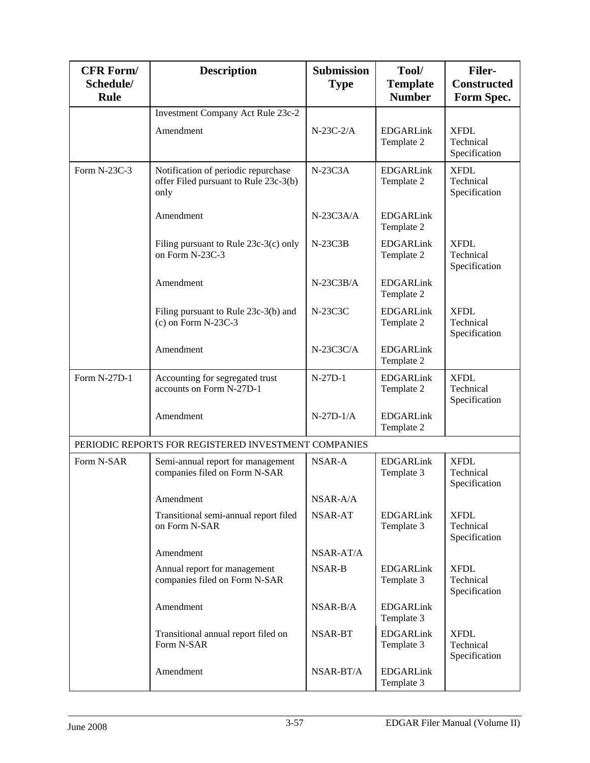| CFR Form/ Schedule/ Rule | Description | Submission Type | Tool/ Template Number | Filer-Constructed Form Spec. |
|---|---|---|---|---|
| | Investment Company Act Rule 23c-2 | | | |
| | Amendment | N-23C-2/A | EDGARLink Template 2 | XFDL Technical Specification |
| Form N-23C-3 | Notification of periodic repurchase offer Filed pursuant to Rule 23c-3(b) only | N-23C3A | EDGARLink Template 2 | XFDL Technical Specification |
| | Amendment | N-23C3A/A | EDGARLink Template 2 | |
| | Filing pursuant to Rule 23c-3(c) only on Form N-23C-3 | N-23C3B | EDGARLink Template 2 | XFDL Technical Specification |
| | Amendment | N-23C3B/A | EDGARLink Template 2 | |
| | Filing pursuant to Rule 23c-3(b) and (c) on Form N-23C-3 | N-23C3C | EDGARLink Template 2 | XFDL Technical Specification |
| | Amendment | N-23C3C/A | EDGARLink Template 2 | |
| Form N-27D-1 | Accounting for segregated trust accounts on Form N-27D-1 | N-27D-1 | EDGARLink Template 2 | XFDL Technical Specification |
| | Amendment | N-27D-1/A | EDGARLink Template 2 | |
| PERIODIC REPORTS FOR REGISTERED INVESTMENT COMPANIES | | | | |
| Form N-SAR | Semi-annual report for management companies filed on Form N-SAR | NSAR-A | EDGARLink Template 3 | XFDL Technical Specification |
| | Amendment | NSAR-A/A | | |
| | Transitional semi-annual report filed on Form N-SAR | NSAR-AT | EDGARLink Template 3 | XFDL Technical Specification |
| | Amendment | NSAR-AT/A | | |
| | Annual report for management companies filed on Form N-SAR | NSAR-B | EDGARLink Template 3 | XFDL Technical Specification |
| | Amendment | NSAR-B/A | EDGARLink Template 3 | |
| | Transitional annual report filed on Form N-SAR | NSAR-BT | EDGARLink Template 3 | XFDL Technical Specification |
| | Amendment | NSAR-BT/A | EDGARLink Template 3 | |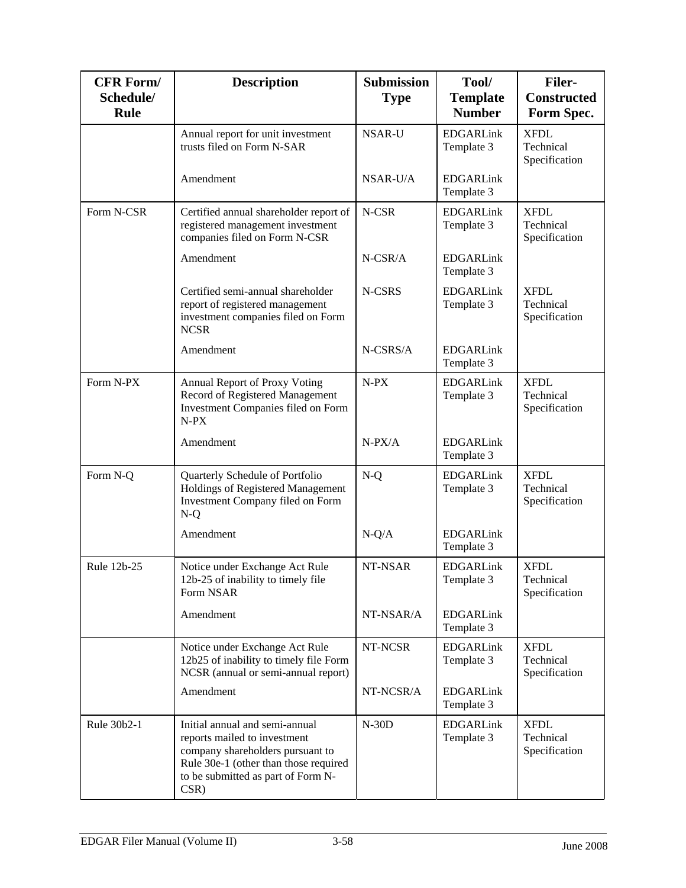| CFR Form/ Schedule/ Rule | Description | Submission Type | Tool/ Template Number | Filer-Constructed Form Spec. |
|---|---|---|---|---|
| | Annual report for unit investment trusts filed on Form N-SAR | NSAR-U | EDGARLink Template 3 | XFDL Technical Specification |
| | Amendment | NSAR-U/A | EDGARLink Template 3 | |
| Form N-CSR | Certified annual shareholder report of registered management investment companies filed on Form N-CSR | N-CSR | EDGARLink Template 3 | XFDL Technical Specification |
| | Amendment | N-CSR/A | EDGARLink Template 3 | |
| | Certified semi-annual shareholder report of registered management investment companies filed on Form NCSR | N-CSRS | EDGARLink Template 3 | XFDL Technical Specification |
| | Amendment | N-CSRS/A | EDGARLink Template 3 | |
| Form N-PX | Annual Report of Proxy Voting Record of Registered Management Investment Companies filed on Form N-PX | N-PX | EDGARLink Template 3 | XFDL Technical Specification |
| | Amendment | N-PX/A | EDGARLink Template 3 | |
| Form N-Q | Quarterly Schedule of Portfolio Holdings of Registered Management Investment Company filed on Form N-Q | N-Q | EDGARLink Template 3 | XFDL Technical Specification |
| | Amendment | N-Q/A | EDGARLink Template 3 | |
| Rule 12b-25 | Notice under Exchange Act Rule 12b-25 of inability to timely file Form NSAR | NT-NSAR | EDGARLink Template 3 | XFDL Technical Specification |
| | Amendment | NT-NSAR/A | EDGARLink Template 3 | |
| | Notice under Exchange Act Rule 12b25 of inability to timely file Form NCSR (annual or semi-annual report) | NT-NCSR | EDGARLink Template 3 | XFDL Technical Specification |
| | Amendment | NT-NCSR/A | EDGARLink Template 3 | |
| Rule 30b2-1 | Initial annual and semi-annual reports mailed to investment company shareholders pursuant to Rule 30e-1 (other than those required to be submitted as part of Form N-CSR) | N-30D | EDGARLink Template 3 | XFDL Technical Specification |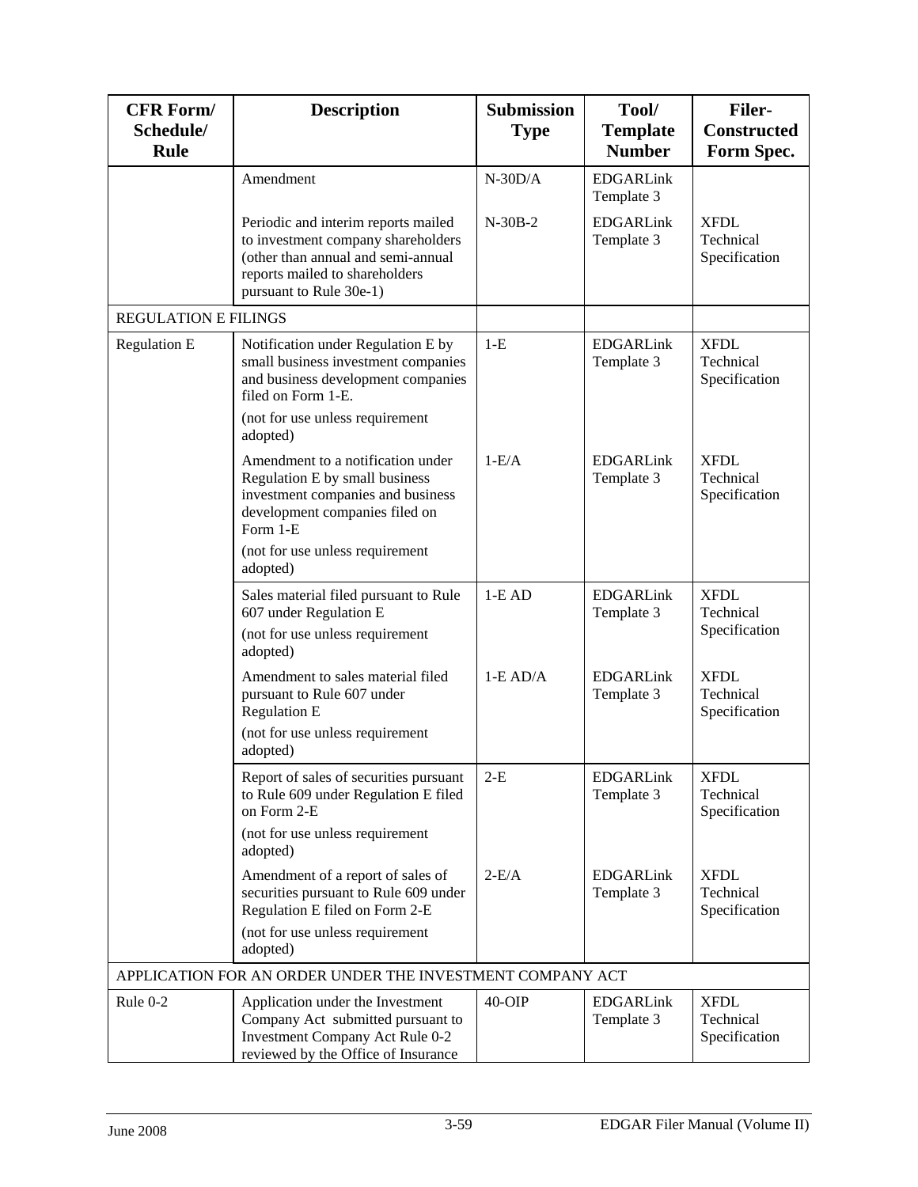| CFR Form/ Schedule/ Rule | Description | Submission Type | Tool/ Template Number | Filer-Constructed Form Spec. |
|---|---|---|---|---|
| | Amendment | N-30D/A | EDGARLink Template 3 | |
| | Periodic and interim reports mailed to investment company shareholders (other than annual and semi-annual reports mailed to shareholders pursuant to Rule 30e-1) | N-30B-2 | EDGARLink Template 3 | XFDL Technical Specification |
| REGULATION E FILINGS | | | | |
| Regulation E | Notification under Regulation E by small business investment companies and business development companies filed on Form 1-E. (not for use unless requirement adopted) | 1-E | EDGARLink Template 3 | XFDL Technical Specification |
| | Amendment to a notification under Regulation E by small business investment companies and business development companies filed on Form 1-E (not for use unless requirement adopted) | 1-E/A | EDGARLink Template 3 | XFDL Technical Specification |
| | Sales material filed pursuant to Rule 607 under Regulation E (not for use unless requirement adopted) | 1-E AD | EDGARLink Template 3 | XFDL Technical Specification |
| | Amendment to sales material filed pursuant to Rule 607 under Regulation E (not for use unless requirement adopted) | 1-E AD/A | EDGARLink Template 3 | XFDL Technical Specification |
| | Report of sales of securities pursuant to Rule 609 under Regulation E filed on Form 2-E (not for use unless requirement adopted) | 2-E | EDGARLink Template 3 | XFDL Technical Specification |
| | Amendment of a report of sales of securities pursuant to Rule 609 under Regulation E filed on Form 2-E (not for use unless requirement adopted) | 2-E/A | EDGARLink Template 3 | XFDL Technical Specification |
| APPLICATION FOR AN ORDER UNDER THE INVESTMENT COMPANY ACT | | | | |
| Rule 0-2 | Application under the Investment Company Act submitted pursuant to Investment Company Act Rule 0-2 reviewed by the Office of Insurance | 40-OIP | EDGARLink Template 3 | XFDL Technical Specification |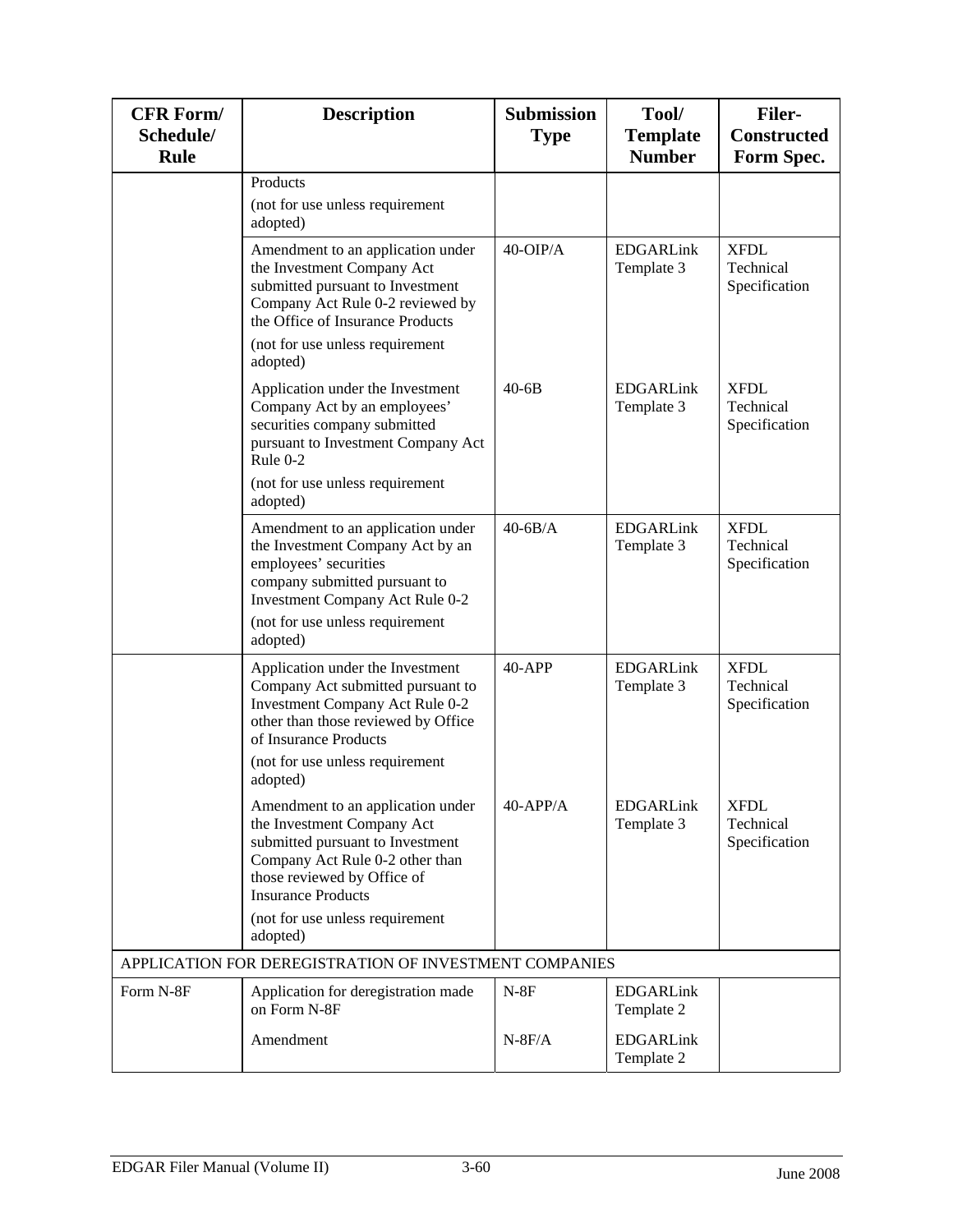| CFR Form/ Schedule/ Rule | Description | Submission Type | Tool/ Template Number | Filer-Constructed Form Spec. |
|---|---|---|---|---|
| | Products<br>(not for use unless requirement adopted) | | | |
| | Amendment to an application under the Investment Company Act submitted pursuant to Investment Company Act Rule 0-2 reviewed by the Office of Insurance Products<br>(not for use unless requirement adopted) | 40-OIP/A | EDGARLink Template 3 | XFDL Technical Specification |
| | Application under the Investment Company Act by an employees' securities company submitted pursuant to Investment Company Act Rule 0-2<br>(not for use unless requirement adopted) | 40-6B | EDGARLink Template 3 | XFDL Technical Specification |
| | Amendment to an application under the Investment Company Act by an employees' securities company submitted pursuant to Investment Company Act Rule 0-2<br>(not for use unless requirement adopted) | 40-6B/A | EDGARLink Template 3 | XFDL Technical Specification |
| | Application under the Investment Company Act submitted pursuant to Investment Company Act Rule 0-2 other than those reviewed by Office of Insurance Products<br>(not for use unless requirement adopted) | 40-APP | EDGARLink Template 3 | XFDL Technical Specification |
| | Amendment to an application under the Investment Company Act submitted pursuant to Investment Company Act Rule 0-2 other than those reviewed by Office of Insurance Products<br>(not for use unless requirement adopted) | 40-APP/A | EDGARLink Template 3 | XFDL Technical Specification |
| APPLICATION FOR DEREGISTRATION OF INVESTMENT COMPANIES | | | | |
| Form N-8F | Application for deregistration made on Form N-8F | N-8F | EDGARLink Template 2 | |
| | Amendment | N-8F/A | EDGARLink Template 2 | |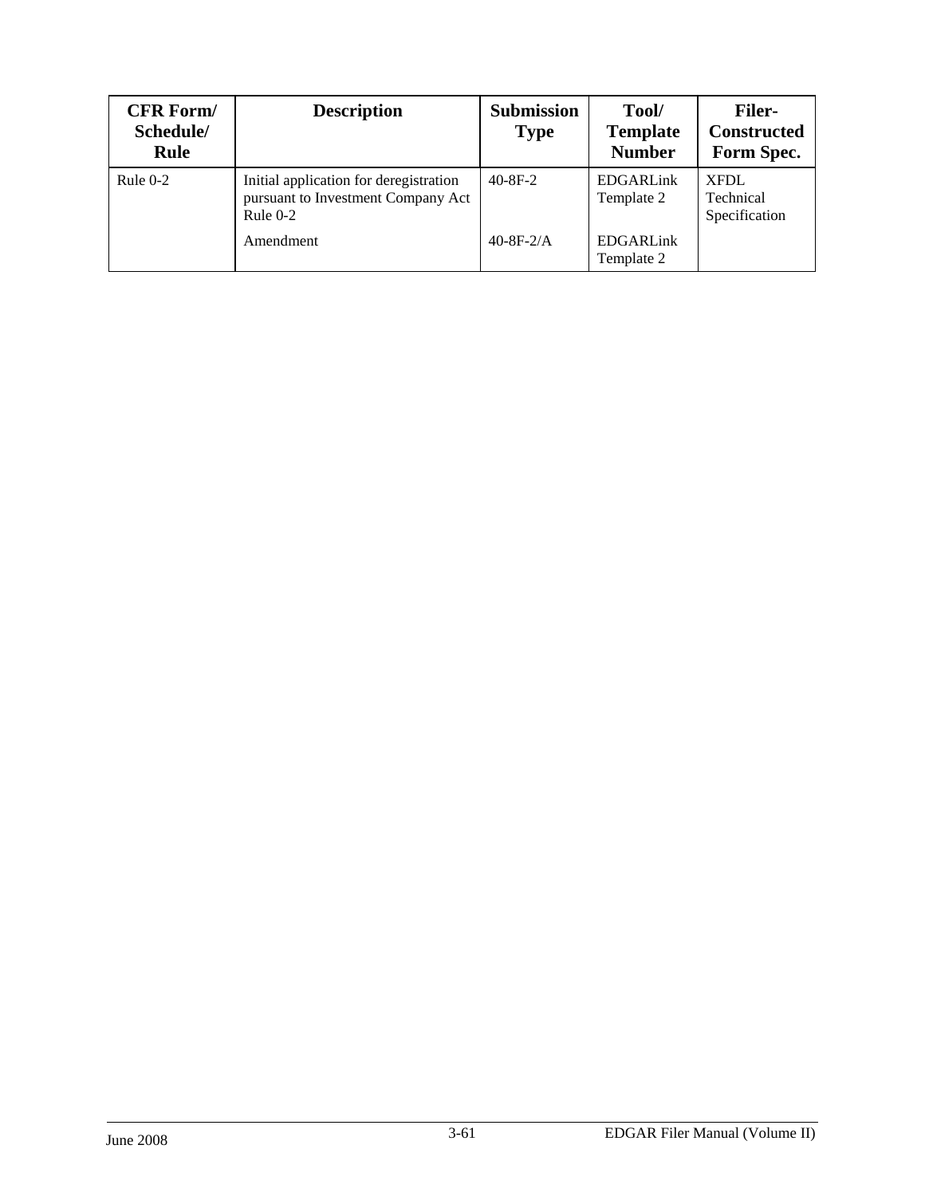| CFR Form/ Schedule/ Rule | Description | Submission Type | Tool/ Template Number | Filer-Constructed Form Spec. |
|---|---|---|---|---|
| Rule 0-2 | Initial application for deregistration pursuant to Investment Company Act Rule 0-2 | 40-8F-2 | EDGARLink Template 2 | XFDL Technical Specification |
| | Amendment | 40-8F-2/A | EDGARLink Template 2 | |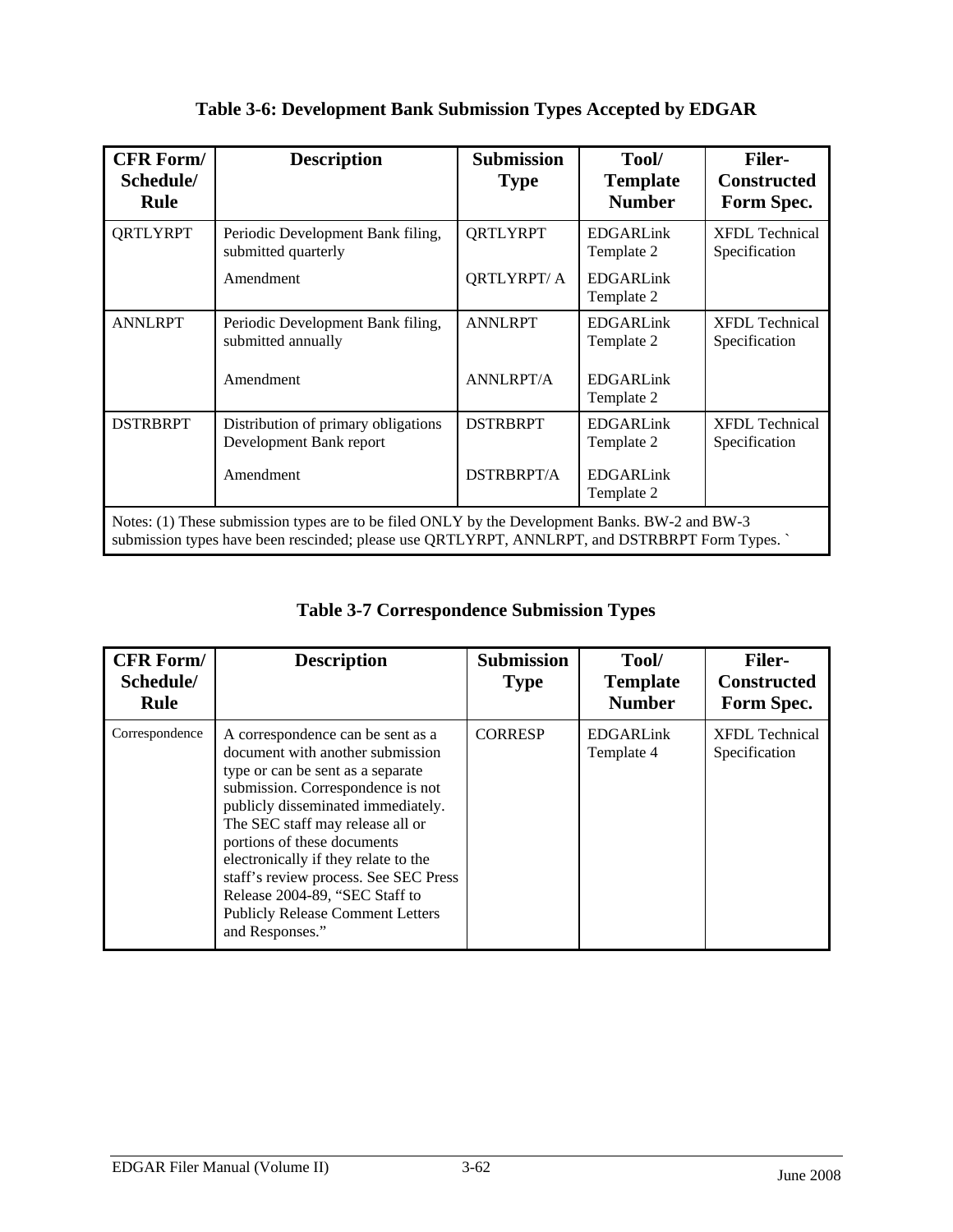## Table 3-6: Development Bank Submission Types Accepted by EDGAR

| CFR Form/ Schedule/ Rule | Description | Submission Type | Tool/ Template Number | Filer-Constructed Form Spec. |
|---|---|---|---|---|
| QRTLYRPT | Periodic Development Bank filing, submitted quarterly | QRTLYRPT | EDGARLink Template 2 | XFDL Technical Specification |
| | Amendment | QRTLYRPT/ A | EDGARLink Template 2 | |
| ANNLRPT | Periodic Development Bank filing, submitted annually | ANNLRPT | EDGARLink Template 2 | XFDL Technical Specification |
| | Amendment | ANNLRPT/A | EDGARLink Template 2 | |
| DSTRBRPT | Distribution of primary obligations Development Bank report | DSTRBRPT | EDGARLink Template 2 | XFDL Technical Specification |
| | Amendment | DSTRBRPT/A | EDGARLink Template 2 | |

Notes: (1) These submission types are to be filed ONLY by the Development Banks. BW-2 and BW-3 submission types have been rescinded; please use QRTLYRPT, ANNLRPT, and DSTRBRPT Form Types. `

## Table 3-7 Correspondence Submission Types

| CFR Form/ Schedule/ Rule | Description | Submission Type | Tool/ Template Number | Filer-Constructed Form Spec. |
|---|---|---|---|---|
| Correspondence | A correspondence can be sent as a document with another submission type or can be sent as a separate submission. Correspondence is not publicly disseminated immediately. The SEC staff may release all or portions of these documents electronically if they relate to the staff's review process. See SEC Press Release 2004-89, "SEC Staff to Publicly Release Comment Letters and Responses." | CORRESP | EDGARLink Template 4 | XFDL Technical Specification |